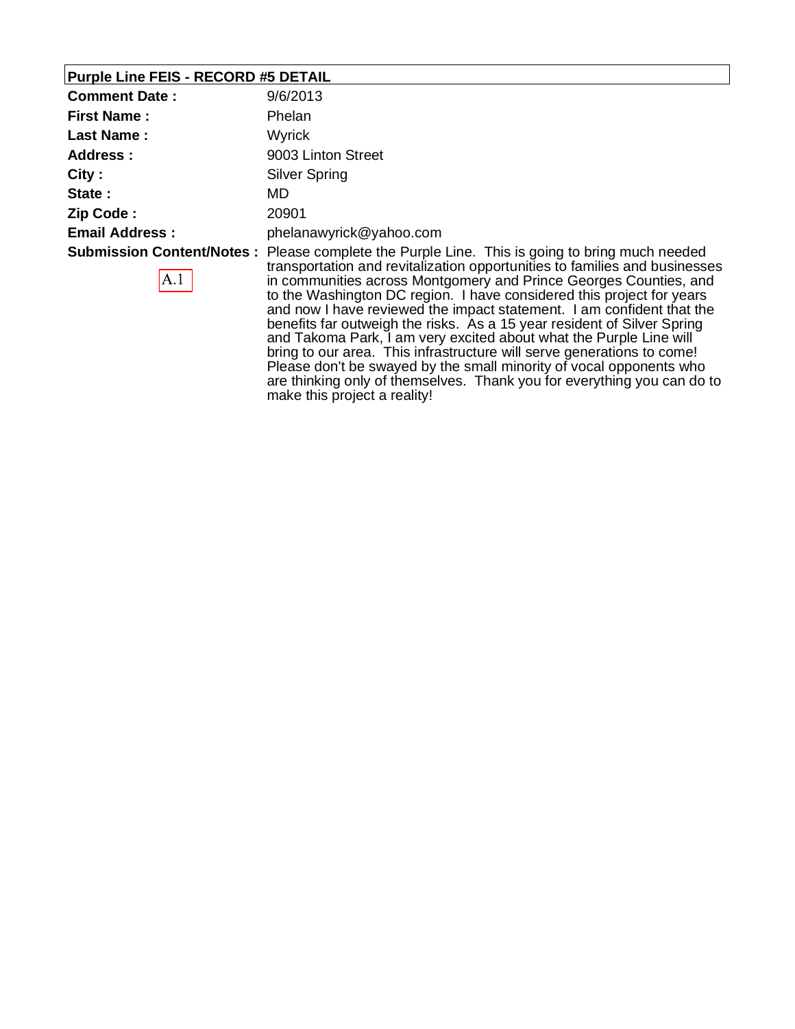## Purple Line FEIS - RECORD #5 DETAIL

| | |
|---|---|
| **Comment Date :** | 9/6/2013 |
| **First Name :** | Phelan |
| **Last Name :** | Wyrick |
| **Address :** | 9003 Linton Street |
| **City :** | Silver Spring |
| **State :** | MD |
| **Zip Code :** | 20901 |
| **Email Address :** | phelanawyrick@yahoo.com |
| **Submission Content/Notes :** A.1 | Please complete the Purple Line. This is going to bring much needed transportation and revitalization opportunities to families and businesses in communities across Montgomery and Prince Georges Counties, and to the Washington DC region. I have considered this project for years and now I have reviewed the impact statement. I am confident that the benefits far outweigh the risks. As a 15 year resident of Silver Spring and Takoma Park, I am very excited about what the Purple Line will bring to our area. This infrastructure will serve generations to come! Please don't be swayed by the small minority of vocal opponents who are thinking only of themselves. Thank you for everything you can do to make this project a reality! |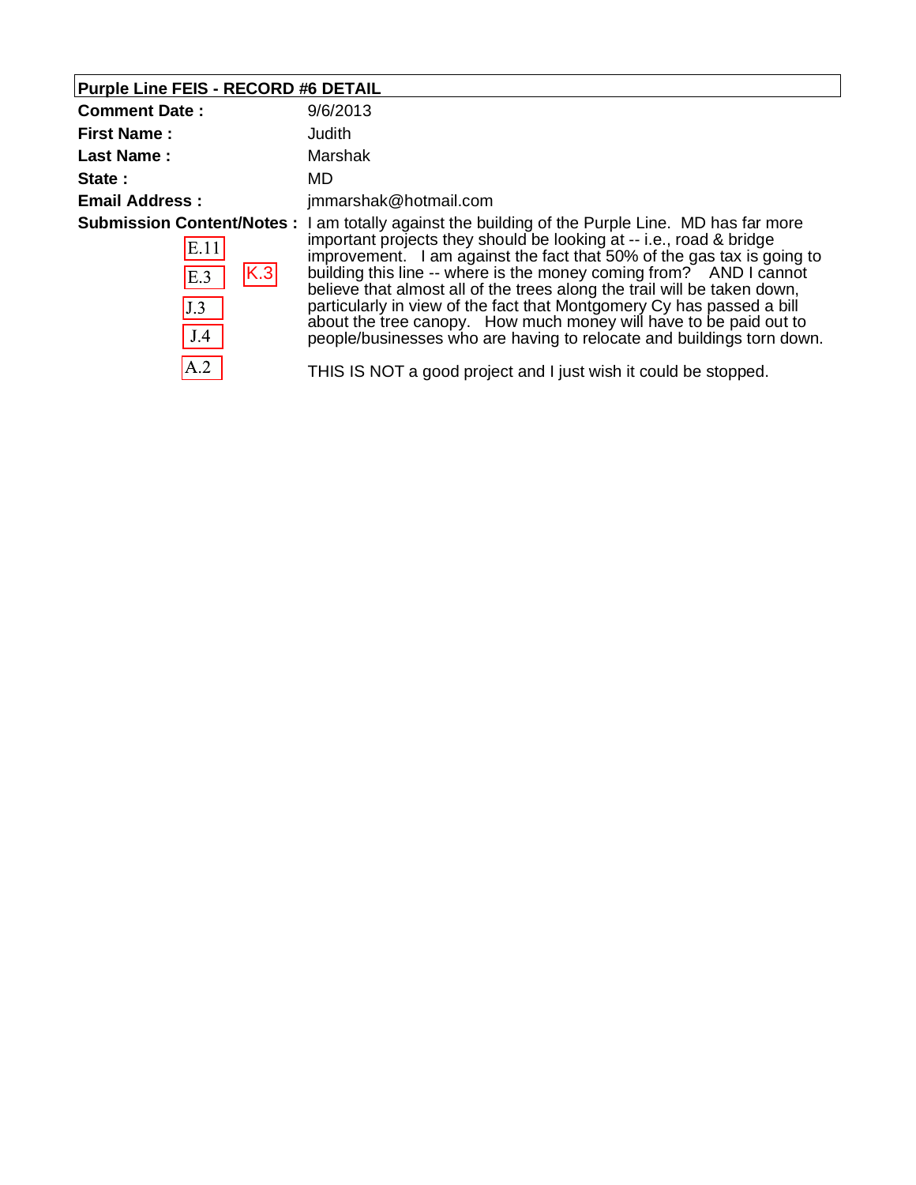## Purple Line FEIS - RECORD #6 DETAIL

**Comment Date :** 9/6/2013

**First Name :** Judith

**Last Name :** Marshak

**State :** MD

**Email Address :** jmmarshak@hotmail.com

**Submission Content/Notes :**

E.11 E.3 K.3 J.3 J.4 A.2

I am totally against the building of the Purple Line. MD has far more important projects they should be looking at -- i.e., road & bridge improvement. I am against the fact that 50% of the gas tax is going to building this line -- where is the money coming from? AND I cannot believe that almost all of the trees along the trail will be taken down, particularly in view of the fact that Montgomery Cy has passed a bill about the tree canopy. How much money will have to be paid out to people/businesses who are having to relocate and buildings torn down.

THIS IS NOT a good project and I just wish it could be stopped.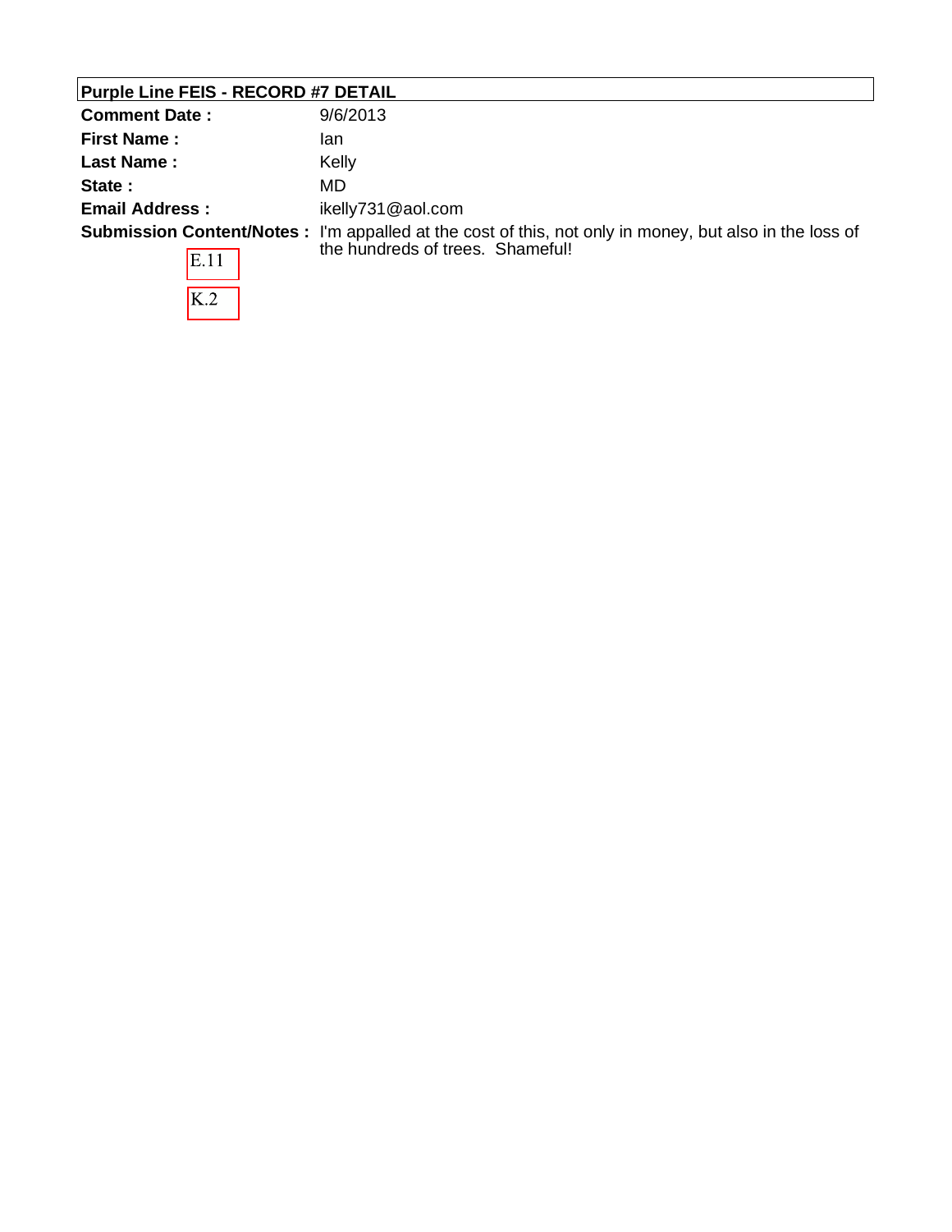**Purple Line FEIS - RECORD #7 DETAIL**

| | |
|---|---|
| **Comment Date :** | 9/6/2013 |
| **First Name :** | Ian |
| **Last Name :** | Kelly |
| **State :** | MD |
| **Email Address :** | ikelly731@aol.com |
| **Submission Content/Notes :** | I'm appalled at the cost of this, not only in money, but also in the loss of the hundreds of trees. Shameful! |

E.11

K.2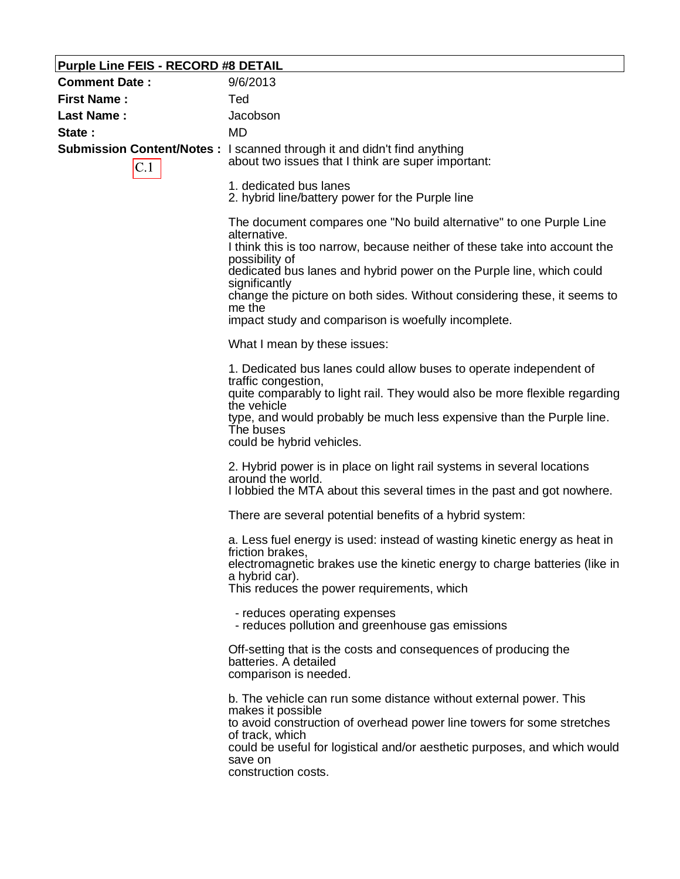**Purple Line FEIS - RECORD #8 DETAIL**

**Comment Date :** 9/6/2013

**First Name :** Ted

**Last Name :** Jacobson

**State :** MD

**Submission Content/Notes :**

C.1

I scanned through it and didn't find anything about two issues that I think are super important:

1. dedicated bus lanes
2. hybrid line/battery power for the Purple line

The document compares one "No build alternative" to one Purple Line alternative. I think this is too narrow, because neither of these take into account the possibility of dedicated bus lanes and hybrid power on the Purple line, which could significantly change the picture on both sides. Without considering these, it seems to me the impact study and comparison is woefully incomplete.

What I mean by these issues:

1. Dedicated bus lanes could allow buses to operate independent of traffic congestion, quite comparably to light rail. They would also be more flexible regarding the vehicle type, and would probably be much less expensive than the Purple line. The buses could be hybrid vehicles.

2. Hybrid power is in place on light rail systems in several locations around the world. I lobbied the MTA about this several times in the past and got nowhere.

There are several potential benefits of a hybrid system:

a. Less fuel energy is used: instead of wasting kinetic energy as heat in friction brakes, electromagnetic brakes use the kinetic energy to charge batteries (like in a hybrid car). This reduces the power requirements, which

- reduces operating expenses
- reduces pollution and greenhouse gas emissions

Off-setting that is the costs and consequences of producing the batteries. A detailed comparison is needed.

b. The vehicle can run some distance without external power. This makes it possible to avoid construction of overhead power line towers for some stretches of track, which could be useful for logistical and/or aesthetic purposes, and which would save on construction costs.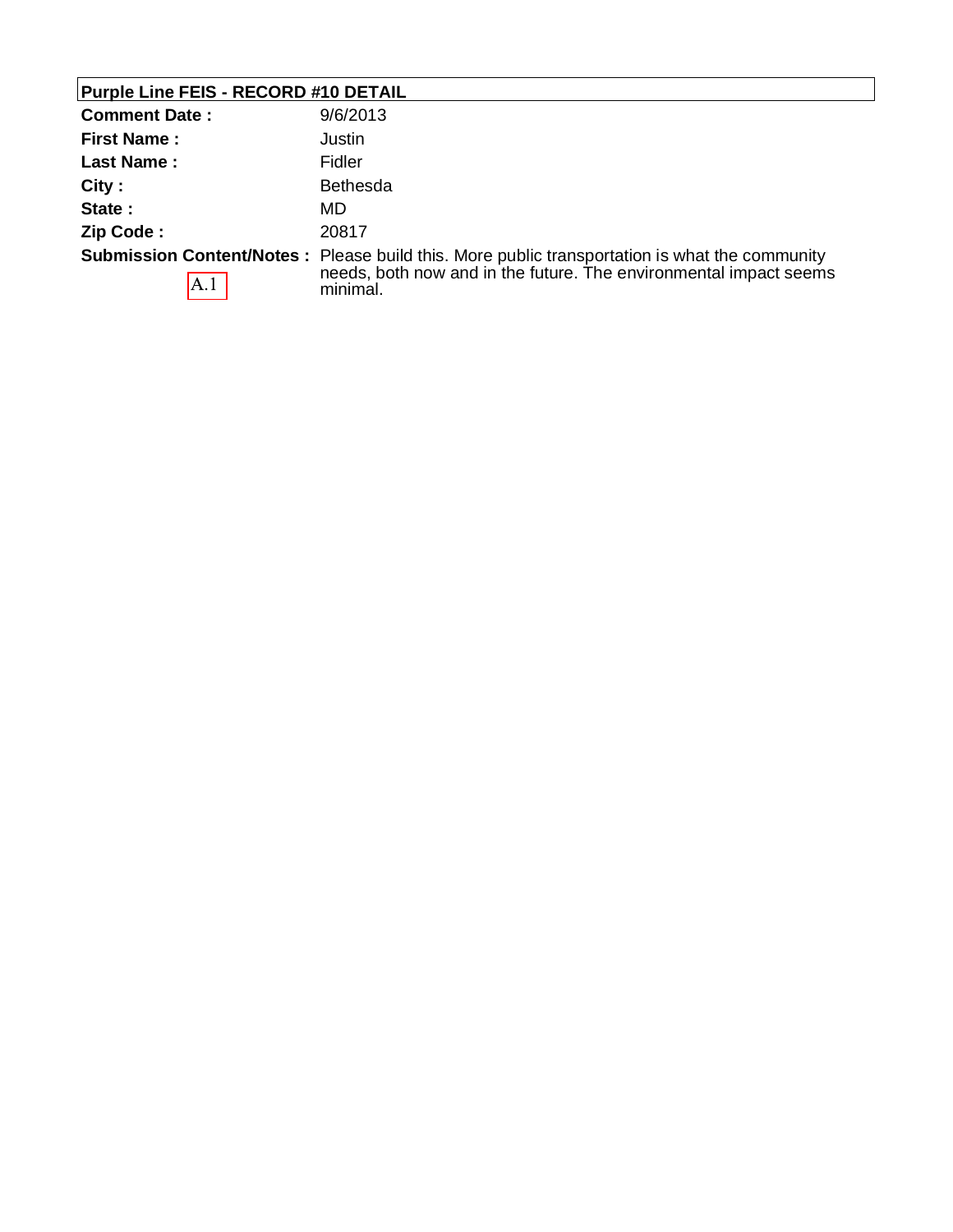## Purple Line FEIS - RECORD #10 DETAIL

| | |
|---|---|
| **Comment Date :** | 9/6/2013 |
| **First Name :** | Justin |
| **Last Name :** | Fidler |
| **City :** | Bethesda |
| **State :** | MD |
| **Zip Code :** | 20817 |
| **Submission Content/Notes :** A.1 | Please build this. More public transportation is what the community needs, both now and in the future. The environmental impact seems minimal. |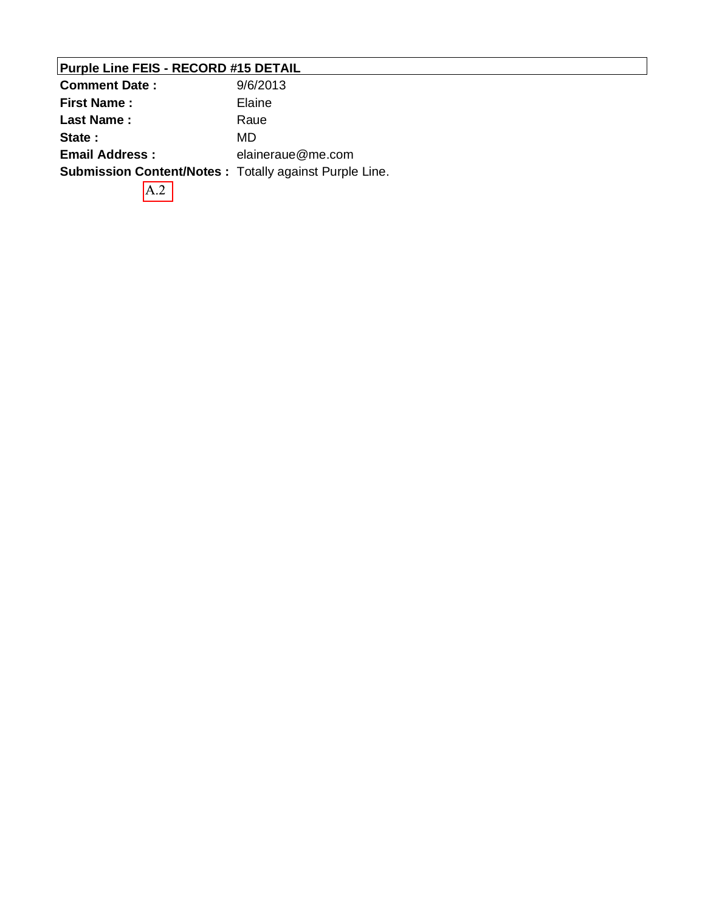## Purple Line FEIS - RECORD #15 DETAIL

| | |
|---|---|
| **Comment Date :** | 9/6/2013 |
| **First Name :** | Elaine |
| **Last Name :** | Raue |
| **State :** | MD |
| **Email Address :** | elaineraue@me.com |
| **Submission Content/Notes :** | Totally against Purple Line. |

A.2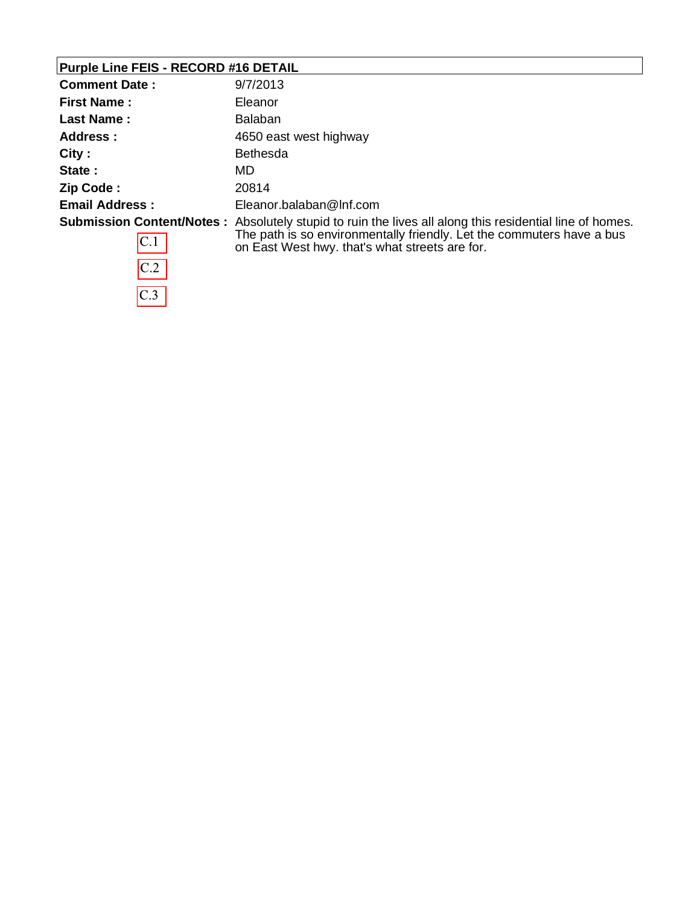## Purple Line FEIS - RECORD #16 DETAIL

| | |
|---|---|
| **Comment Date :** | 9/7/2013 |
| **First Name :** | Eleanor |
| **Last Name :** | Balaban |
| **Address :** | 4650 east west highway |
| **City :** | Bethesda |
| **State :** | MD |
| **Zip Code :** | 20814 |
| **Email Address :** | Eleanor.balaban@lnf.com |
| **Submission Content/Notes :** | Absolutely stupid to ruin the lives all along this residential line of homes. The path is so environmentally friendly. Let the commuters have a bus on East West hwy. that's what streets are for. |

C.1

C.2

C.3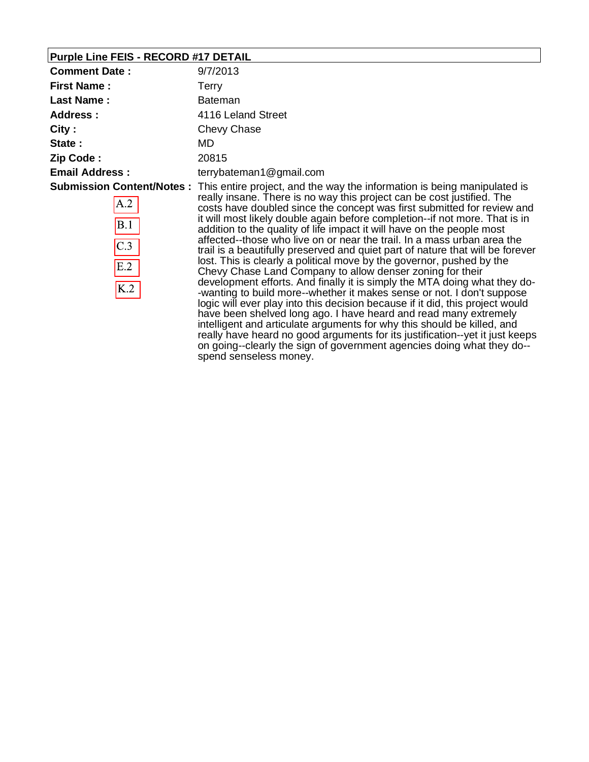## Purple Line FEIS - RECORD #17 DETAIL

| | |
|---|---|
| **Comment Date :** | 9/7/2013 |
| **First Name :** | Terry |
| **Last Name :** | Bateman |
| **Address :** | 4116 Leland Street |
| **City :** | Chevy Chase |
| **State :** | MD |
| **Zip Code :** | 20815 |
| **Email Address :** | terrybateman1@gmail.com |
| **Submission Content/Notes :** A.2 B.1 C.3 E.2 K.2 | This entire project, and the way the information is being manipulated is really insane. There is no way this project can be cost justified. The costs have doubled since the concept was first submitted for review and it will most likely double again before completion--if not more. That is in addition to the quality of life impact it will have on the people most affected--those who live on or near the trail. In a mass urban area the trail is a beautifully preserved and quiet part of nature that will be forever lost. This is clearly a political move by the governor, pushed by the Chevy Chase Land Company to allow denser zoning for their development efforts. And finally it is simply the MTA doing what they do--wanting to build more--whether it makes sense or not. I don't suppose logic will ever play into this decision because if it did, this project would have been shelved long ago. I have heard and read many extremely intelligent and articulate arguments for why this should be killed, and really have heard no good arguments for its justification--yet it just keeps on going--clearly the sign of government agencies doing what they do--spend senseless money. |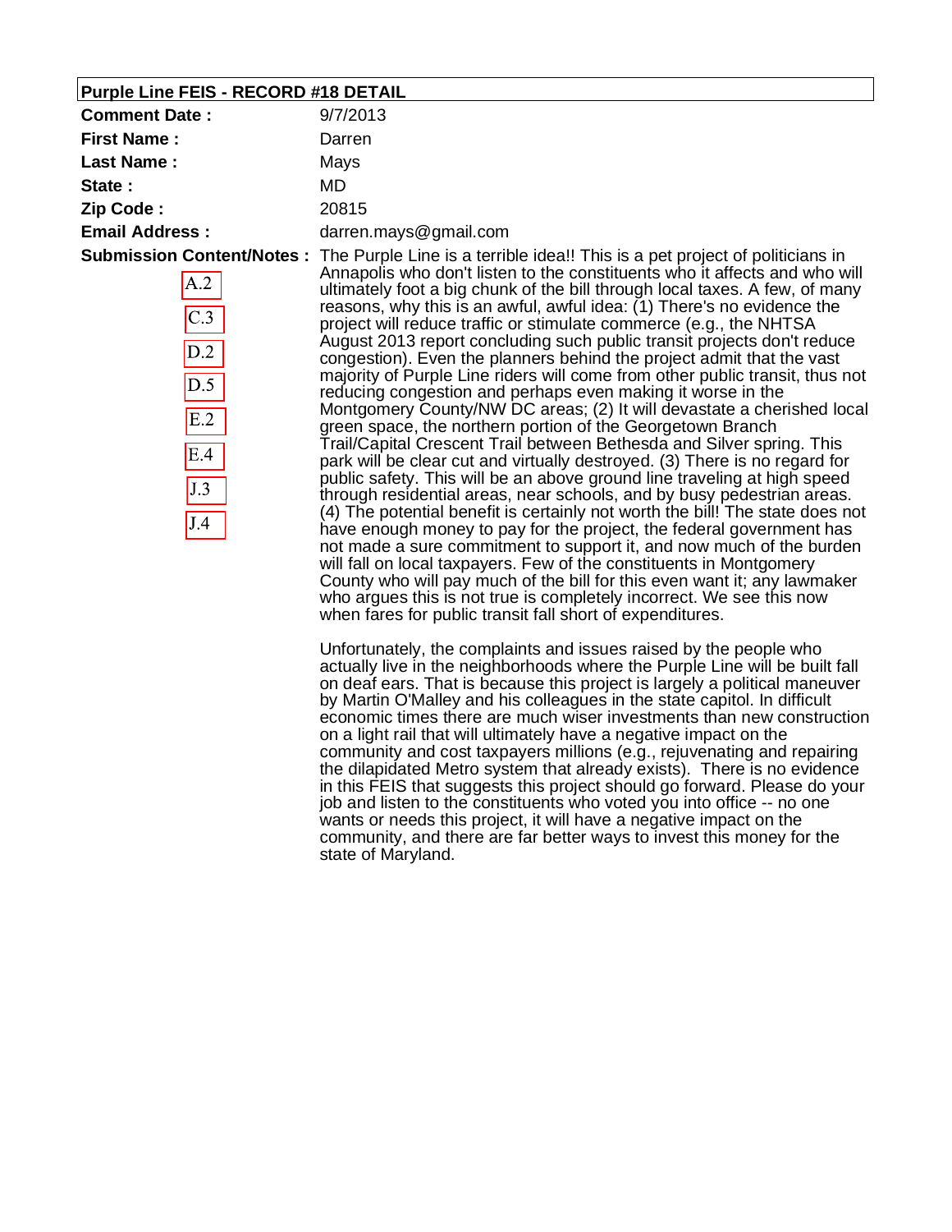**Purple Line FEIS - RECORD #18 DETAIL**

| | |
|---|---|
| **Comment Date :** | 9/7/2013 |
| **First Name :** | Darren |
| **Last Name :** | Mays |
| **State :** | MD |
| **Zip Code :** | 20815 |
| **Email Address :** | darren.mays@gmail.com |

**Submission Content/Notes :**

A.2
C.3
D.2
D.5
E.2
E.4
J.3
J.4

The Purple Line is a terrible idea!! This is a pet project of politicians in Annapolis who don't listen to the constituents who it affects and who will ultimately foot a big chunk of the bill through local taxes. A few, of many reasons, why this is an awful, awful idea: (1) There's no evidence the project will reduce traffic or stimulate commerce (e.g., the NHTSA August 2013 report concluding such public transit projects don't reduce congestion). Even the planners behind the project admit that the vast majority of Purple Line riders will come from other public transit, thus not reducing congestion and perhaps even making it worse in the Montgomery County/NW DC areas; (2) It will devastate a cherished local green space, the northern portion of the Georgetown Branch Trail/Capital Crescent Trail between Bethesda and Silver spring. This park will be clear cut and virtually destroyed. (3) There is no regard for public safety. This will be an above ground line traveling at high speed through residential areas, near schools, and by busy pedestrian areas. (4) The potential benefit is certainly not worth the bill! The state does not have enough money to pay for the project, the federal government has not made a sure commitment to support it, and now much of the burden will fall on local taxpayers. Few of the constituents in Montgomery County who will pay much of the bill for this even want it; any lawmaker who argues this is not true is completely incorrect. We see this now when fares for public transit fall short of expenditures.

Unfortunately, the complaints and issues raised by the people who actually live in the neighborhoods where the Purple Line will be built fall on deaf ears. That is because this project is largely a political maneuver by Martin O'Malley and his colleagues in the state capitol. In difficult economic times there are much wiser investments than new construction on a light rail that will ultimately have a negative impact on the community and cost taxpayers millions (e.g., rejuvenating and repairing the dilapidated Metro system that already exists). There is no evidence in this FEIS that suggests this project should go forward. Please do your job and listen to the constituents who voted you into office -- no one wants or needs this project, it will have a negative impact on the community, and there are far better ways to invest this money for the state of Maryland.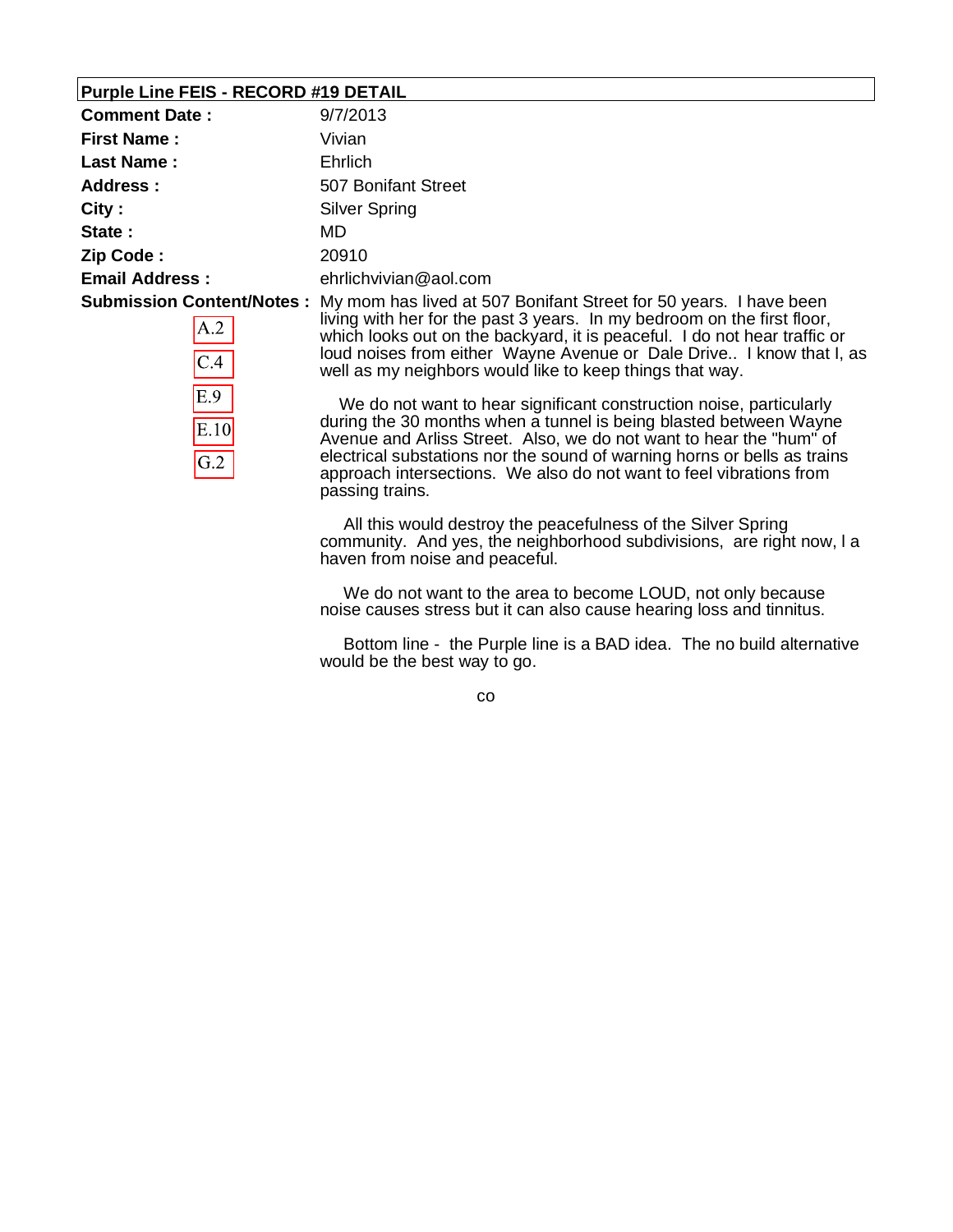## Purple Line FEIS - RECORD #19 DETAIL

**Comment Date :** 9/7/2013

**First Name :** Vivian

**Last Name :** Ehrlich

**Address :** 507 Bonifant Street

**City :** Silver Spring

**State :** MD

**Zip Code :** 20910

**Email Address :** ehrlichvivian@aol.com

**Submission Content/Notes :**

A.2
C.4
E.9
E.10
G.2

My mom has lived at 507 Bonifant Street for 50 years. I have been living with her for the past 3 years. In my bedroom on the first floor, which looks out on the backyard, it is peaceful. I do not hear traffic or loud noises from either Wayne Avenue or Dale Drive.. I know that I, as well as my neighbors would like to keep things that way.

We do not want to hear significant construction noise, particularly during the 30 months when a tunnel is being blasted between Wayne Avenue and Arliss Street. Also, we do not want to hear the "hum" of electrical substations nor the sound of warning horns or bells as trains approach intersections. We also do not want to feel vibrations from passing trains.

All this would destroy the peacefulness of the Silver Spring community. And yes, the neighborhood subdivisions, are right now, I a haven from noise and peaceful.

We do not want to the area to become LOUD, not only because noise causes stress but it can also cause hearing loss and tinnitus.

Bottom line - the Purple line is a BAD idea. The no build alternative would be the best way to go.

co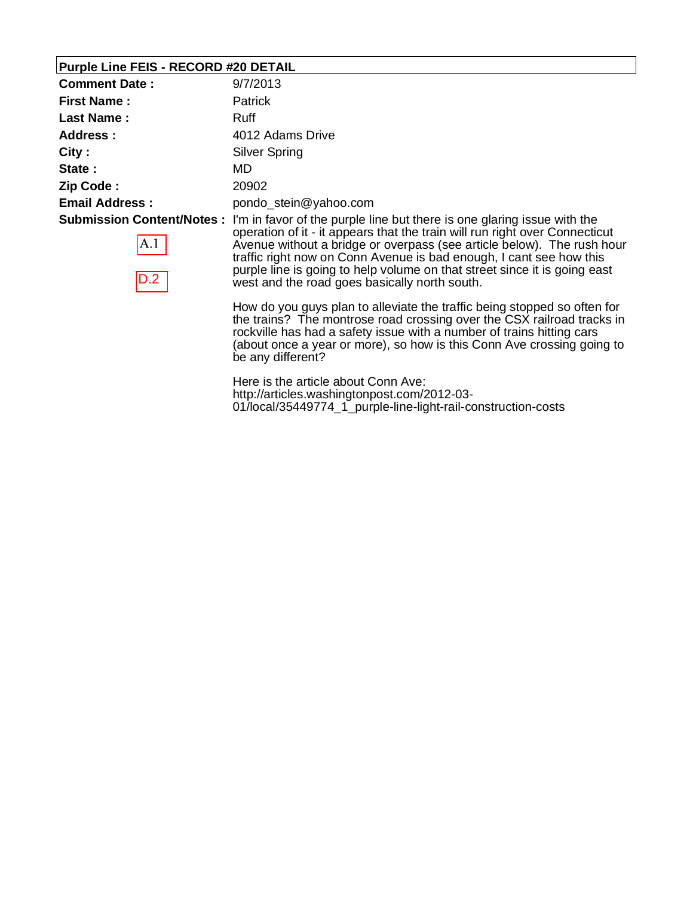## Purple Line FEIS - RECORD #20 DETAIL

| | |
|---|---|
| **Comment Date :** | 9/7/2013 |
| **First Name :** | Patrick |
| **Last Name :** | Ruff |
| **Address :** | 4012 Adams Drive |
| **City :** | Silver Spring |
| **State :** | MD |
| **Zip Code :** | 20902 |
| **Email Address :** | pondo_stein@yahoo.com |

**Submission Content/Notes :**

A.1

D.2

I'm in favor of the purple line but there is one glaring issue with the operation of it - it appears that the train will run right over Connecticut Avenue without a bridge or overpass (see article below). The rush hour traffic right now on Conn Avenue is bad enough, I cant see how this purple line is going to help volume on that street since it is going east west and the road goes basically north south.

How do you guys plan to alleviate the traffic being stopped so often for the trains? The montrose road crossing over the CSX railroad tracks in rockville has had a safety issue with a number of trains hitting cars (about once a year or more), so how is this Conn Ave crossing going to be any different?

Here is the article about Conn Ave:
http://articles.washingtonpost.com/2012-03-01/local/35449774_1_purple-line-light-rail-construction-costs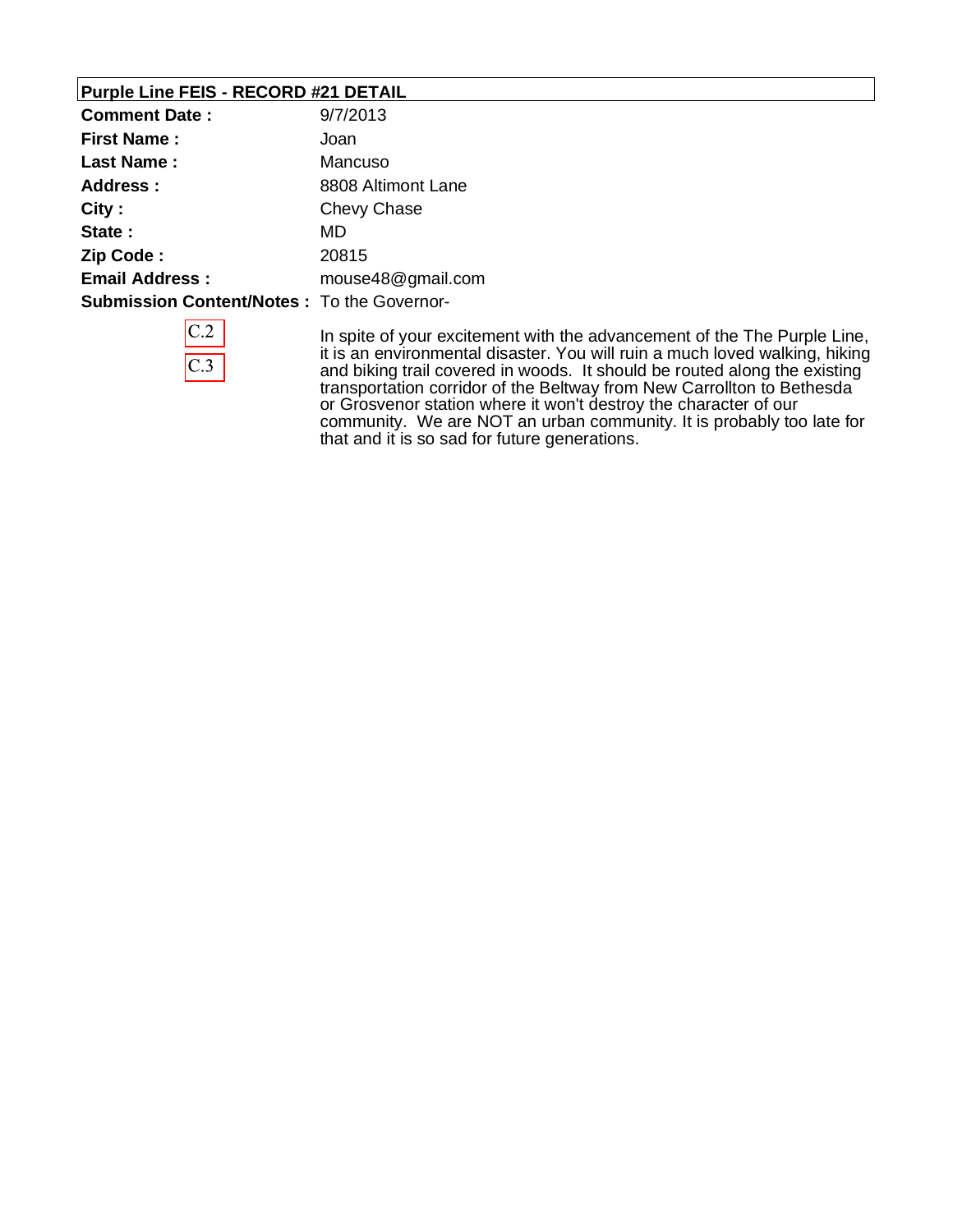## Purple Line FEIS - RECORD #21 DETAIL

**Comment Date :** 9/7/2013

**First Name :** Joan

**Last Name :** Mancuso

**Address :** 8808 Altimont Lane

**City :** Chevy Chase

**State :** MD

**Zip Code :** 20815

**Email Address :** mouse48@gmail.com

**Submission Content/Notes :** To the Governor-

C.2

C.3

In spite of your excitement with the advancement of the The Purple Line, it is an environmental disaster. You will ruin a much loved walking, hiking and biking trail covered in woods. It should be routed along the existing transportation corridor of the Beltway from New Carrollton to Bethesda or Grosvenor station where it won't destroy the character of our community. We are NOT an urban community. It is probably too late for that and it is so sad for future generations.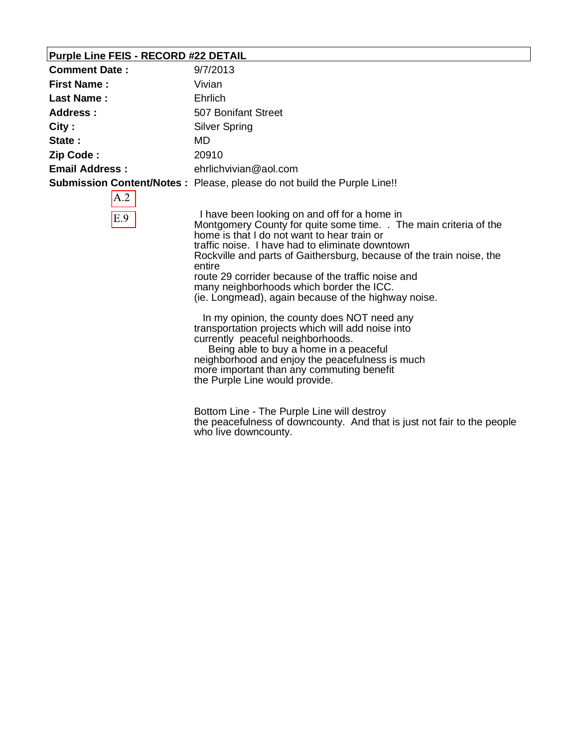**Purple Line FEIS - RECORD #22 DETAIL**

| | |
|---|---|
| **Comment Date :** | 9/7/2013 |
| **First Name :** | Vivian |
| **Last Name :** | Ehrlich |
| **Address :** | 507 Bonifant Street |
| **City :** | Silver Spring |
| **State :** | MD |
| **Zip Code :** | 20910 |
| **Email Address :** | ehrlichvivian@aol.com |

**Submission Content/Notes :** Please, please do not build the Purple Line!!

A.2

E.9

I have been looking on and off for a home in Montgomery County for quite some time. . The main criteria of the home is that I do not want to hear train or traffic noise. I have had to eliminate downtown Rockville and parts of Gaithersburg, because of the train noise, the entire route 29 corrider because of the traffic noise and many neighborhoods which border the ICC. (ie. Longmead), again because of the highway noise.

In my opinion, the county does NOT need any transportation projects which will add noise into currently peaceful neighborhoods. Being able to buy a home in a peaceful neighborhood and enjoy the peacefulness is much more important than any commuting benefit the Purple Line would provide.

Bottom Line - The Purple Line will destroy the peacefulness of downcounty. And that is just not fair to the people who live downcounty.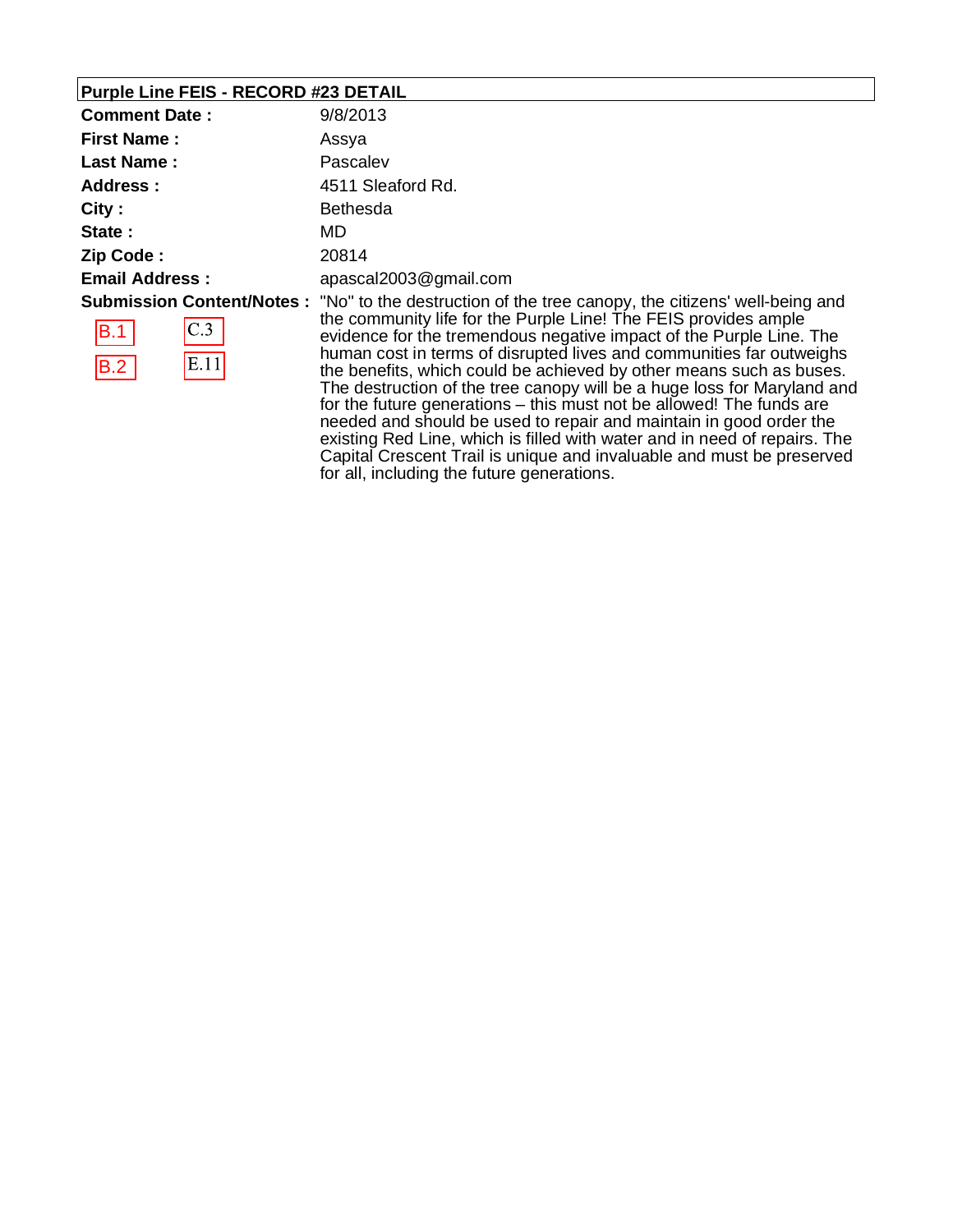## Purple Line FEIS - RECORD #23 DETAIL

| | |
|---|---|
| **Comment Date :** | 9/8/2013 |
| **First Name :** | Assya |
| **Last Name :** | Pascalev |
| **Address :** | 4511 Sleaford Rd. |
| **City :** | Bethesda |
| **State :** | MD |
| **Zip Code :** | 20814 |
| **Email Address :** | apascal2003@gmail.com |
| **Submission Content/Notes :** | "No" to the destruction of the tree canopy, the citizens' well-being and the community life for the Purple Line! The FEIS provides ample evidence for the tremendous negative impact of the Purple Line. The human cost in terms of disrupted lives and communities far outweighs the benefits, which could be achieved by other means such as buses. The destruction of the tree canopy will be a huge loss for Maryland and for the future generations – this must not be allowed! The funds are needed and should be used to repair and maintain in good order the existing Red Line, which is filled with water and in need of repairs. The Capital Crescent Trail is unique and invaluable and must be preserved for all, including the future generations. |

B.1 C.3

B.2 E.11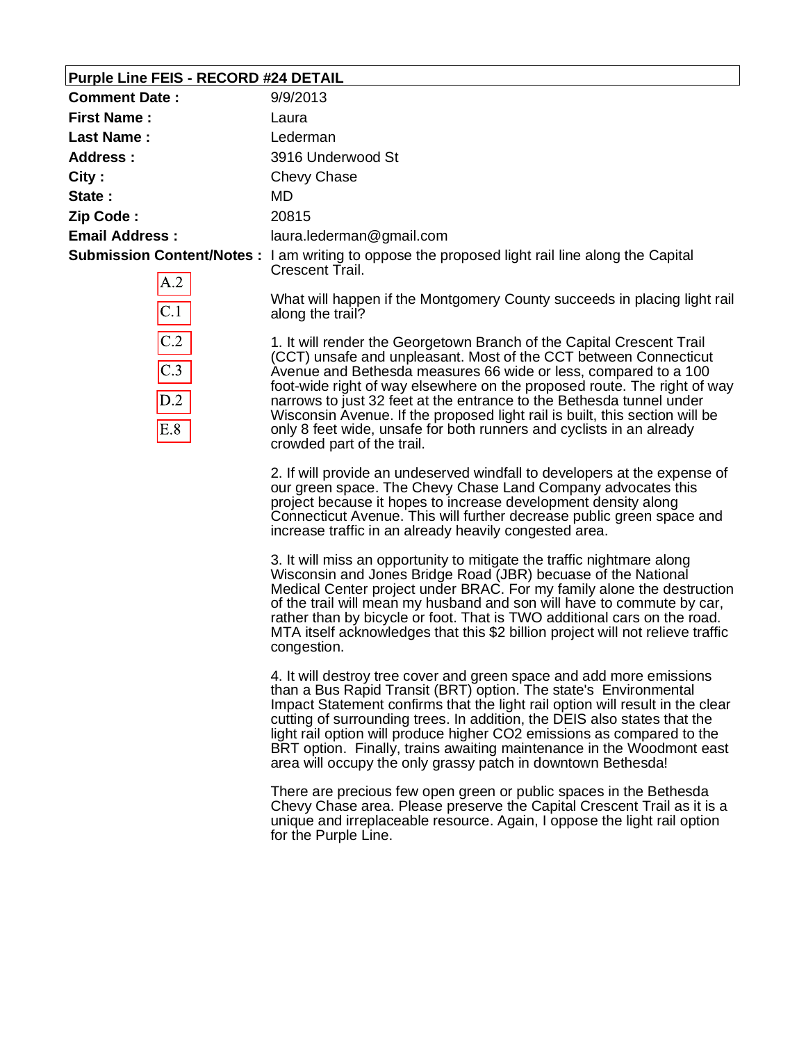## Purple Line FEIS - RECORD #24 DETAIL

**Comment Date :** 9/9/2013

**First Name :** Laura

**Last Name :** Lederman

**Address :** 3916 Underwood St

**City :** Chevy Chase

**State :** MD

**Zip Code :** 20815

**Email Address :** laura.lederman@gmail.com

**Submission Content/Notes :** I am writing to oppose the proposed light rail line along the Capital Crescent Trail.

A.2
C.1
C.2
C.3
D.2
E.8

What will happen if the Montgomery County succeeds in placing light rail along the trail?

1. It will render the Georgetown Branch of the Capital Crescent Trail (CCT) unsafe and unpleasant. Most of the CCT between Connecticut Avenue and Bethesda measures 66 wide or less, compared to a 100 foot-wide right of way elsewhere on the proposed route. The right of way narrows to just 32 feet at the entrance to the Bethesda tunnel under Wisconsin Avenue. If the proposed light rail is built, this section will be only 8 feet wide, unsafe for both runners and cyclists in an already crowded part of the trail.

2. If will provide an undeserved windfall to developers at the expense of our green space. The Chevy Chase Land Company advocates this project because it hopes to increase development density along Connecticut Avenue. This will further decrease public green space and increase traffic in an already heavily congested area.

3. It will miss an opportunity to mitigate the traffic nightmare along Wisconsin and Jones Bridge Road (JBR) becuase of the National Medical Center project under BRAC. For my family alone the destruction of the trail will mean my husband and son will have to commute by car, rather than by bicycle or foot. That is TWO additional cars on the road. MTA itself acknowledges that this $2 billion project will not relieve traffic congestion.

4. It will destroy tree cover and green space and add more emissions than a Bus Rapid Transit (BRT) option. The state's Environmental Impact Statement confirms that the light rail option will result in the clear cutting of surrounding trees. In addition, the DEIS also states that the light rail option will produce higher CO2 emissions as compared to the BRT option. Finally, trains awaiting maintenance in the Woodmont east area will occupy the only grassy patch in downtown Bethesda!

There are precious few open green or public spaces in the Bethesda Chevy Chase area. Please preserve the Capital Crescent Trail as it is a unique and irreplaceable resource. Again, I oppose the light rail option for the Purple Line.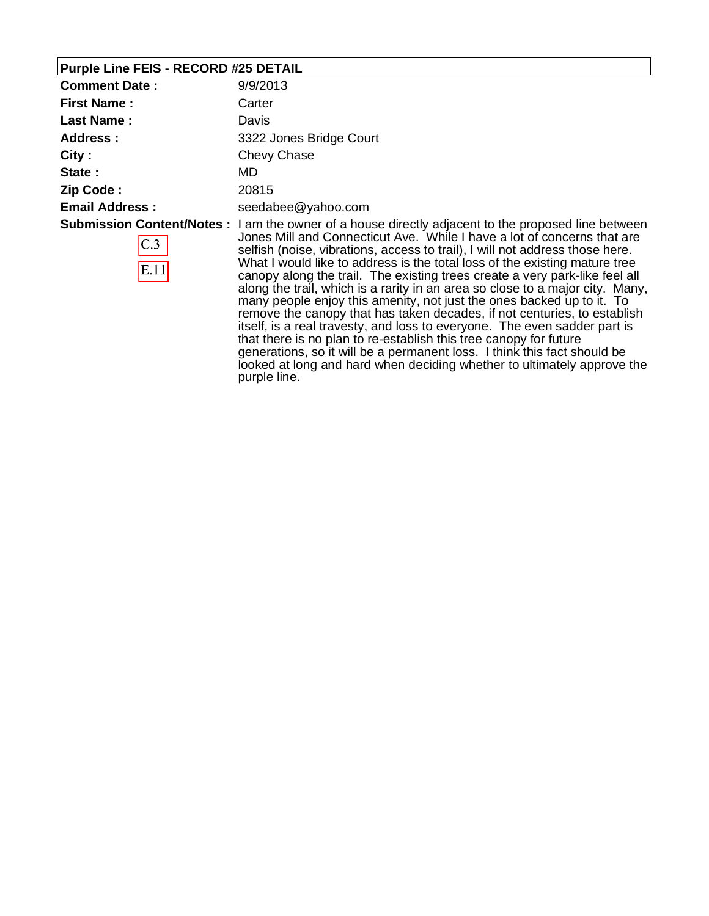## Purple Line FEIS - RECORD #25 DETAIL

| | |
|---|---|
| **Comment Date :** | 9/9/2013 |
| **First Name :** | Carter |
| **Last Name :** | Davis |
| **Address :** | 3322 Jones Bridge Court |
| **City :** | Chevy Chase |
| **State :** | MD |
| **Zip Code :** | 20815 |
| **Email Address :** | seedabee@yahoo.com |
| **Submission Content/Notes :** C.3 E.11 | I am the owner of a house directly adjacent to the proposed line between Jones Mill and Connecticut Ave. While I have a lot of concerns that are selfish (noise, vibrations, access to trail), I will not address those here. What I would like to address is the total loss of the existing mature tree canopy along the trail. The existing trees create a very park-like feel all along the trail, which is a rarity in an area so close to a major city. Many, many people enjoy this amenity, not just the ones backed up to it. To remove the canopy that has taken decades, if not centuries, to establish itself, is a real travesty, and loss to everyone. The even sadder part is that there is no plan to re-establish this tree canopy for future generations, so it will be a permanent loss. I think this fact should be looked at long and hard when deciding whether to ultimately approve the purple line. |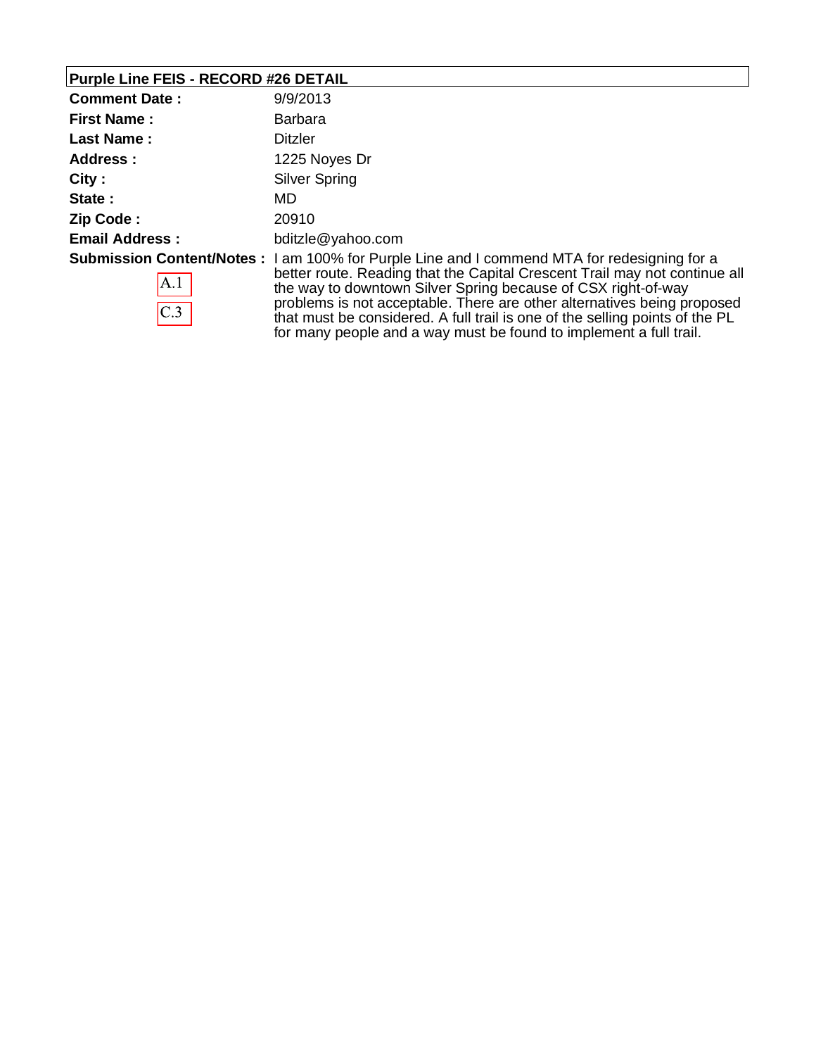## Purple Line FEIS - RECORD #26 DETAIL

| | |
|---|---|
| **Comment Date :** | 9/9/2013 |
| **First Name :** | Barbara |
| **Last Name :** | Ditzler |
| **Address :** | 1225 Noyes Dr |
| **City :** | Silver Spring |
| **State :** | MD |
| **Zip Code :** | 20910 |
| **Email Address :** | bditzle@yahoo.com |
| **Submission Content/Notes :** A.1 C.3 | I am 100% for Purple Line and I commend MTA for redesigning for a better route. Reading that the Capital Crescent Trail may not continue all the way to downtown Silver Spring because of CSX right-of-way problems is not acceptable. There are other alternatives being proposed that must be considered. A full trail is one of the selling points of the PL for many people and a way must be found to implement a full trail. |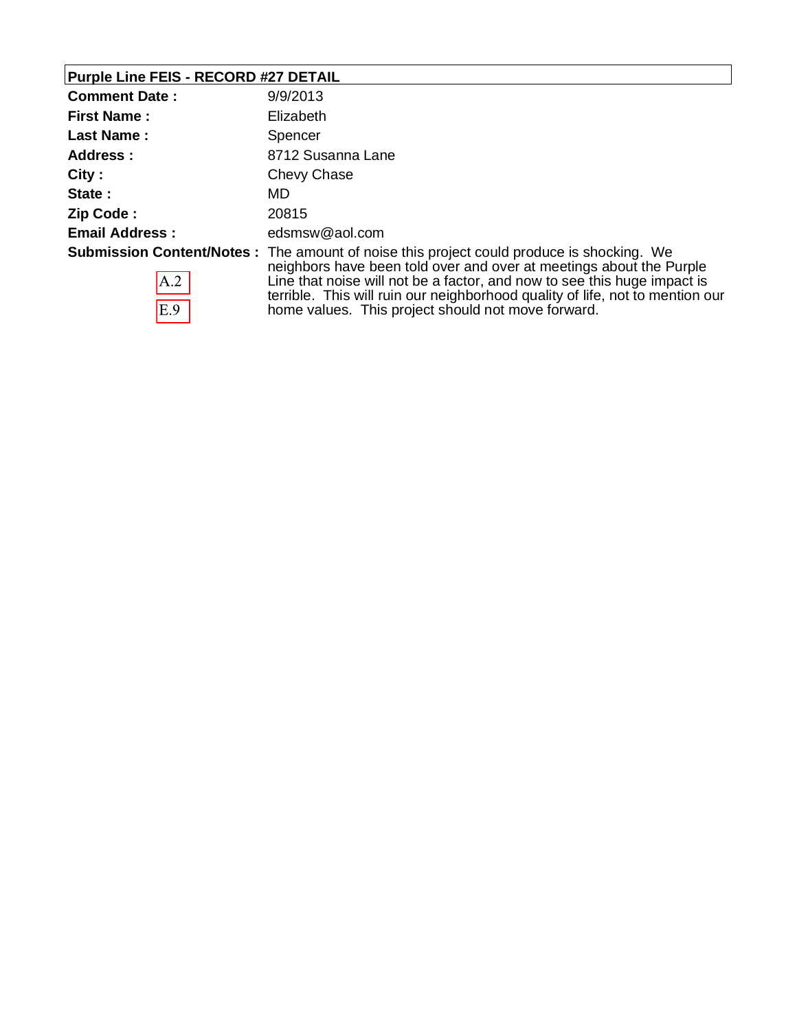## Purple Line FEIS - RECORD #27 DETAIL

| | |
|---|---|
| **Comment Date :** | 9/9/2013 |
| **First Name :** | Elizabeth |
| **Last Name :** | Spencer |
| **Address :** | 8712 Susanna Lane |
| **City :** | Chevy Chase |
| **State :** | MD |
| **Zip Code :** | 20815 |
| **Email Address :** | edsmsw@aol.com |
| **Submission Content/Notes :** A.2 E.9 | The amount of noise this project could produce is shocking. We neighbors have been told over and over at meetings about the Purple Line that noise will not be a factor, and now to see this huge impact is terrible. This will ruin our neighborhood quality of life, not to mention our home values. This project should not move forward. |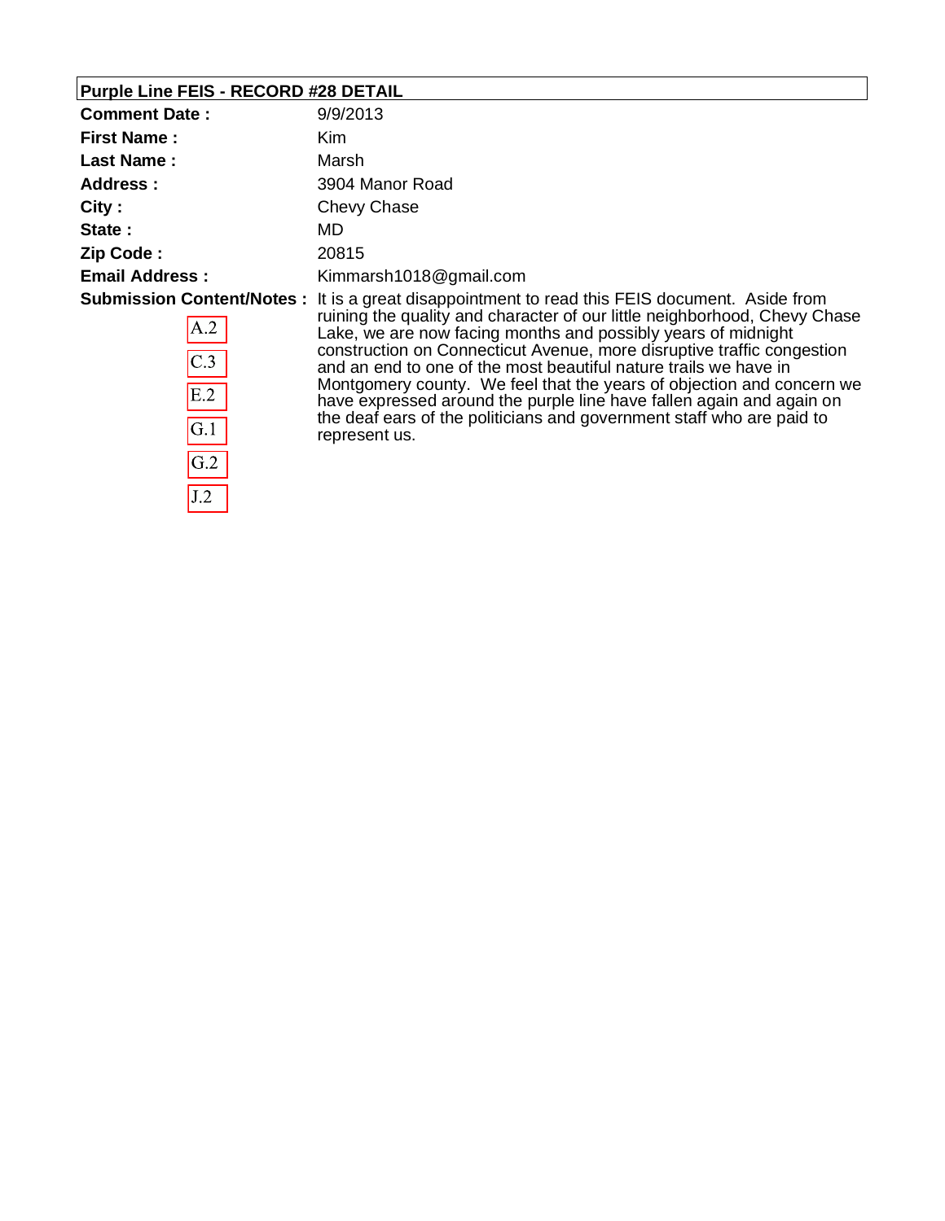## Purple Line FEIS - RECORD #28 DETAIL

| | |
|---|---|
| **Comment Date :** | 9/9/2013 |
| **First Name :** | Kim |
| **Last Name :** | Marsh |
| **Address :** | 3904 Manor Road |
| **City :** | Chevy Chase |
| **State :** | MD |
| **Zip Code :** | 20815 |
| **Email Address :** | Kimmarsh1018@gmail.com |
| **Submission Content/Notes :** | It is a great disappointment to read this FEIS document. Aside from ruining the quality and character of our little neighborhood, Chevy Chase Lake, we are now facing months and possibly years of midnight construction on Connecticut Avenue, more disruptive traffic congestion and an end to one of the most beautiful nature trails we have in Montgomery county. We feel that the years of objection and concern we have expressed around the purple line have fallen again and again on the deaf ears of the politicians and government staff who are paid to represent us. |

A.2

C.3

E.2

G.1

G.2

J.2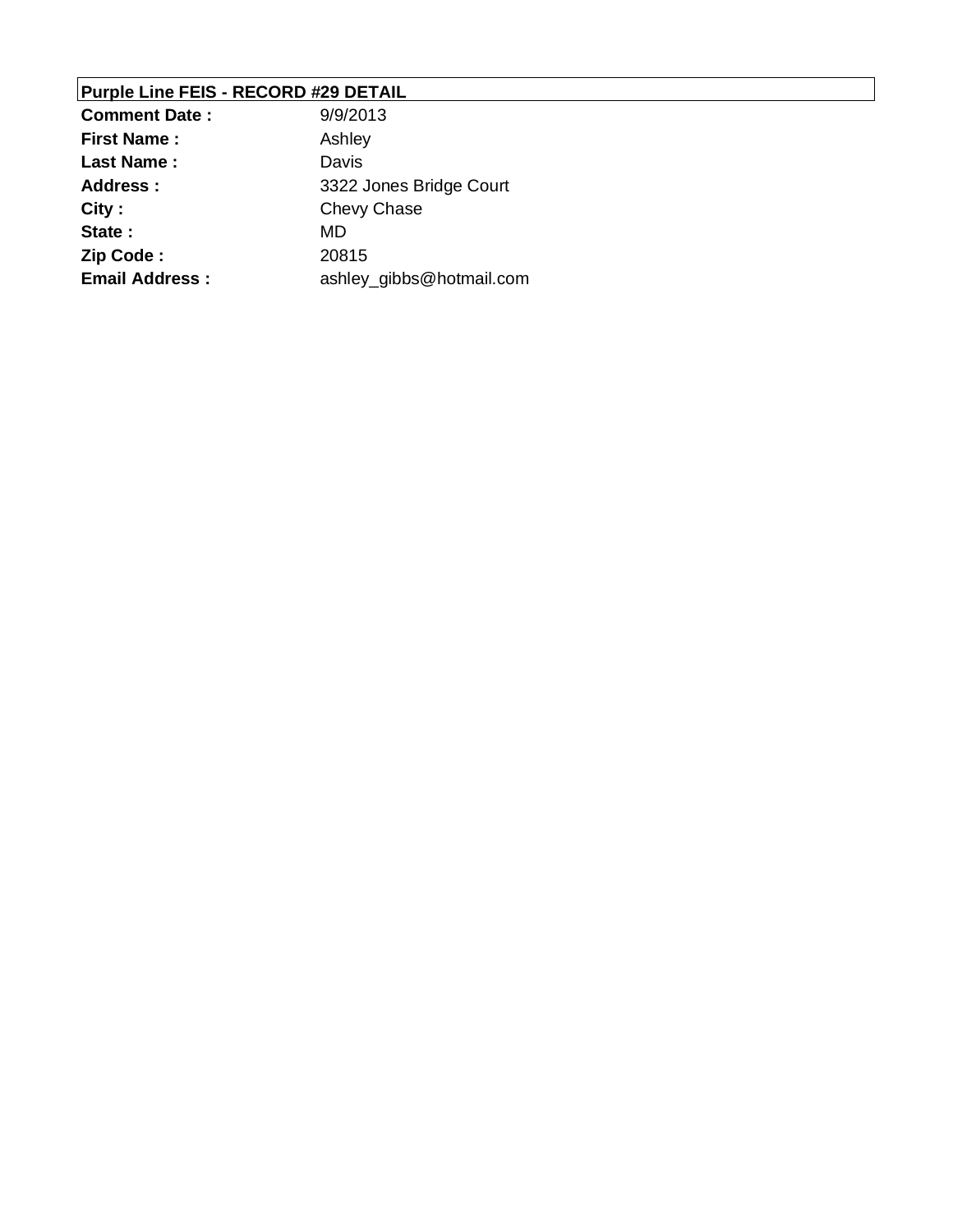## Purple Line FEIS - RECORD #29 DETAIL

| | |
|---|---|
| **Comment Date :** | 9/9/2013 |
| **First Name :** | Ashley |
| **Last Name :** | Davis |
| **Address :** | 3322 Jones Bridge Court |
| **City :** | Chevy Chase |
| **State :** | MD |
| **Zip Code :** | 20815 |
| **Email Address :** | ashley_gibbs@hotmail.com |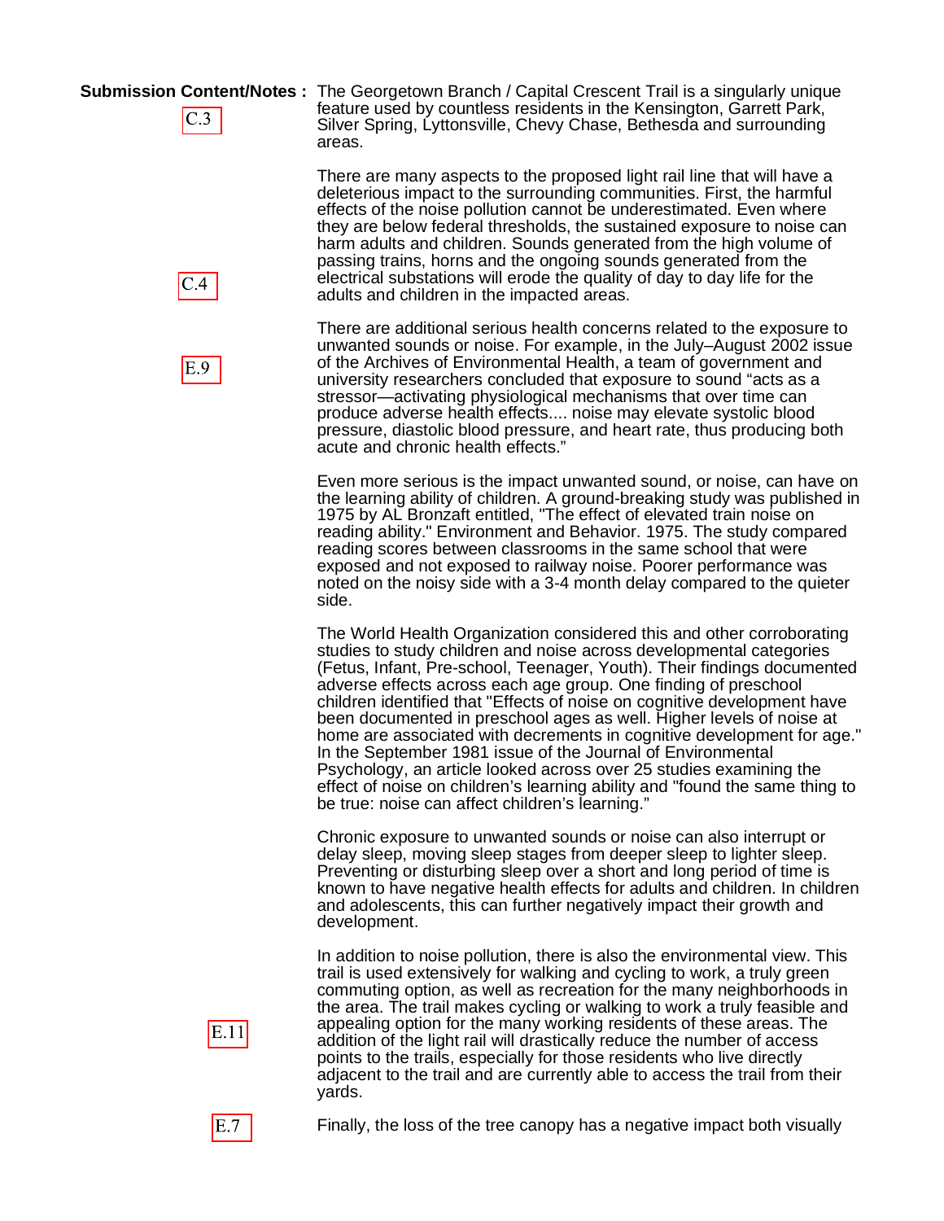**Submission Content/Notes :** The Georgetown Branch / Capital Crescent Trail is a singularly unique feature used by countless residents in the Kensington, Garrett Park, Silver Spring, Lyttonsville, Chevy Chase, Bethesda and surrounding areas.

C.3

There are many aspects to the proposed light rail line that will have a deleterious impact to the surrounding communities. First, the harmful effects of the noise pollution cannot be underestimated. Even where they are below federal thresholds, the sustained exposure to noise can harm adults and children. Sounds generated from the high volume of passing trains, horns and the ongoing sounds generated from the electrical substations will erode the quality of day to day life for the adults and children in the impacted areas.

C.4

There are additional serious health concerns related to the exposure to unwanted sounds or noise. For example, in the July–August 2002 issue of the Archives of Environmental Health, a team of government and university researchers concluded that exposure to sound "acts as a stressor—activating physiological mechanisms that over time can produce adverse health effects.... noise may elevate systolic blood pressure, diastolic blood pressure, and heart rate, thus producing both acute and chronic health effects."

E.9

Even more serious is the impact unwanted sound, or noise, can have on the learning ability of children. A ground-breaking study was published in 1975 by AL Bronzaft entitled, "The effect of elevated train noise on reading ability." Environment and Behavior. 1975. The study compared reading scores between classrooms in the same school that were exposed and not exposed to railway noise. Poorer performance was noted on the noisy side with a 3-4 month delay compared to the quieter side.

The World Health Organization considered this and other corroborating studies to study children and noise across developmental categories (Fetus, Infant, Pre-school, Teenager, Youth). Their findings documented adverse effects across each age group. One finding of preschool children identified that "Effects of noise on cognitive development have been documented in preschool ages as well. Higher levels of noise at home are associated with decrements in cognitive development for age." In the September 1981 issue of the Journal of Environmental Psychology, an article looked across over 25 studies examining the effect of noise on children's learning ability and "found the same thing to be true: noise can affect children's learning."

Chronic exposure to unwanted sounds or noise can also interrupt or delay sleep, moving sleep stages from deeper sleep to lighter sleep. Preventing or disturbing sleep over a short and long period of time is known to have negative health effects for adults and children. In children and adolescents, this can further negatively impact their growth and development.

In addition to noise pollution, there is also the environmental view. This trail is used extensively for walking and cycling to work, a truly green commuting option, as well as recreation for the many neighborhoods in the area. The trail makes cycling or walking to work a truly feasible and appealing option for the many working residents of these areas. The addition of the light rail will drastically reduce the number of access points to the trails, especially for those residents who live directly adjacent to the trail and are currently able to access the trail from their yards.

E.11

E.7

Finally, the loss of the tree canopy has a negative impact both visually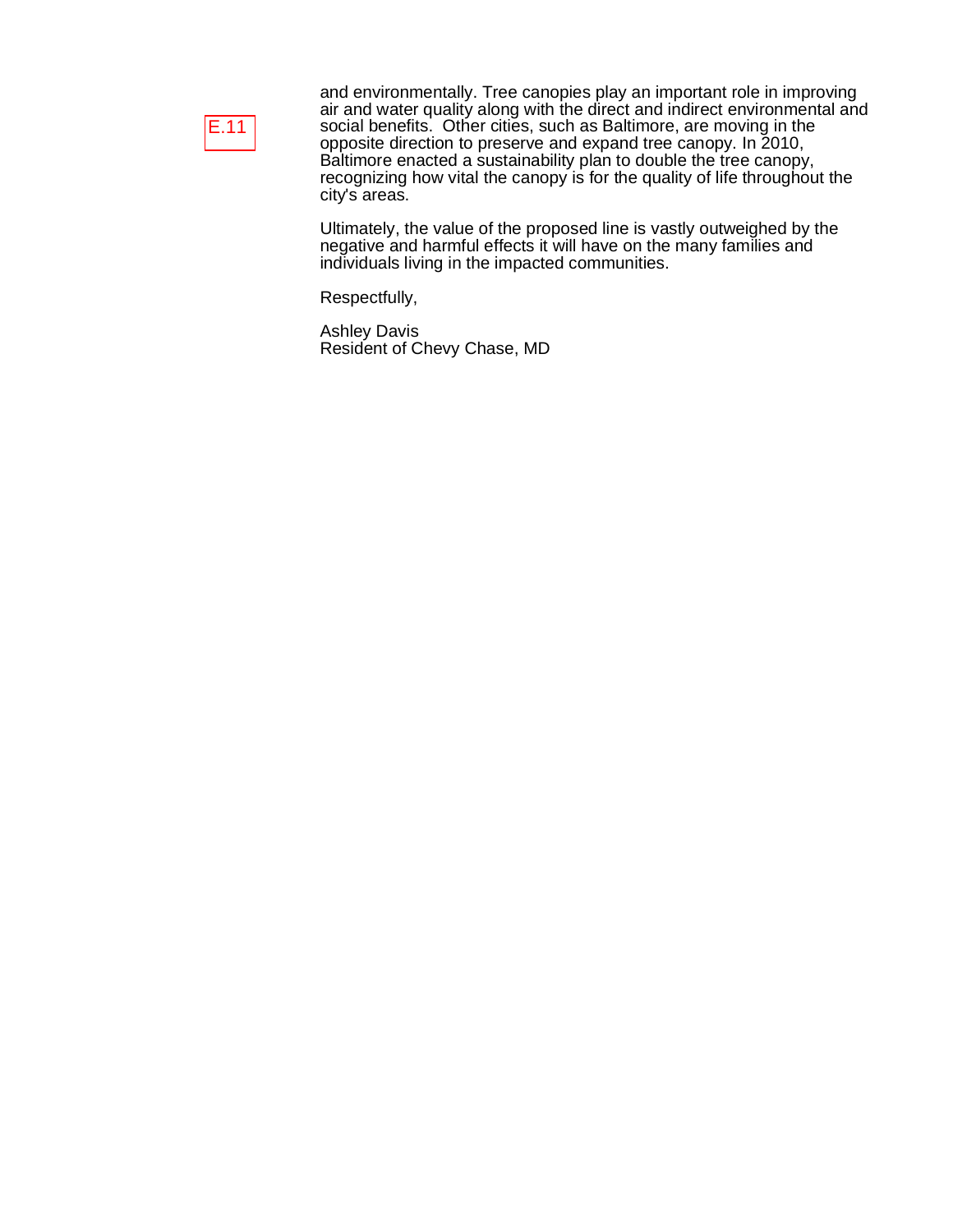E.11

and environmentally. Tree canopies play an important role in improving air and water quality along with the direct and indirect environmental and social benefits.  Other cities, such as Baltimore, are moving in the opposite direction to preserve and expand tree canopy. In 2010, Baltimore enacted a sustainability plan to double the tree canopy, recognizing how vital the canopy is for the quality of life throughout the city's areas.

Ultimately, the value of the proposed line is vastly outweighed by the negative and harmful effects it will have on the many families and individuals living in the impacted communities.

Respectfully,

Ashley Davis
Resident of Chevy Chase, MD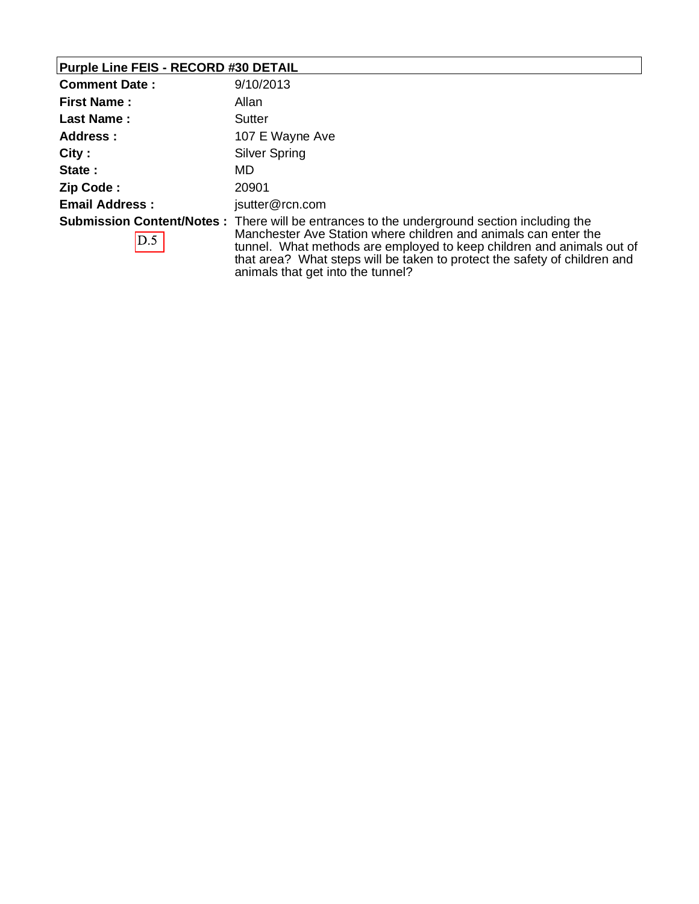## Purple Line FEIS - RECORD #30 DETAIL

| | |
|---|---|
| **Comment Date :** | 9/10/2013 |
| **First Name :** | Allan |
| **Last Name :** | Sutter |
| **Address :** | 107 E Wayne Ave |
| **City :** | Silver Spring |
| **State :** | MD |
| **Zip Code :** | 20901 |
| **Email Address :** | jsutter@rcn.com |
| **Submission Content/Notes :** D.5 | There will be entrances to the underground section including the Manchester Ave Station where children and animals can enter the tunnel. What methods are employed to keep children and animals out of that area? What steps will be taken to protect the safety of children and animals that get into the tunnel? |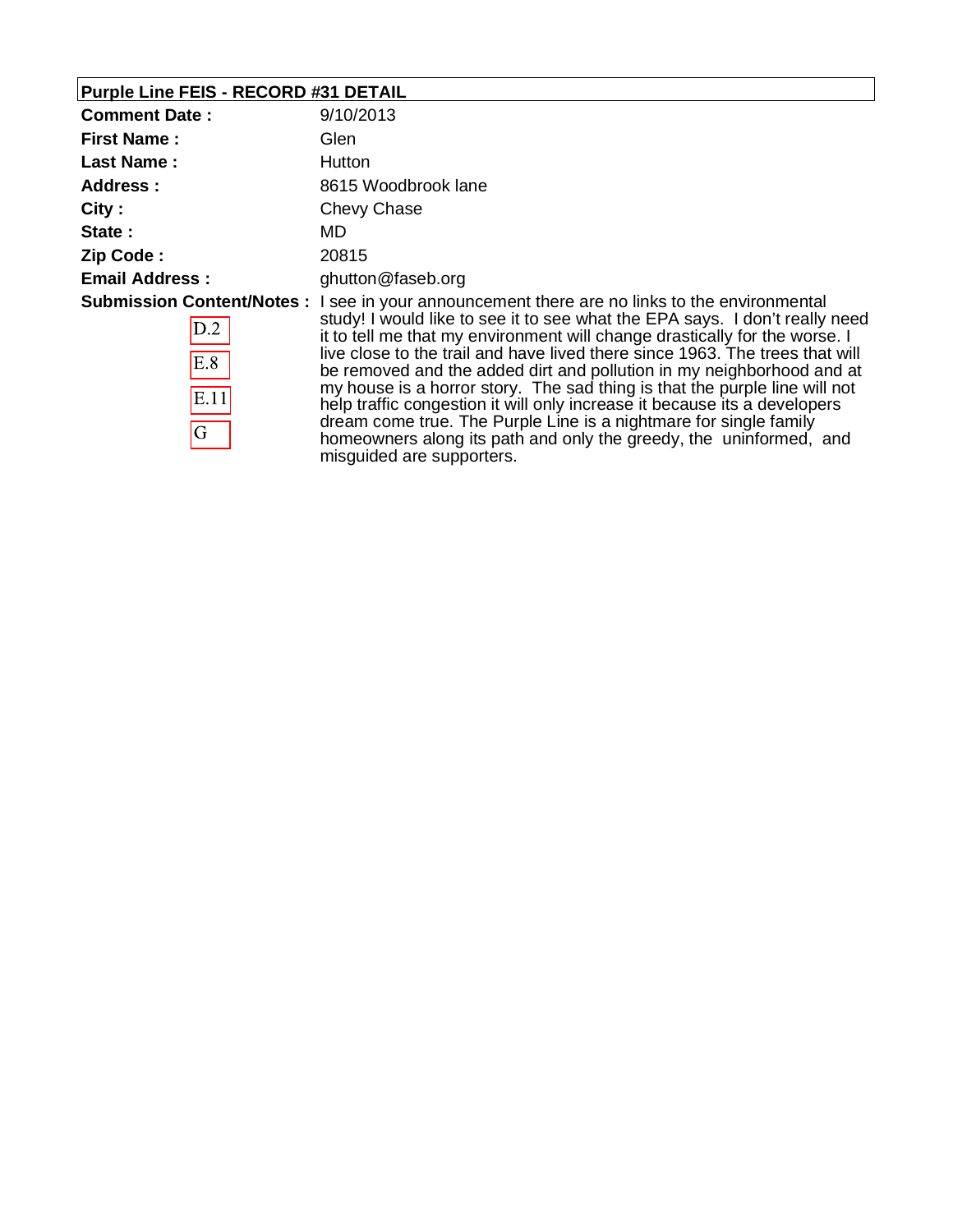**Purple Line FEIS - RECORD #31 DETAIL**

| | |
|---|---|
| **Comment Date :** | 9/10/2013 |
| **First Name :** | Glen |
| **Last Name :** | Hutton |
| **Address :** | 8615 Woodbrook lane |
| **City :** | Chevy Chase |
| **State :** | MD |
| **Zip Code :** | 20815 |
| **Email Address :** | ghutton@faseb.org |
| **Submission Content/Notes :** D.2 E.8 E.11 G | I see in your announcement there are no links to the environmental study! I would like to see it to see what the EPA says. I don't really need it to tell me that my environment will change drastically for the worse. I live close to the trail and have lived there since 1963. The trees that will be removed and the added dirt and pollution in my neighborhood and at my house is a horror story. The sad thing is that the purple line will not help traffic congestion it will only increase it because its a developers dream come true. The Purple Line is a nightmare for single family homeowners along its path and only the greedy, the uninformed, and misguided are supporters. |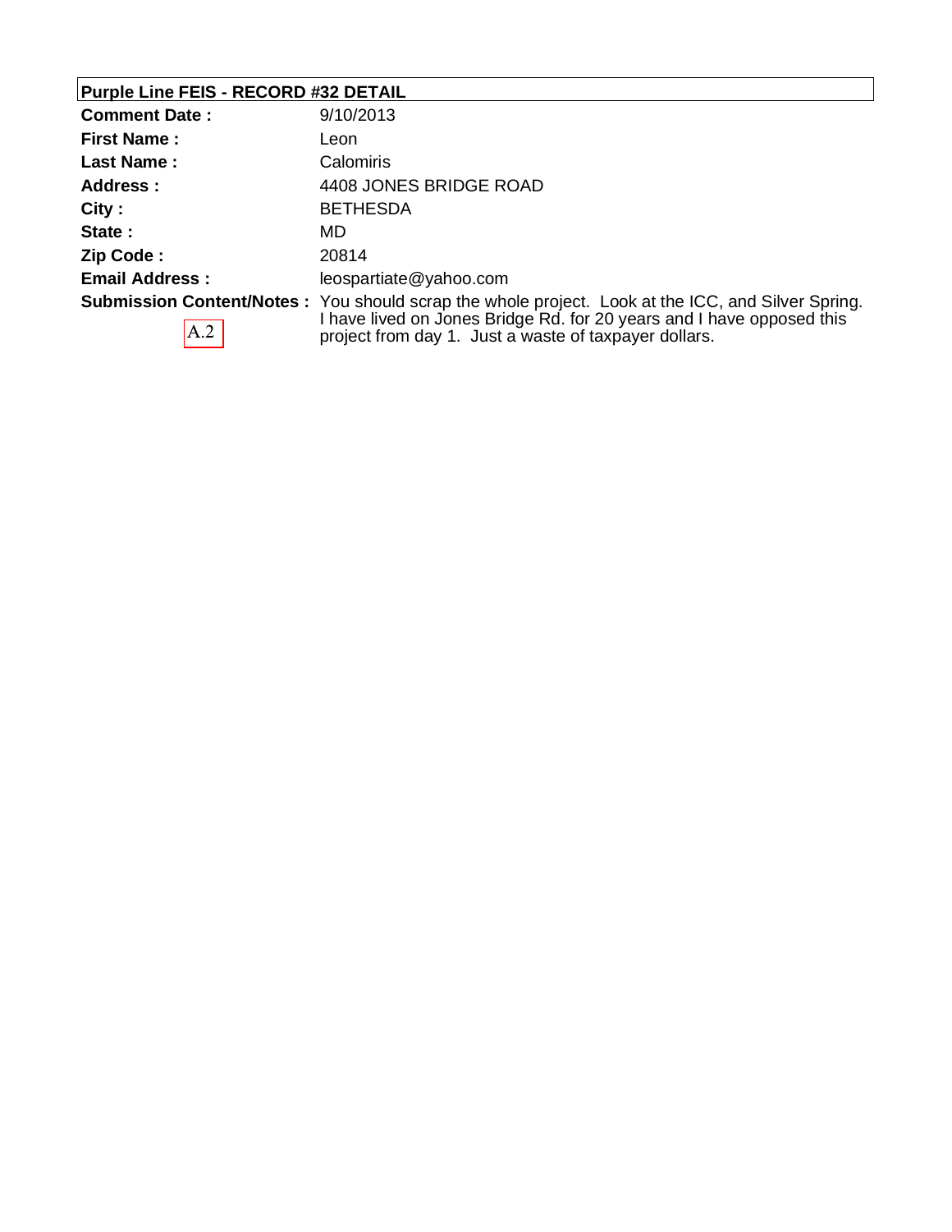## Purple Line FEIS - RECORD #32 DETAIL

| | |
|---|---|
| **Comment Date :** | 9/10/2013 |
| **First Name :** | Leon |
| **Last Name :** | Calomiris |
| **Address :** | 4408 JONES BRIDGE ROAD |
| **City :** | BETHESDA |
| **State :** | MD |
| **Zip Code :** | 20814 |
| **Email Address :** | leospartiate@yahoo.com |
| **Submission Content/Notes :** | You should scrap the whole project. Look at the ICC, and Silver Spring. I have lived on Jones Bridge Rd. for 20 years and I have opposed this project from day 1. Just a waste of taxpayer dollars. |

A.2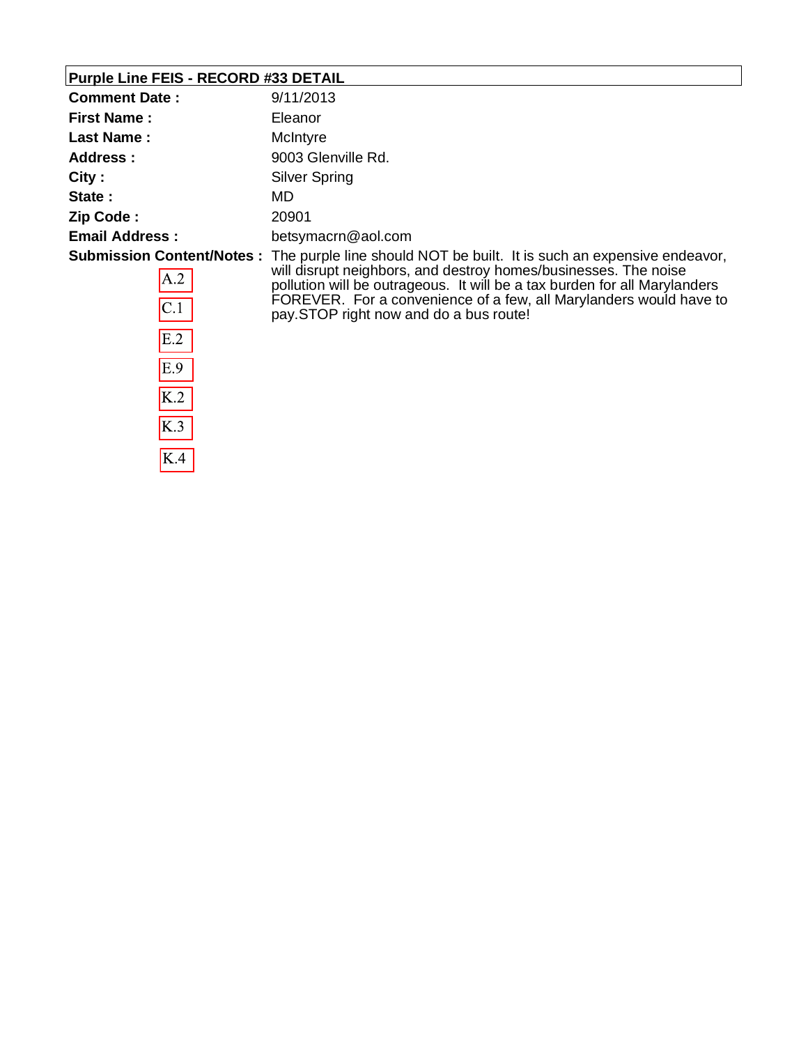## Purple Line FEIS - RECORD #33 DETAIL

| | |
|---|---|
| **Comment Date :** | 9/11/2013 |
| **First Name :** | Eleanor |
| **Last Name :** | McIntyre |
| **Address :** | 9003 Glenville Rd. |
| **City :** | Silver Spring |
| **State :** | MD |
| **Zip Code :** | 20901 |
| **Email Address :** | betsymacrn@aol.com |
| **Submission Content/Notes :** | The purple line should NOT be built. It is such an expensive endeavor, will disrupt neighbors, and destroy homes/businesses. The noise pollution will be outrageous. It will be a tax burden for all Marylanders FOREVER. For a convenience of a few, all Marylanders would have to pay.STOP right now and do a bus route! |

A.2

C.1

E.2

E.9

K.2

K.3

K.4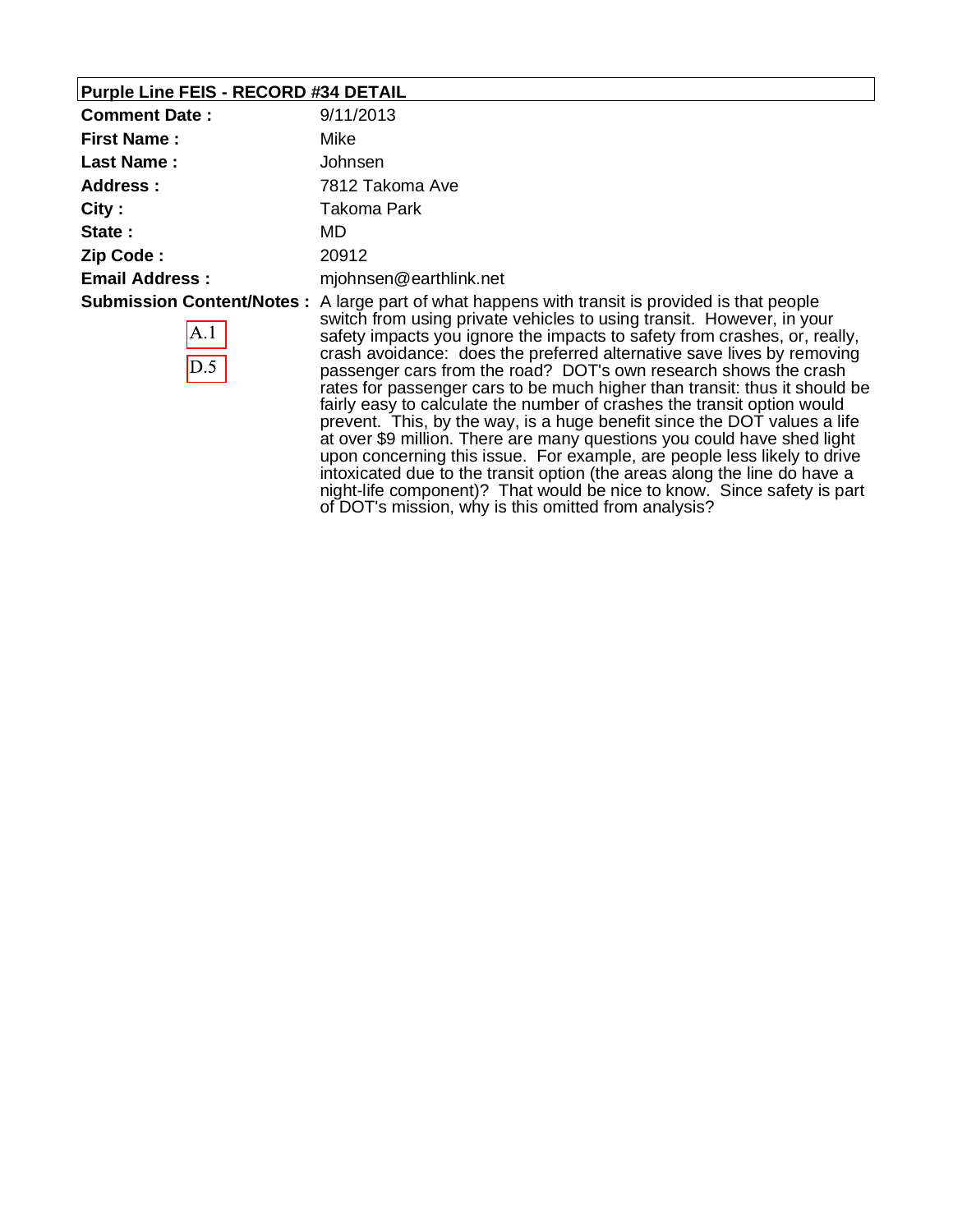**Purple Line FEIS - RECORD #34 DETAIL**

| | |
|---|---|
| **Comment Date :** | 9/11/2013 |
| **First Name :** | Mike |
| **Last Name :** | Johnsen |
| **Address :** | 7812 Takoma Ave |
| **City :** | Takoma Park |
| **State :** | MD |
| **Zip Code :** | 20912 |
| **Email Address :** | mjohnsen@earthlink.net |
| **Submission Content/Notes :** A.1 D.5 | A large part of what happens with transit is provided is that people switch from using private vehicles to using transit. However, in your safety impacts you ignore the impacts to safety from crashes, or, really, crash avoidance: does the preferred alternative save lives by removing passenger cars from the road? DOT's own research shows the crash rates for passenger cars to be much higher than transit: thus it should be fairly easy to calculate the number of crashes the transit option would prevent. This, by the way, is a huge benefit since the DOT values a life at over $9 million. There are many questions you could have shed light upon concerning this issue. For example, are people less likely to drive intoxicated due to the transit option (the areas along the line do have a night-life component)? That would be nice to know. Since safety is part of DOT's mission, why is this omitted from analysis? |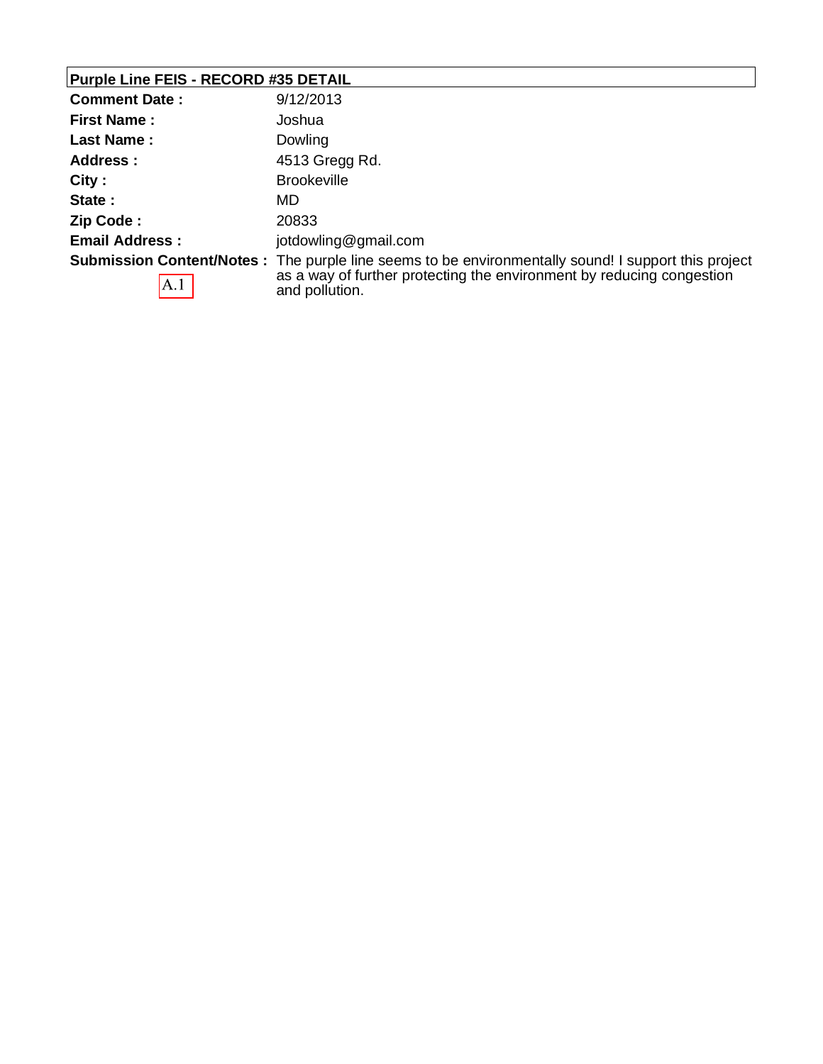**Purple Line FEIS - RECORD #35 DETAIL**

| | |
|---|---|
| **Comment Date :** | 9/12/2013 |
| **First Name :** | Joshua |
| **Last Name :** | Dowling |
| **Address :** | 4513 Gregg Rd. |
| **City :** | Brookeville |
| **State :** | MD |
| **Zip Code :** | 20833 |
| **Email Address :** | jotdowling@gmail.com |
| **Submission Content/Notes :** A.1 | The purple line seems to be environmentally sound! I support this project as a way of further protecting the environment by reducing congestion and pollution. |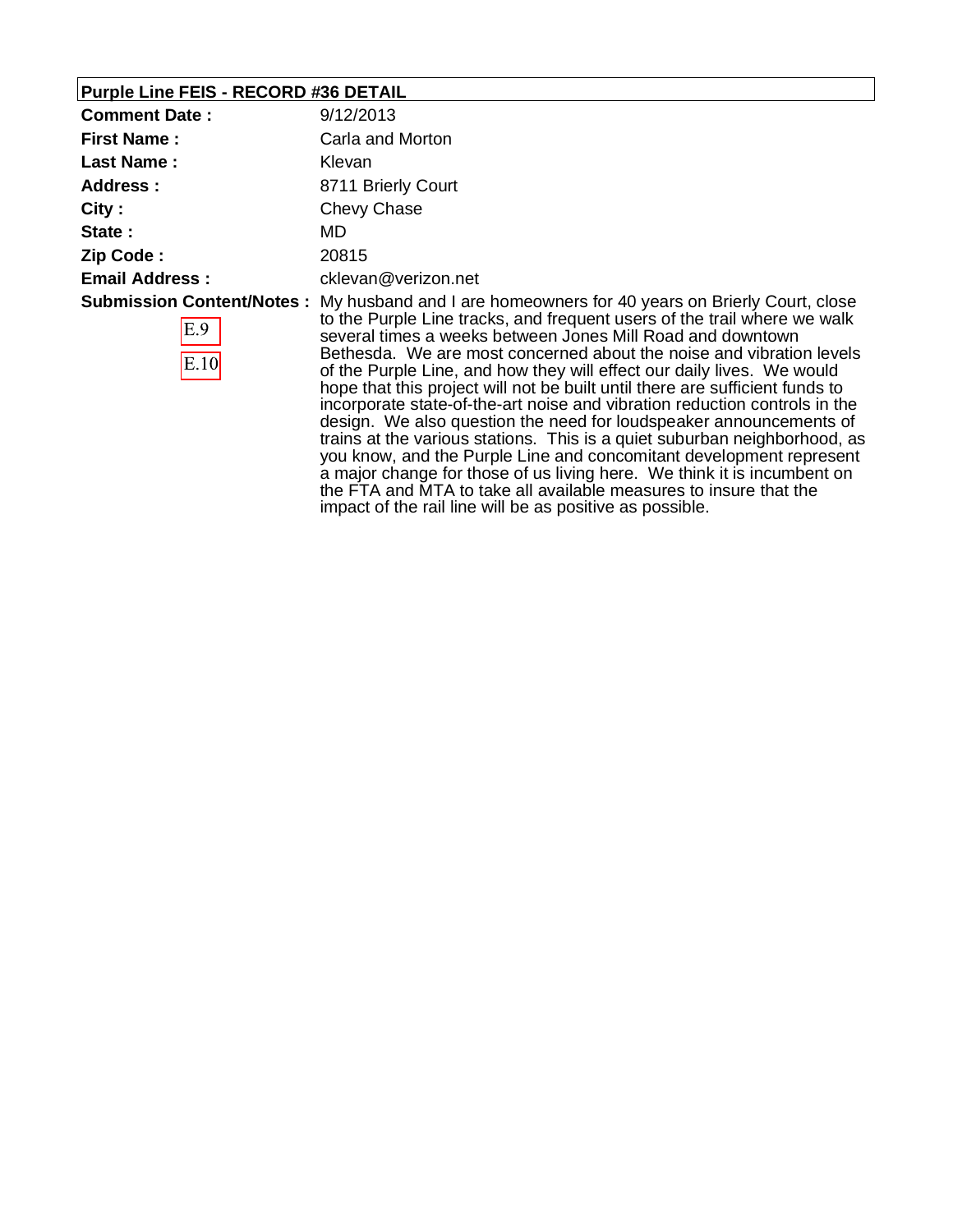**Purple Line FEIS - RECORD #36 DETAIL**

| | |
|---|---|
| **Comment Date :** | 9/12/2013 |
| **First Name :** | Carla and Morton |
| **Last Name :** | Klevan |
| **Address :** | 8711 Brierly Court |
| **City :** | Chevy Chase |
| **State :** | MD |
| **Zip Code :** | 20815 |
| **Email Address :** | cklevan@verizon.net |
| **Submission Content/Notes :** E.9 E.10 | My husband and I are homeowners for 40 years on Brierly Court, close to the Purple Line tracks, and frequent users of the trail where we walk several times a weeks between Jones Mill Road and downtown Bethesda. We are most concerned about the noise and vibration levels of the Purple Line, and how they will effect our daily lives. We would hope that this project will not be built until there are sufficient funds to incorporate state-of-the-art noise and vibration reduction controls in the design. We also question the need for loudspeaker announcements of trains at the various stations. This is a quiet suburban neighborhood, as you know, and the Purple Line and concomitant development represent a major change for those of us living here. We think it is incumbent on the FTA and MTA to take all available measures to insure that the impact of the rail line will be as positive as possible. |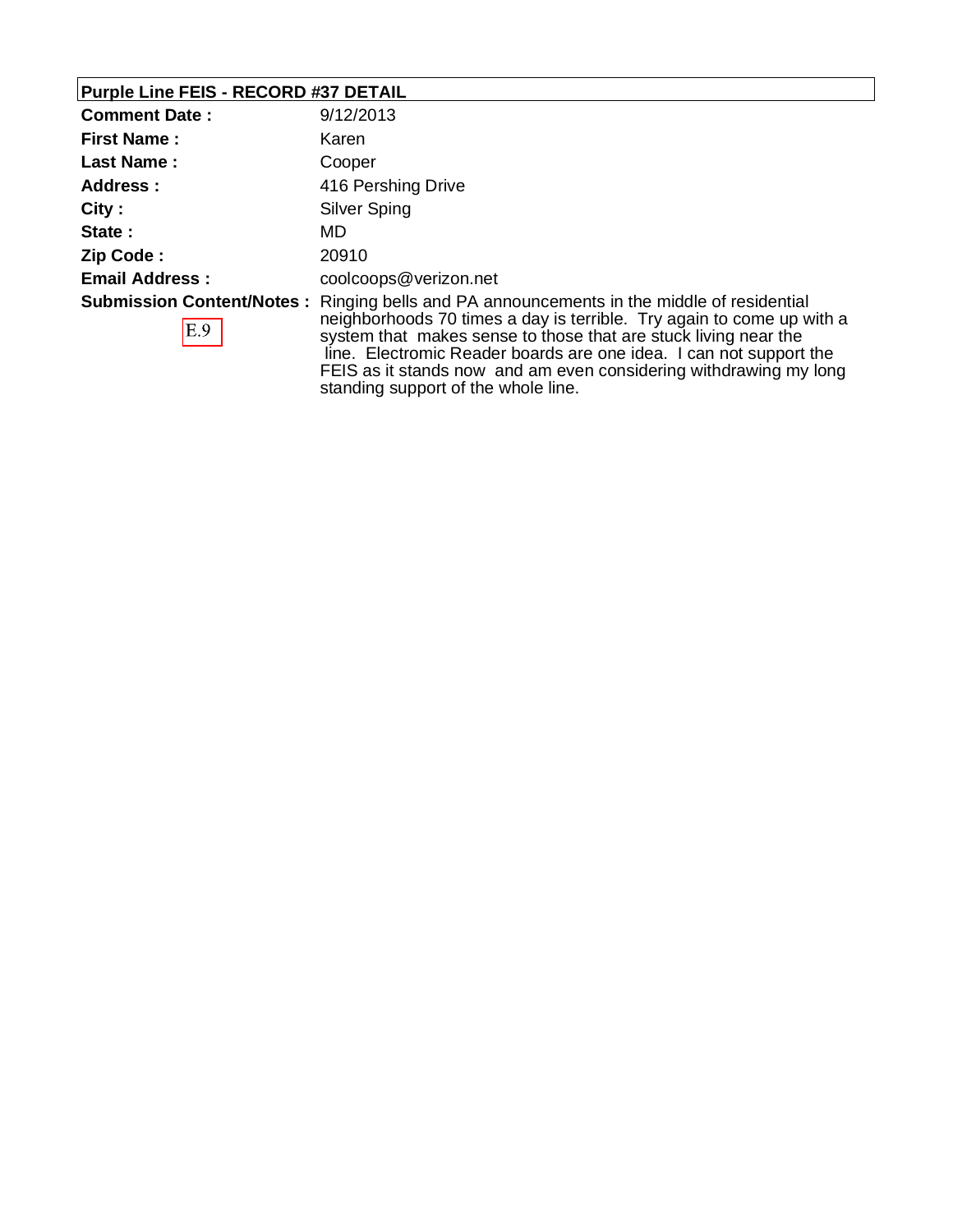**Purple Line FEIS - RECORD #37 DETAIL**

| | |
|---|---|
| **Comment Date :** | 9/12/2013 |
| **First Name :** | Karen |
| **Last Name :** | Cooper |
| **Address :** | 416 Pershing Drive |
| **City :** | Silver Sping |
| **State :** | MD |
| **Zip Code :** | 20910 |
| **Email Address :** | coolcoops@verizon.net |
| **Submission Content/Notes :** E.9 | Ringing bells and PA announcements in the middle of residential neighborhoods 70 times a day is terrible. Try again to come up with a system that makes sense to those that are stuck living near the line. Electromic Reader boards are one idea. I can not support the FEIS as it stands now and am even considering withdrawing my long standing support of the whole line. |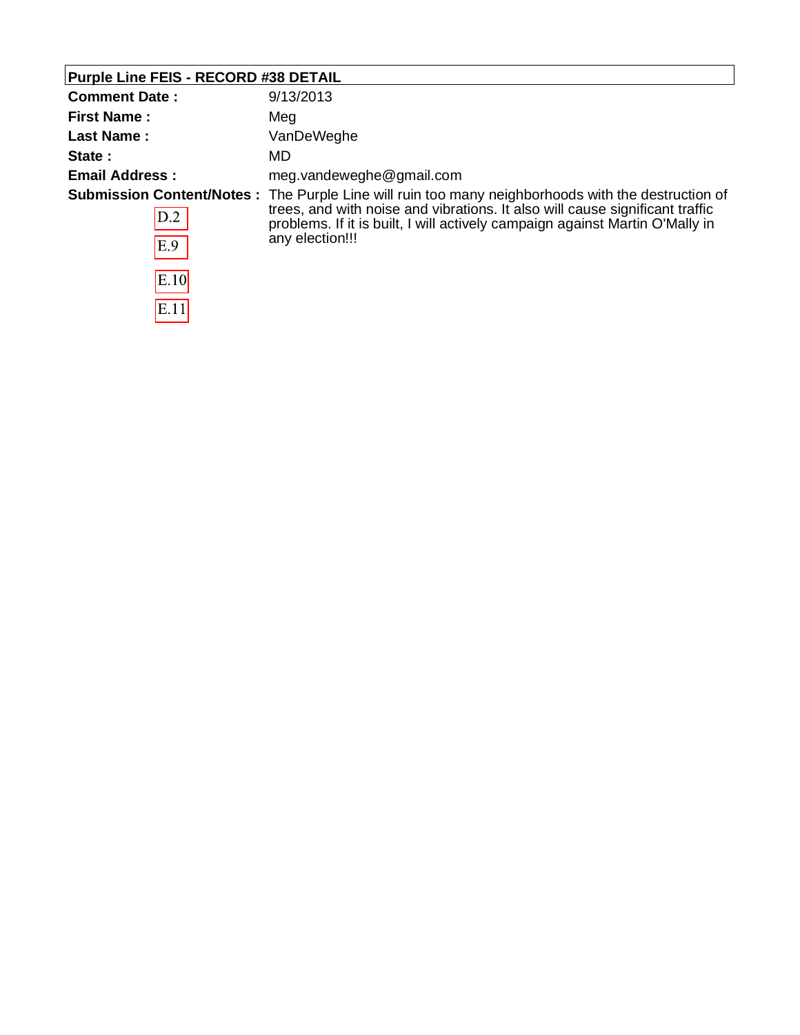## Purple Line FEIS - RECORD #38 DETAIL

| | |
|---|---|
| **Comment Date :** | 9/13/2013 |
| **First Name :** | Meg |
| **Last Name :** | VanDeWeghe |
| **State :** | MD |
| **Email Address :** | meg.vandeweghe@gmail.com |
| **Submission Content/Notes :** | The Purple Line will ruin too many neighborhoods with the destruction of trees, and with noise and vibrations. It also will cause significant traffic problems. If it is built, I will actively campaign against Martin O'Mally in any election!!! |

D.2

E.9

E.10

E.11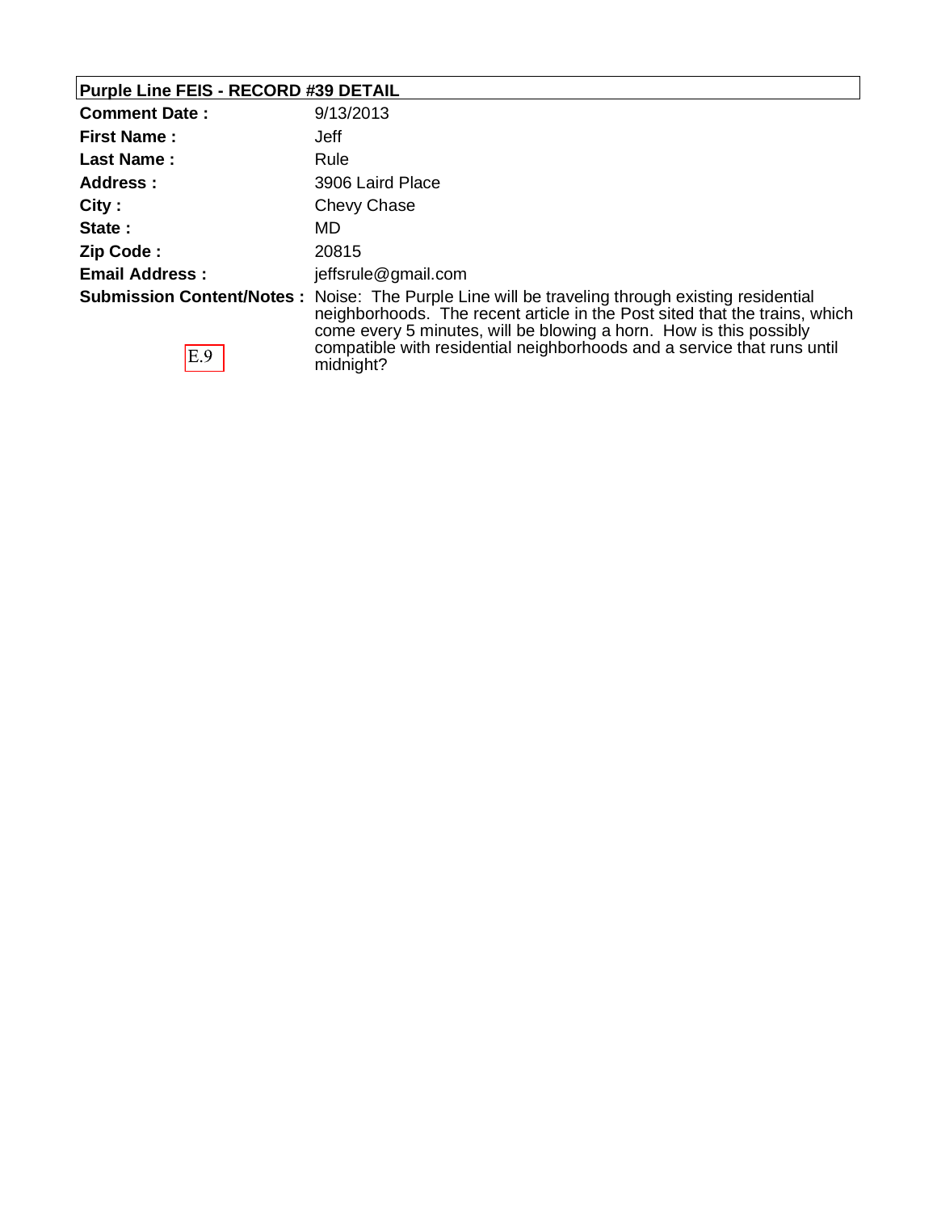**Purple Line FEIS - RECORD #39 DETAIL**

| | |
|---|---|
| **Comment Date :** | 9/13/2013 |
| **First Name :** | Jeff |
| **Last Name :** | Rule |
| **Address :** | 3906 Laird Place |
| **City :** | Chevy Chase |
| **State :** | MD |
| **Zip Code :** | 20815 |
| **Email Address :** | jeffsrule@gmail.com |
| **Submission Content/Notes :** E.9 | Noise: The Purple Line will be traveling through existing residential neighborhoods. The recent article in the Post sited that the trains, which come every 5 minutes, will be blowing a horn. How is this possibly compatible with residential neighborhoods and a service that runs until midnight? |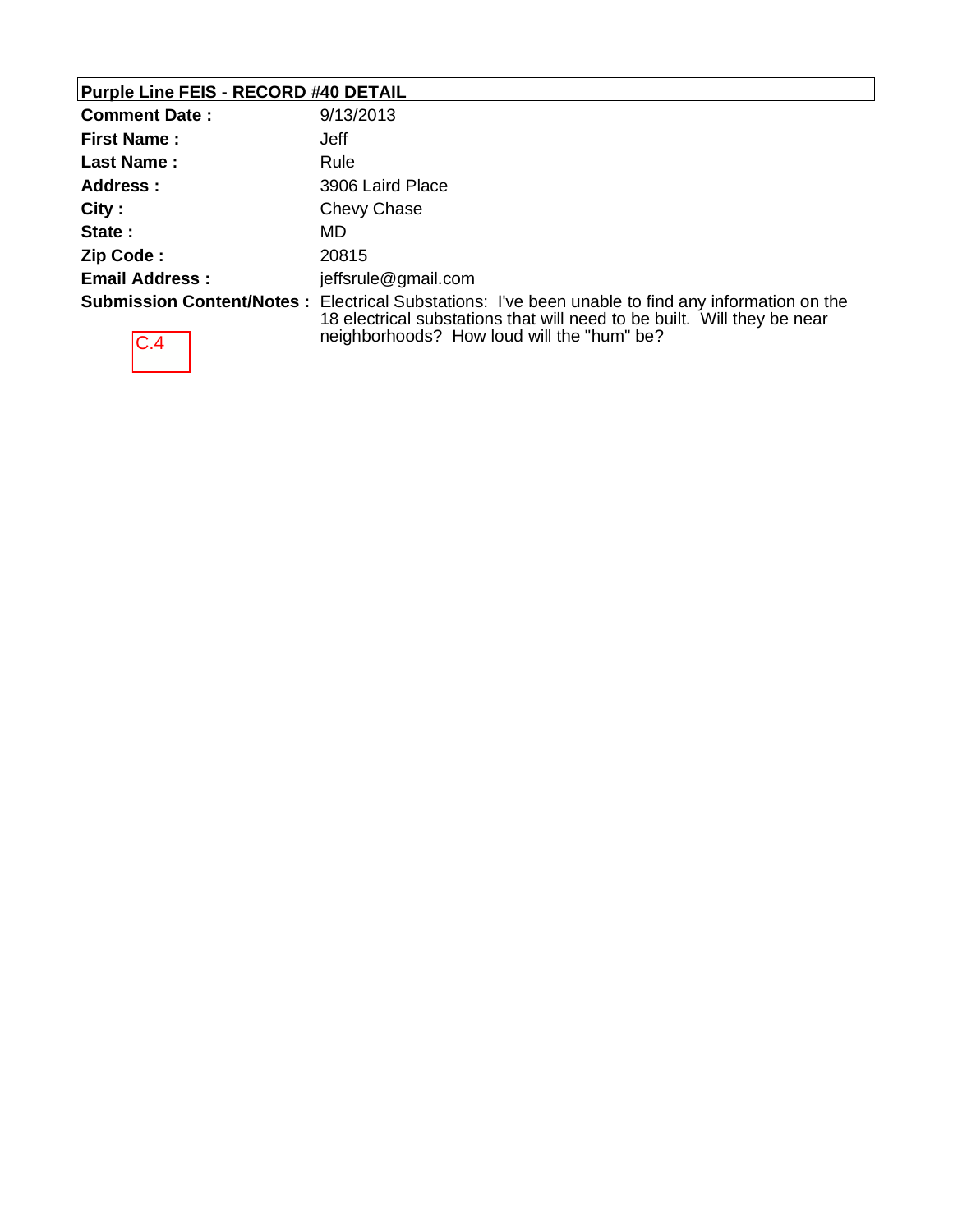## Purple Line FEIS - RECORD #40 DETAIL

| | |
|---|---|
| **Comment Date :** | 9/13/2013 |
| **First Name :** | Jeff |
| **Last Name :** | Rule |
| **Address :** | 3906 Laird Place |
| **City :** | Chevy Chase |
| **State :** | MD |
| **Zip Code :** | 20815 |
| **Email Address :** | jeffsrule@gmail.com |
| **Submission Content/Notes :** | Electrical Substations: I've been unable to find any information on the 18 electrical substations that will need to be built. Will they be near neighborhoods? How loud will the "hum" be? |

C.4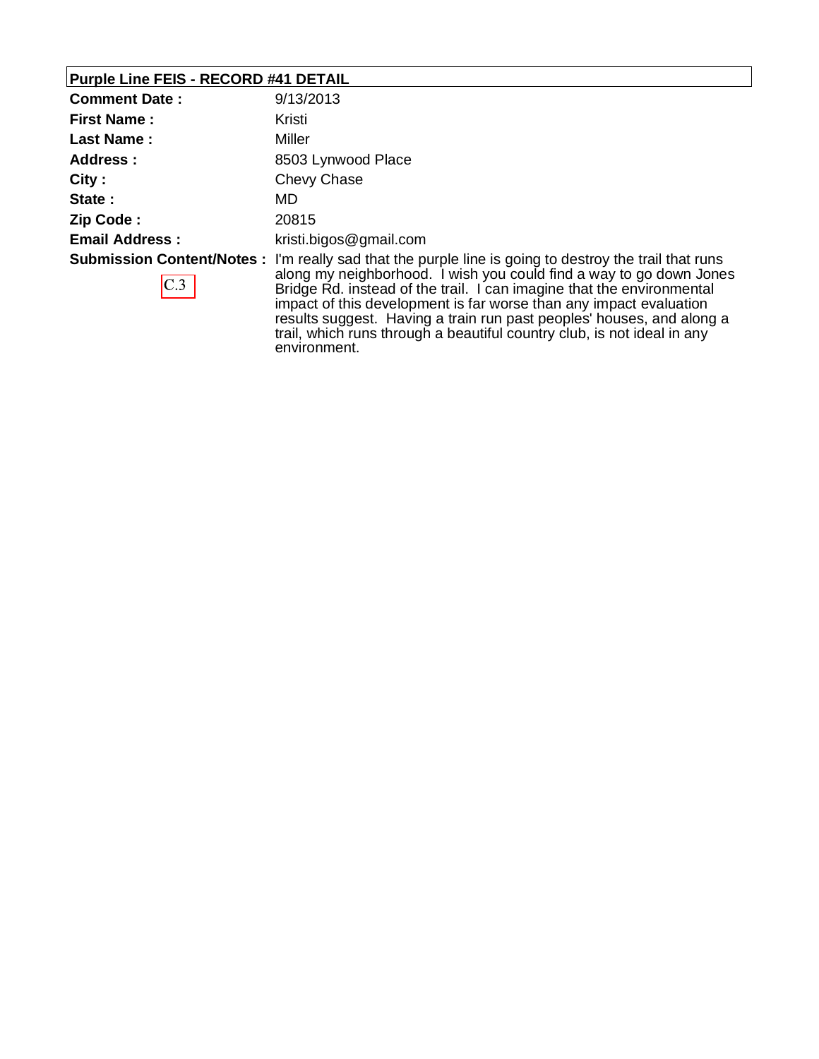**Purple Line FEIS - RECORD #41 DETAIL**

| | |
|---|---|
| **Comment Date :** | 9/13/2013 |
| **First Name :** | Kristi |
| **Last Name :** | Miller |
| **Address :** | 8503 Lynwood Place |
| **City :** | Chevy Chase |
| **State :** | MD |
| **Zip Code :** | 20815 |
| **Email Address :** | kristi.bigos@gmail.com |
| **Submission Content/Notes :** C.3 | I'm really sad that the purple line is going to destroy the trail that runs along my neighborhood. I wish you could find a way to go down Jones Bridge Rd. instead of the trail. I can imagine that the environmental impact of this development is far worse than any impact evaluation results suggest. Having a train run past peoples' houses, and along a trail, which runs through a beautiful country club, is not ideal in any environment. |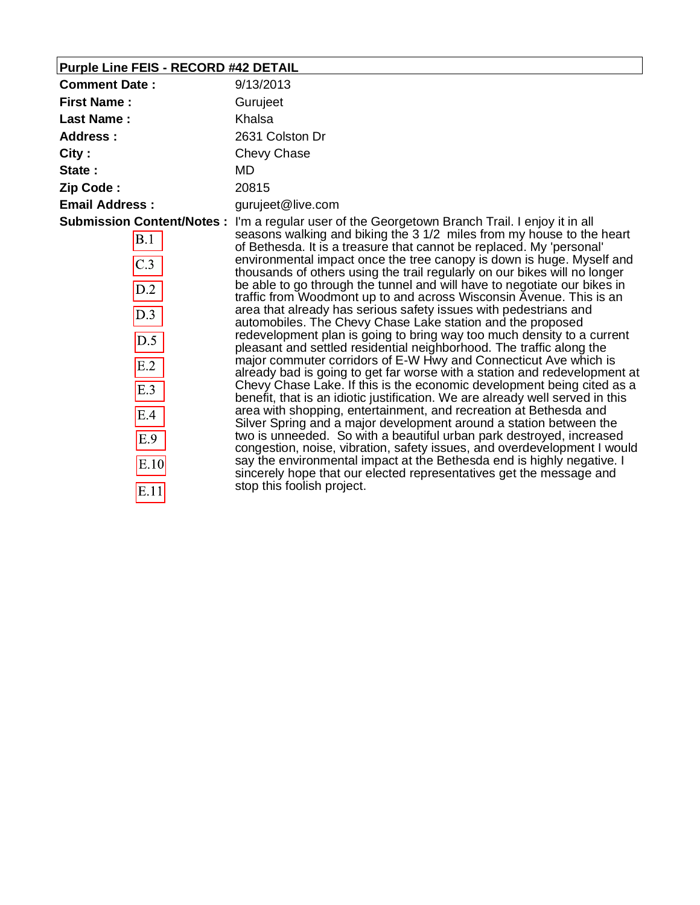## Purple Line FEIS - RECORD #42 DETAIL

**Comment Date :** 9/13/2013

**First Name :** Gurujeet

**Last Name :** Khalsa

**Address :** 2631 Colston Dr

**City :** Chevy Chase

**State :** MD

**Zip Code :** 20815

**Email Address :** gurujeet@live.com

**Submission Content/Notes :**

B.1 C.3 D.2 D.3 D.5 E.2 E.3 E.4 E.9 E.10 E.11

I'm a regular user of the Georgetown Branch Trail. I enjoy it in all seasons walking and biking the 3 1/2 miles from my house to the heart of Bethesda. It is a treasure that cannot be replaced. My 'personal' environmental impact once the tree canopy is down is huge. Myself and thousands of others using the trail regularly on our bikes will no longer be able to go through the tunnel and will have to negotiate our bikes in traffic from Woodmont up to and across Wisconsin Avenue. This is an area that already has serious safety issues with pedestrians and automobiles. The Chevy Chase Lake station and the proposed redevelopment plan is going to bring way too much density to a current pleasant and settled residential neighborhood. The traffic along the major commuter corridors of E-W Hwy and Connecticut Ave which is already bad is going to get far worse with a station and redevelopment at Chevy Chase Lake. If this is the economic development being cited as a benefit, that is an idiotic justification. We are already well served in this area with shopping, entertainment, and recreation at Bethesda and Silver Spring and a major development around a station between the two is unneeded. So with a beautiful urban park destroyed, increased congestion, noise, vibration, safety issues, and overdevelopment I would say the environmental impact at the Bethesda end is highly negative. I sincerely hope that our elected representatives get the message and stop this foolish project.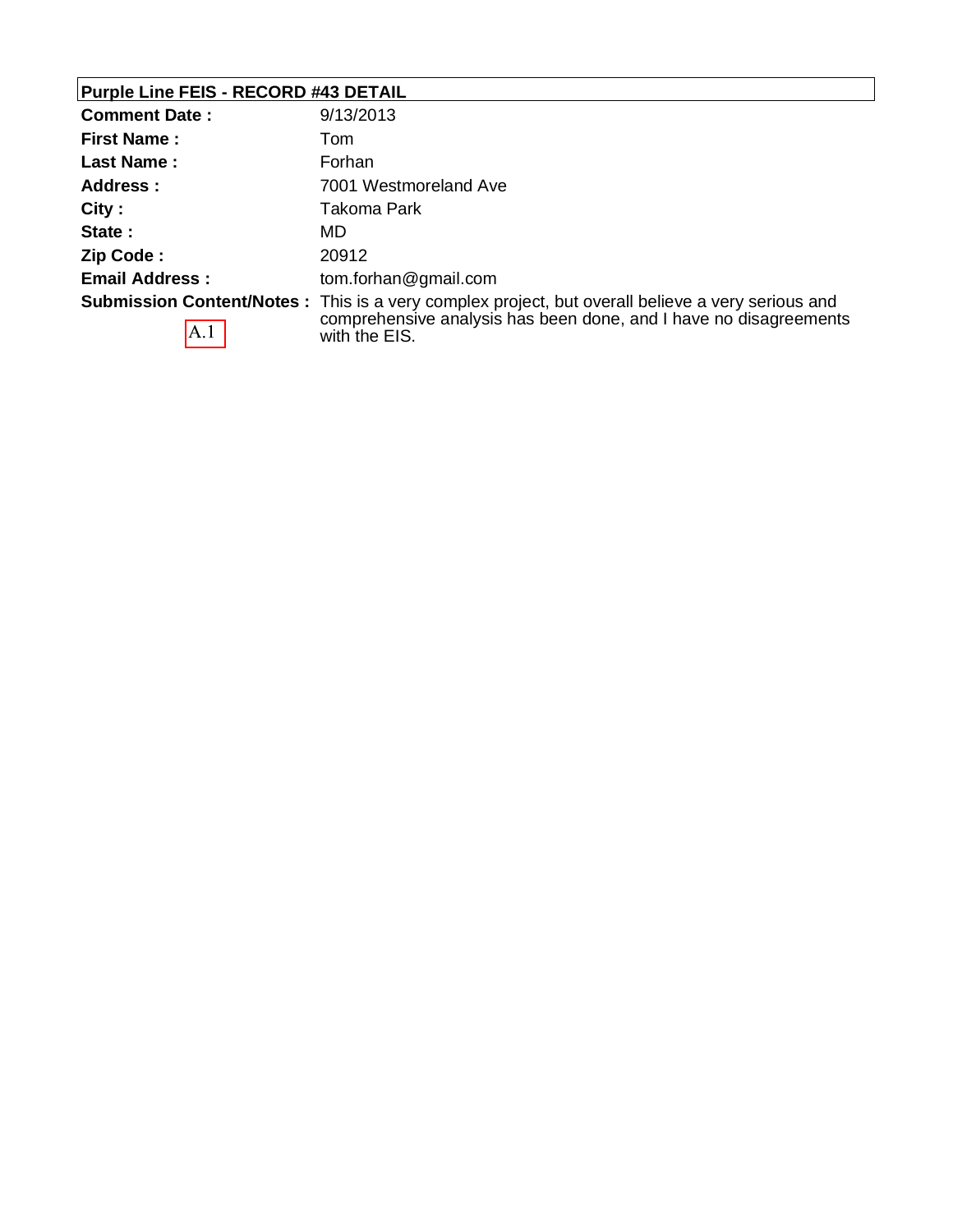## Purple Line FEIS - RECORD #43 DETAIL

| | |
|---|---|
| **Comment Date :** | 9/13/2013 |
| **First Name :** | Tom |
| **Last Name :** | Forhan |
| **Address :** | 7001 Westmoreland Ave |
| **City :** | Takoma Park |
| **State :** | MD |
| **Zip Code :** | 20912 |
| **Email Address :** | tom.forhan@gmail.com |
| **Submission Content/Notes :** A.1 | This is a very complex project, but overall believe a very serious and comprehensive analysis has been done, and I have no disagreements with the EIS. |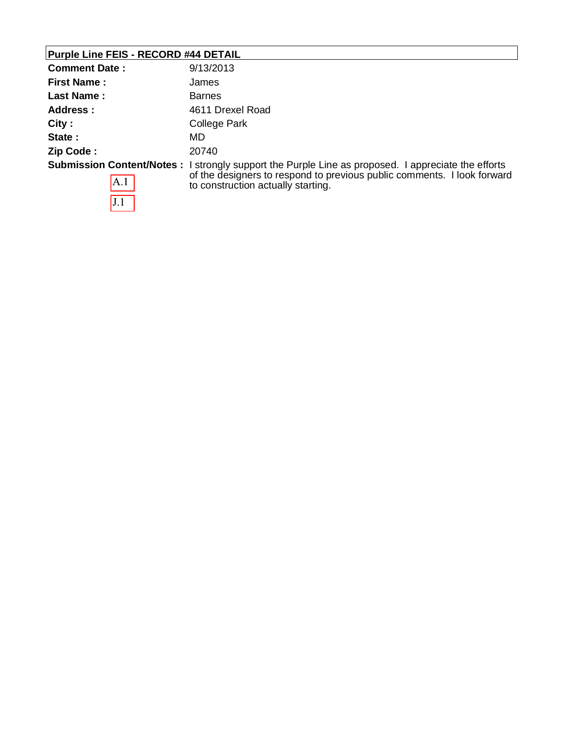**Purple Line FEIS - RECORD #44 DETAIL**

| | |
|---|---|
| **Comment Date :** | 9/13/2013 |
| **First Name :** | James |
| **Last Name :** | Barnes |
| **Address :** | 4611 Drexel Road |
| **City :** | College Park |
| **State :** | MD |
| **Zip Code :** | 20740 |
| **Submission Content/Notes :** | I strongly support the Purple Line as proposed. I appreciate the efforts of the designers to respond to previous public comments. I look forward to construction actually starting. |

A.1

J.1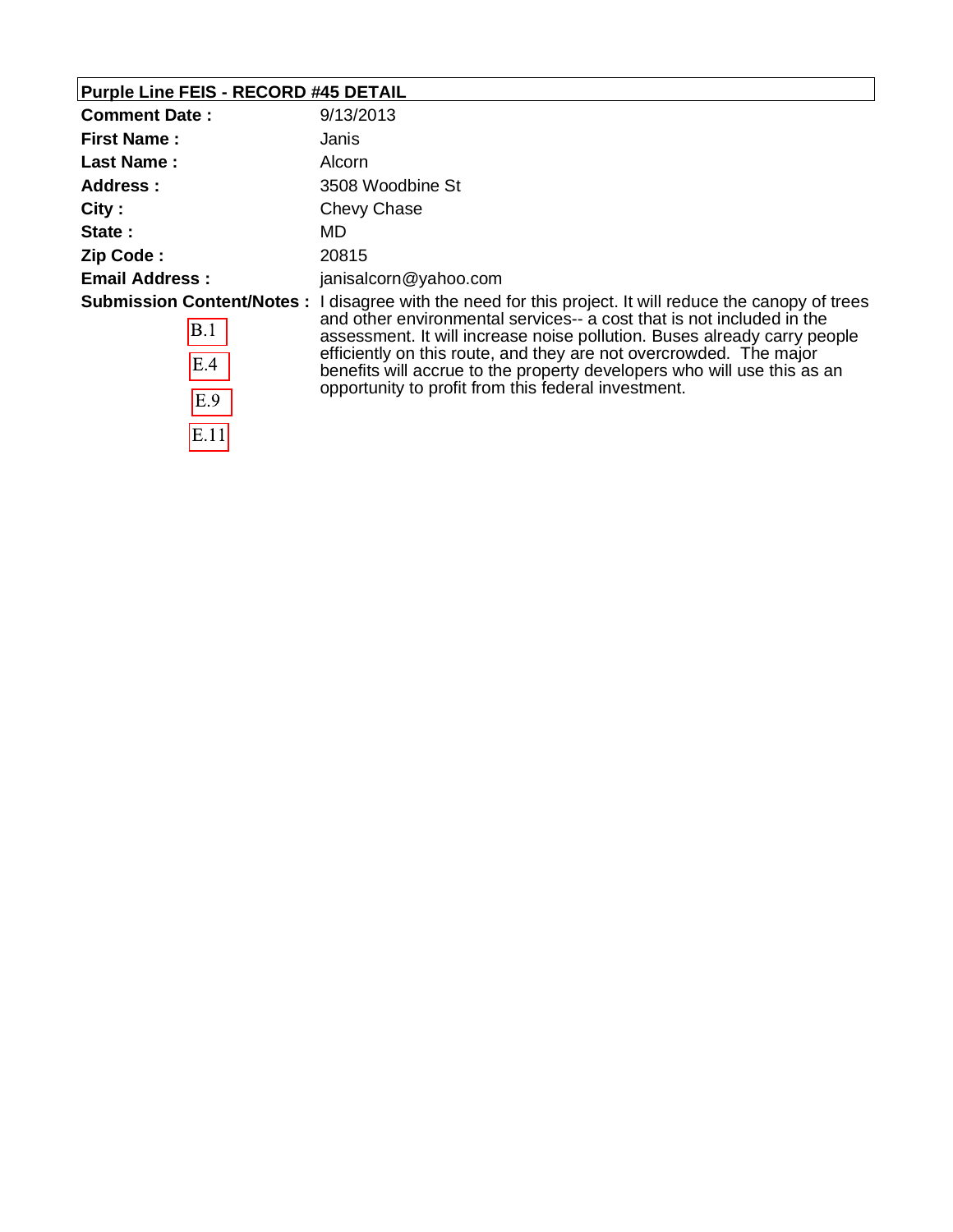## Purple Line FEIS - RECORD #45 DETAIL

**Comment Date :** 9/13/2013

**First Name :** Janis

**Last Name :** Alcorn

**Address :** 3508 Woodbine St

**City :** Chevy Chase

**State :** MD

**Zip Code :** 20815

**Email Address :** janisalcorn@yahoo.com

**Submission Content/Notes :** I disagree with the need for this project. It will reduce the canopy of trees and other environmental services-- a cost that is not included in the assessment. It will increase noise pollution. Buses already carry people efficiently on this route, and they are not overcrowded. The major benefits will accrue to the property developers who will use this as an opportunity to profit from this federal investment.

B.1

E.4

E.9

E.11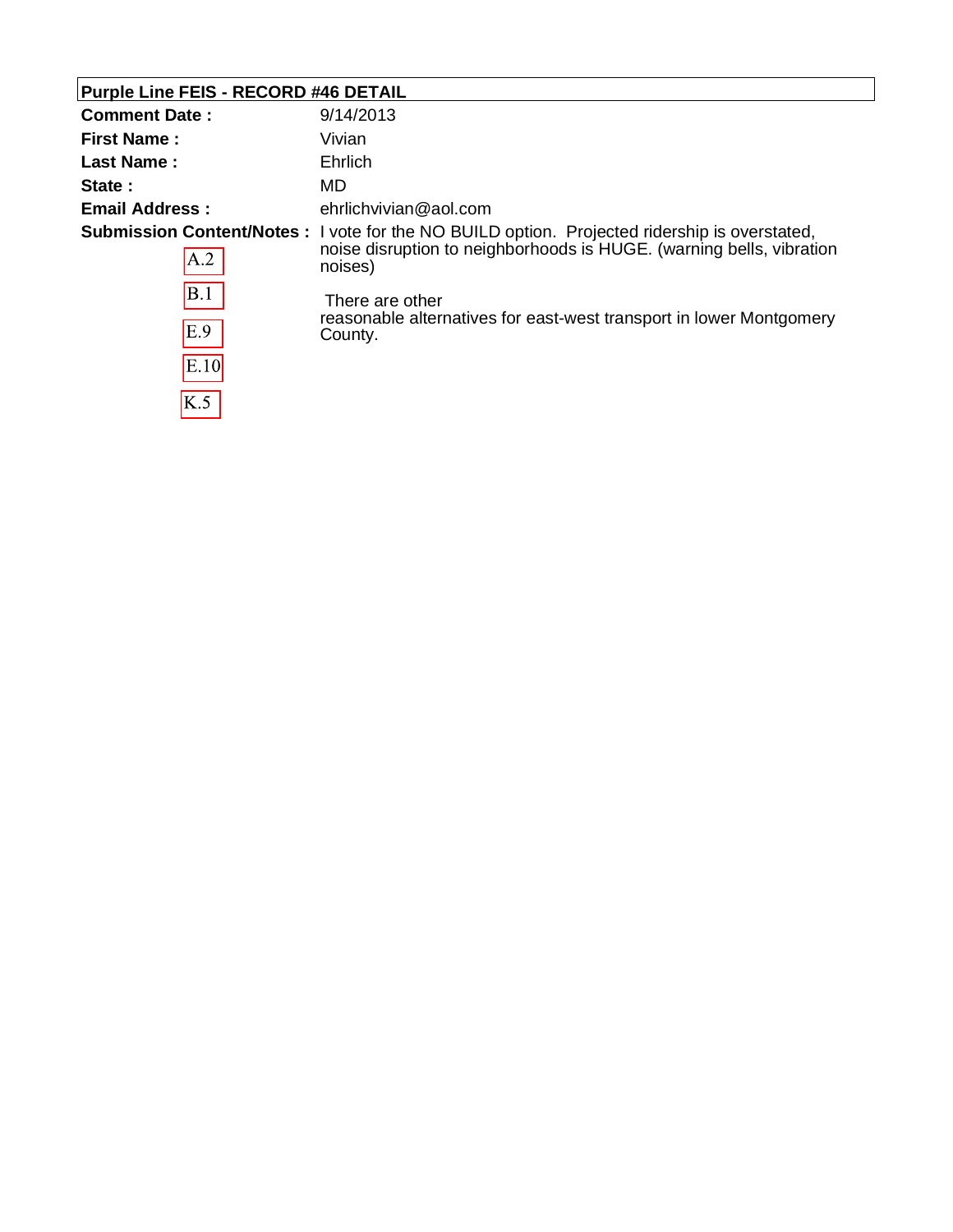**Purple Line FEIS - RECORD #46 DETAIL**

| | |
|---|---|
| **Comment Date :** | 9/14/2013 |
| **First Name :** | Vivian |
| **Last Name :** | Ehrlich |
| **State :** | MD |
| **Email Address :** | ehrlichvivian@aol.com |
| **Submission Content/Notes :** | I vote for the NO BUILD option. Projected ridership is overstated, noise disruption to neighborhoods is HUGE. (warning bells, vibration noises)<br><br>There are other reasonable alternatives for east-west transport in lower Montgomery County. |

A.2

B.1

E.9

E.10

K.5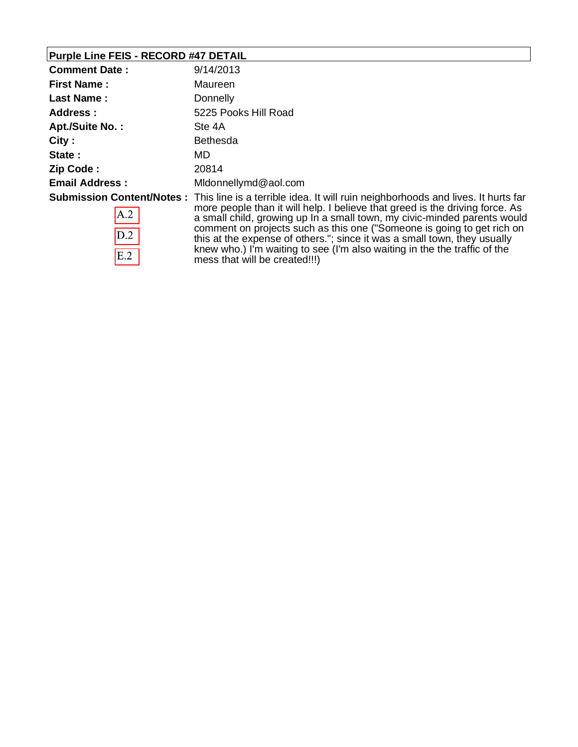## Purple Line FEIS - RECORD #47 DETAIL

| | |
|---|---|
| **Comment Date :** | 9/14/2013 |
| **First Name :** | Maureen |
| **Last Name :** | Donnelly |
| **Address :** | 5225 Pooks Hill Road |
| **Apt./Suite No. :** | Ste 4A |
| **City :** | Bethesda |
| **State :** | MD |
| **Zip Code :** | 20814 |
| **Email Address :** | Mldonnellymd@aol.com |
| **Submission Content/Notes :** A.2 D.2 E.2 | This line is a terrible idea. It will ruin neighborhoods and lives. It hurts far more people than it will help. I believe that greed is the driving force. As a small child, growing up In a small town, my civic-minded parents would comment on projects such as this one ("Someone is going to get rich on this at the expense of others."; since it was a small town, they usually knew who.) I'm waiting to see (I'm also waiting in the the traffic of the mess that will be created!!!) |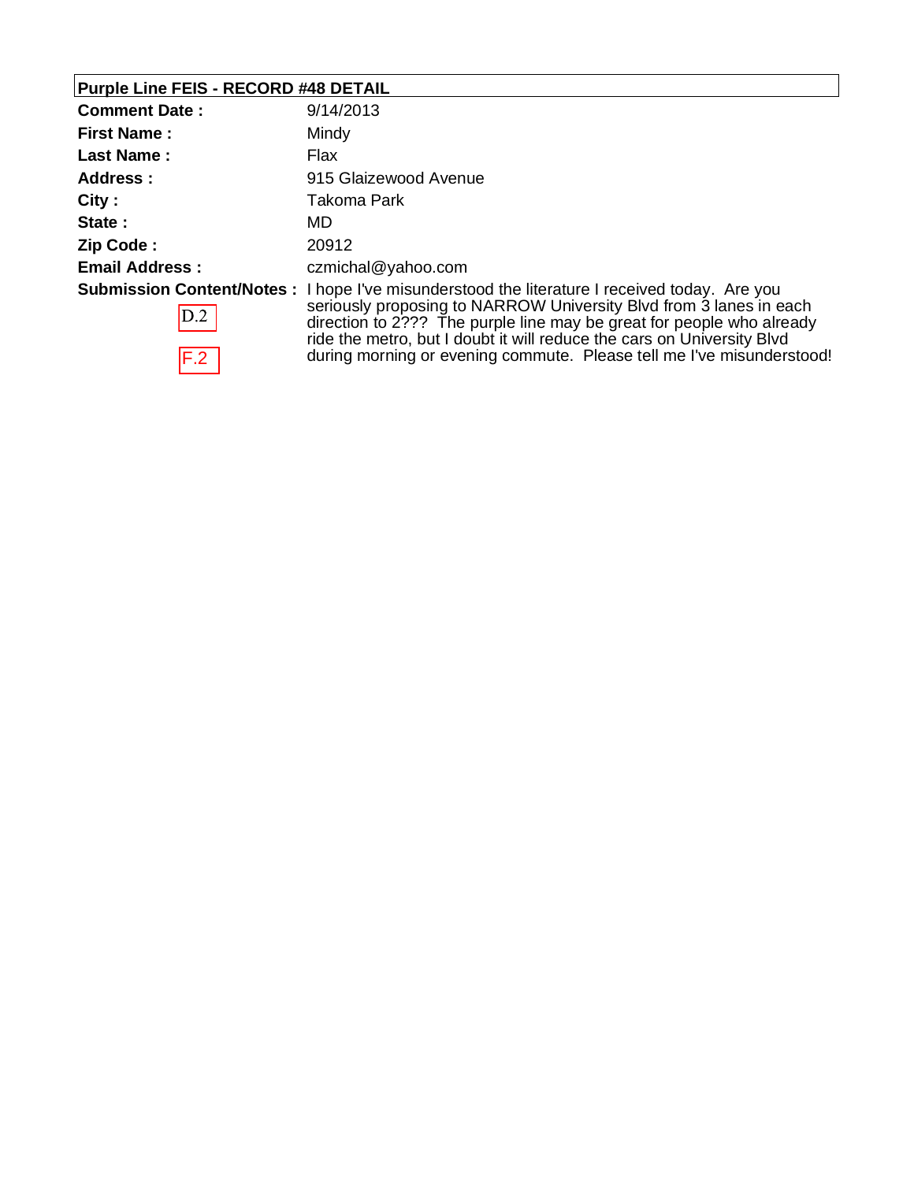**Purple Line FEIS - RECORD #48 DETAIL**

| | |
|---|---|
| **Comment Date :** | 9/14/2013 |
| **First Name :** | Mindy |
| **Last Name :** | Flax |
| **Address :** | 915 Glaizewood Avenue |
| **City :** | Takoma Park |
| **State :** | MD |
| **Zip Code :** | 20912 |
| **Email Address :** | czmichal@yahoo.com |
| **Submission Content/Notes :** D.2 F.2 | I hope I've misunderstood the literature I received today. Are you seriously proposing to NARROW University Blvd from 3 lanes in each direction to 2??? The purple line may be great for people who already ride the metro, but I doubt it will reduce the cars on University Blvd during morning or evening commute. Please tell me I've misunderstood! |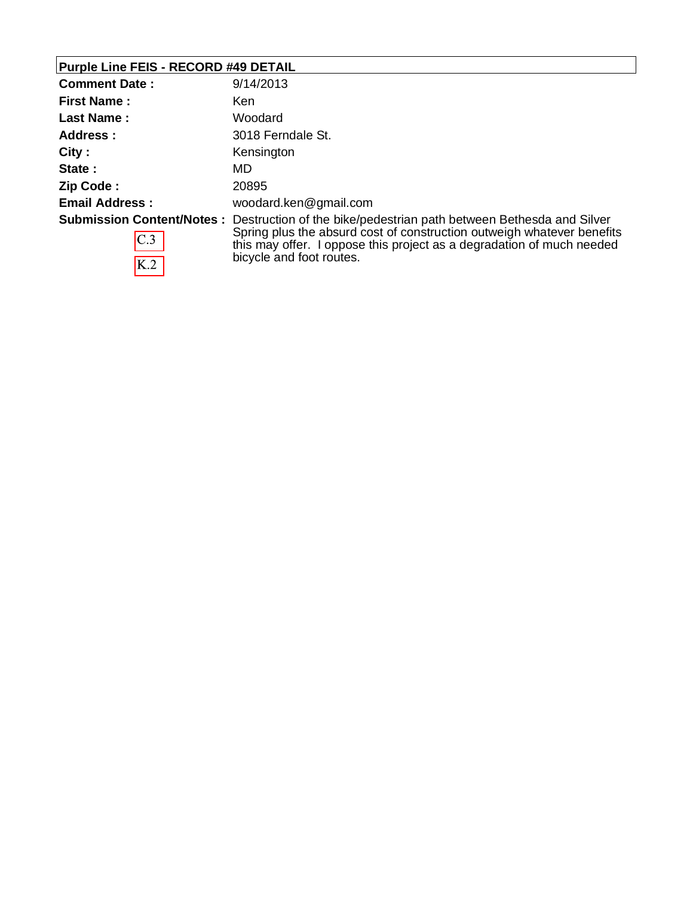## Purple Line FEIS - RECORD #49 DETAIL

| | |
|---|---|
| **Comment Date :** | 9/14/2013 |
| **First Name :** | Ken |
| **Last Name :** | Woodard |
| **Address :** | 3018 Ferndale St. |
| **City :** | Kensington |
| **State :** | MD |
| **Zip Code :** | 20895 |
| **Email Address :** | woodard.ken@gmail.com |
| **Submission Content/Notes :** | Destruction of the bike/pedestrian path between Bethesda and Silver Spring plus the absurd cost of construction outweigh whatever benefits this may offer. I oppose this project as a degradation of much needed bicycle and foot routes. |

C.3

K.2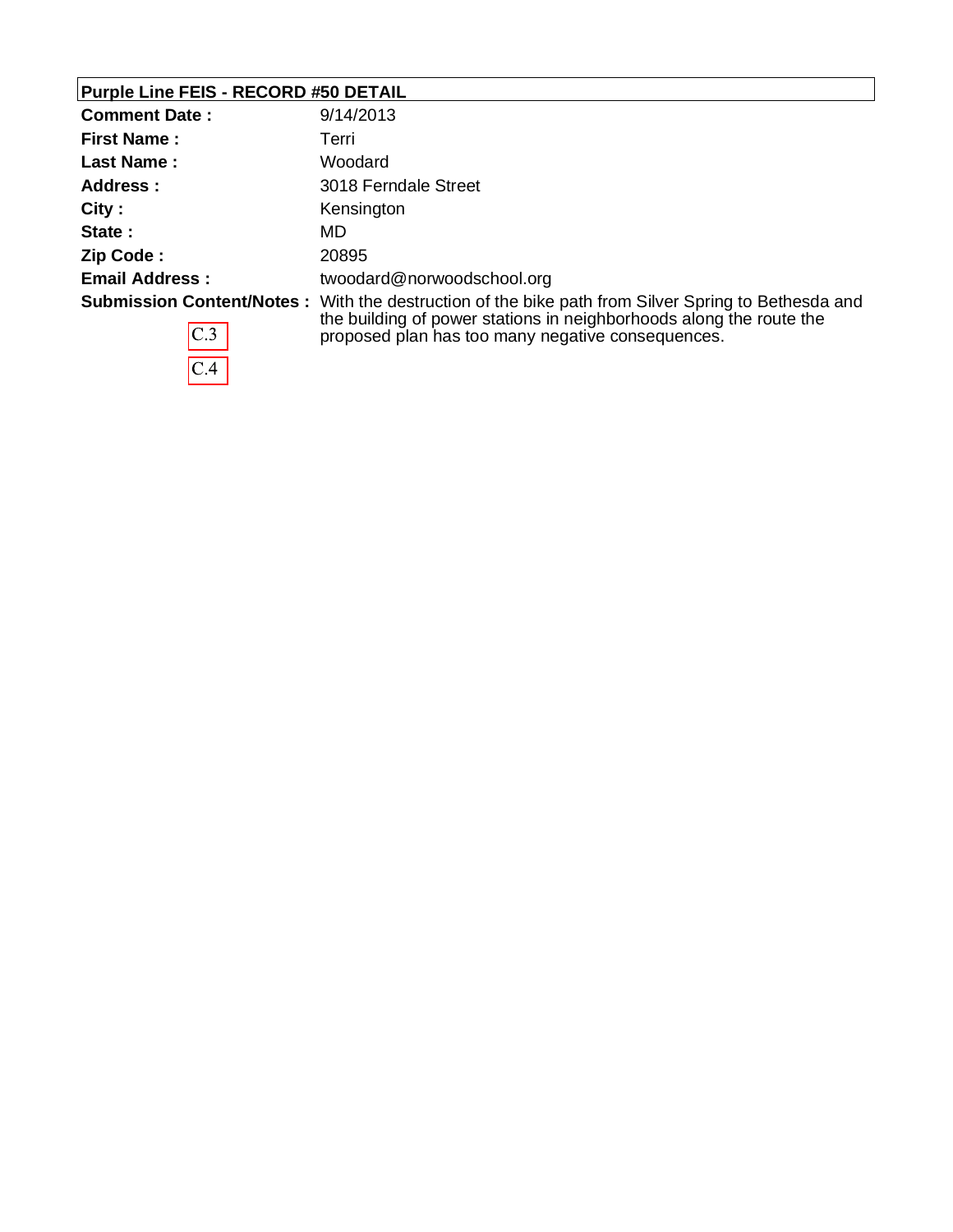## Purple Line FEIS - RECORD #50 DETAIL

| | |
|---|---|
| **Comment Date :** | 9/14/2013 |
| **First Name :** | Terri |
| **Last Name :** | Woodard |
| **Address :** | 3018 Ferndale Street |
| **City :** | Kensington |
| **State :** | MD |
| **Zip Code :** | 20895 |
| **Email Address :** | twoodard@norwoodschool.org |
| **Submission Content/Notes :** | With the destruction of the bike path from Silver Spring to Bethesda and the building of power stations in neighborhoods along the route the proposed plan has too many negative consequences. |

C.3

C.4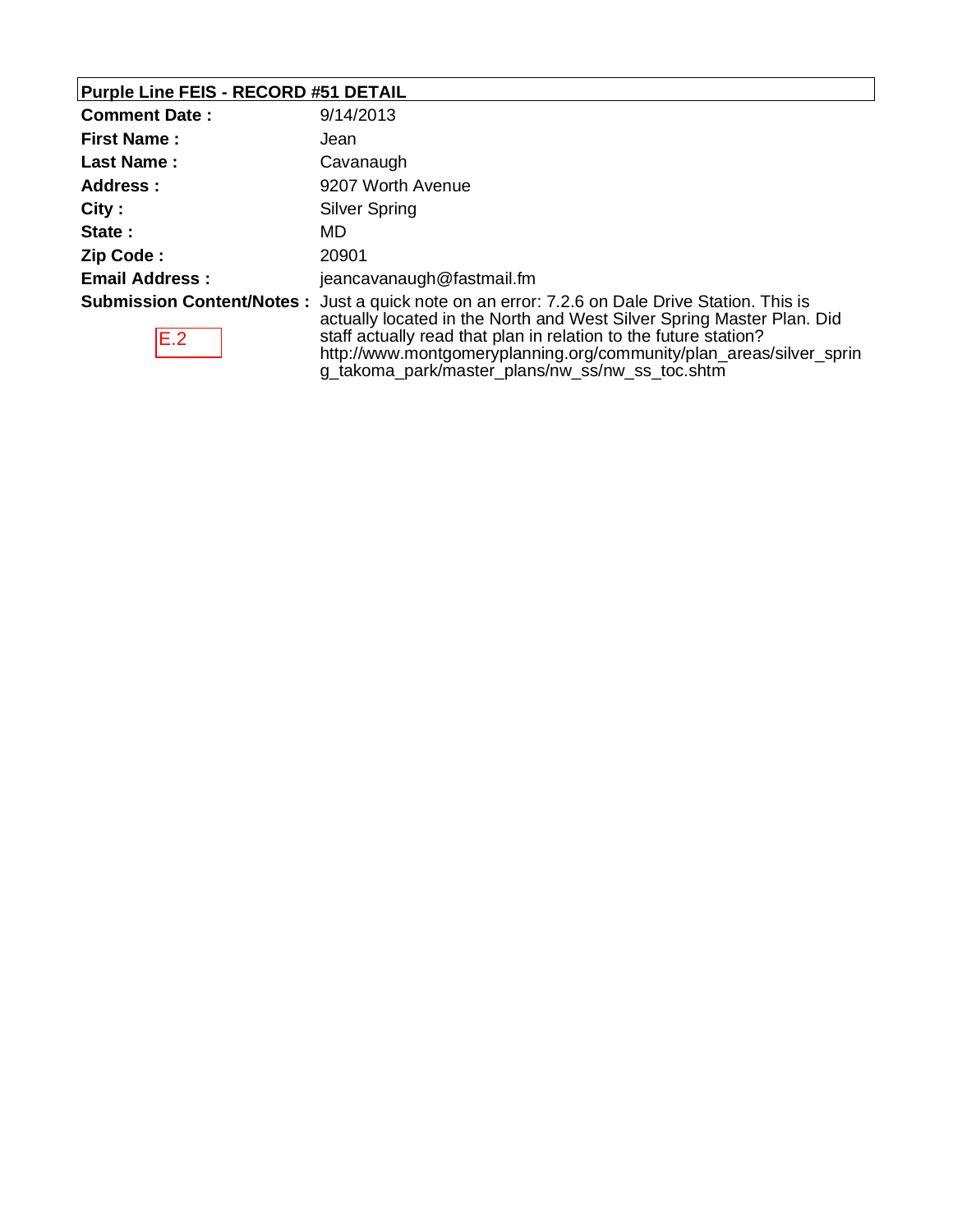**Purple Line FEIS - RECORD #51 DETAIL**

| | |
|---|---|
| **Comment Date :** | 9/14/2013 |
| **First Name :** | Jean |
| **Last Name :** | Cavanaugh |
| **Address :** | 9207 Worth Avenue |
| **City :** | Silver Spring |
| **State :** | MD |
| **Zip Code :** | 20901 |
| **Email Address :** | jeancavanaugh@fastmail.fm |
| **Submission Content/Notes :** | Just a quick note on an error: 7.2.6 on Dale Drive Station. This is actually located in the North and West Silver Spring Master Plan. Did staff actually read that plan in relation to the future station? http://www.montgomeryplanning.org/community/plan_areas/silver_spring_takoma_park/master_plans/nw_ss/nw_ss_toc.shtm |

E.2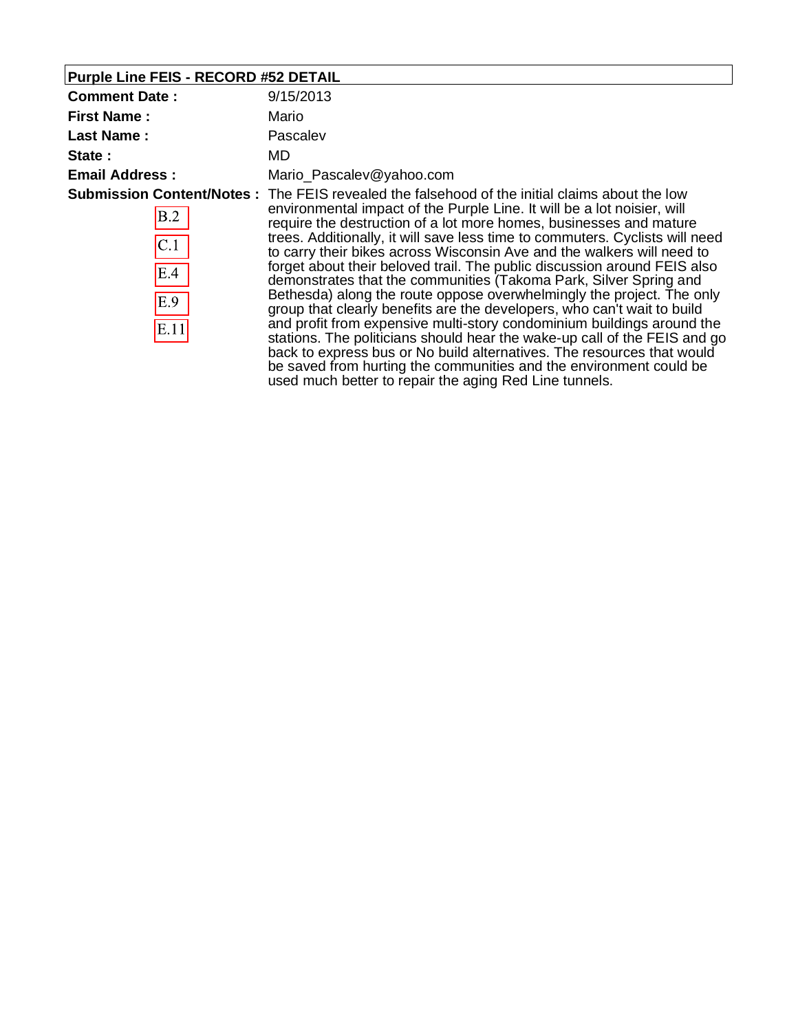## Purple Line FEIS - RECORD #52 DETAIL

**Comment Date :** 9/15/2013

**First Name :** Mario

**Last Name :** Pascalev

**State :** MD

**Email Address :** Mario_Pascalev@yahoo.com

**Submission Content/Notes :** The FEIS revealed the falsehood of the initial claims about the low environmental impact of the Purple Line. It will be a lot noisier, will require the destruction of a lot more homes, businesses and mature trees. Additionally, it will save less time to commuters. Cyclists will need to carry their bikes across Wisconsin Ave and the walkers will need to forget about their beloved trail. The public discussion around FEIS also demonstrates that the communities (Takoma Park, Silver Spring and Bethesda) along the route oppose overwhelmingly the project. The only group that clearly benefits are the developers, who can't wait to build and profit from expensive multi-story condominium buildings around the stations. The politicians should hear the wake-up call of the FEIS and go back to express bus or No build alternatives. The resources that would be saved from hurting the communities and the environment could be used much better to repair the aging Red Line tunnels.

B.2

C.1

E.4

E.9

E.11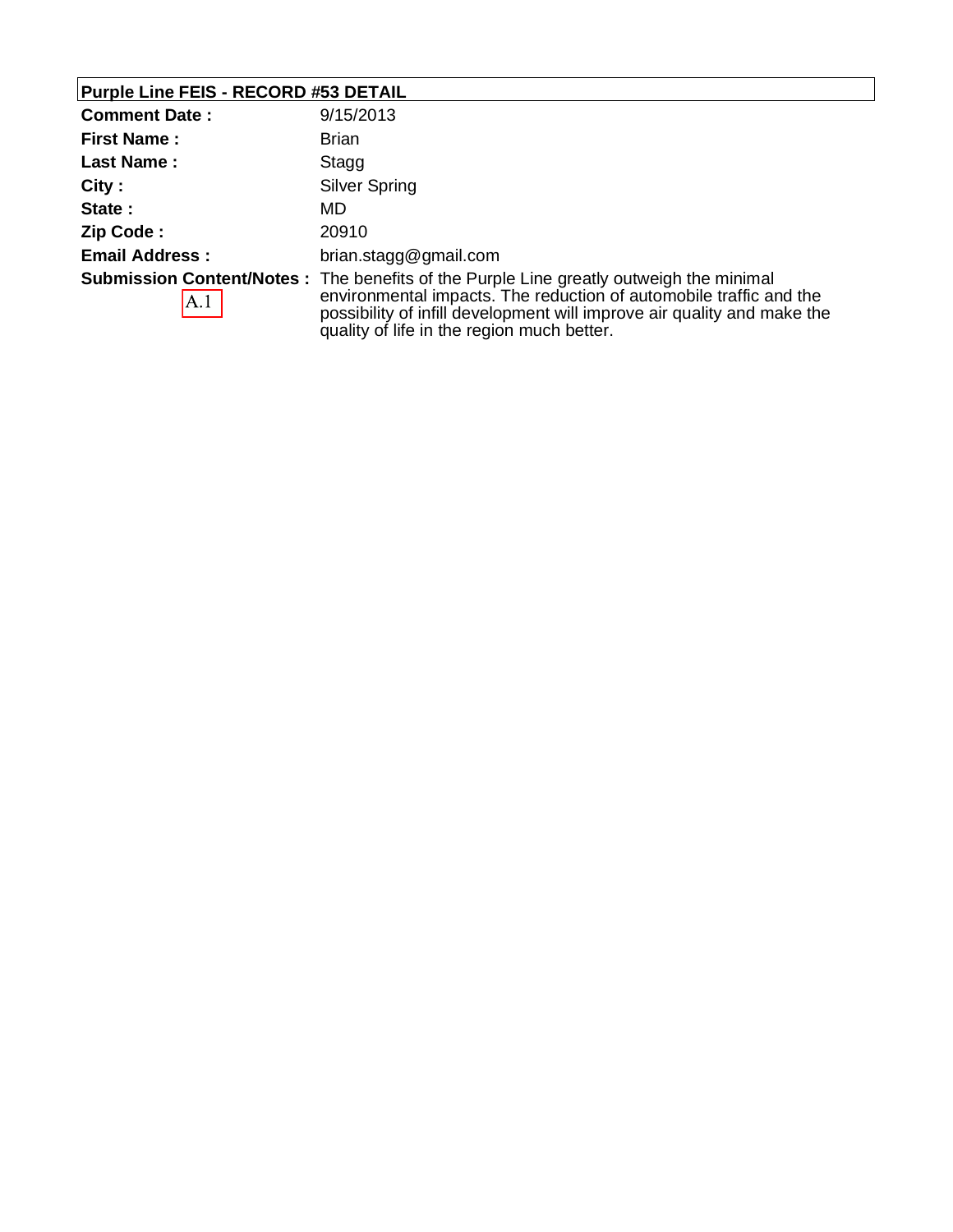**Purple Line FEIS - RECORD #53 DETAIL**

| | |
|---|---|
| **Comment Date :** | 9/15/2013 |
| **First Name :** | Brian |
| **Last Name :** | Stagg |
| **City :** | Silver Spring |
| **State :** | MD |
| **Zip Code :** | 20910 |
| **Email Address :** | brian.stagg@gmail.com |
| **Submission Content/Notes :** A.1 | The benefits of the Purple Line greatly outweigh the minimal environmental impacts. The reduction of automobile traffic and the possibility of infill development will improve air quality and make the quality of life in the region much better. |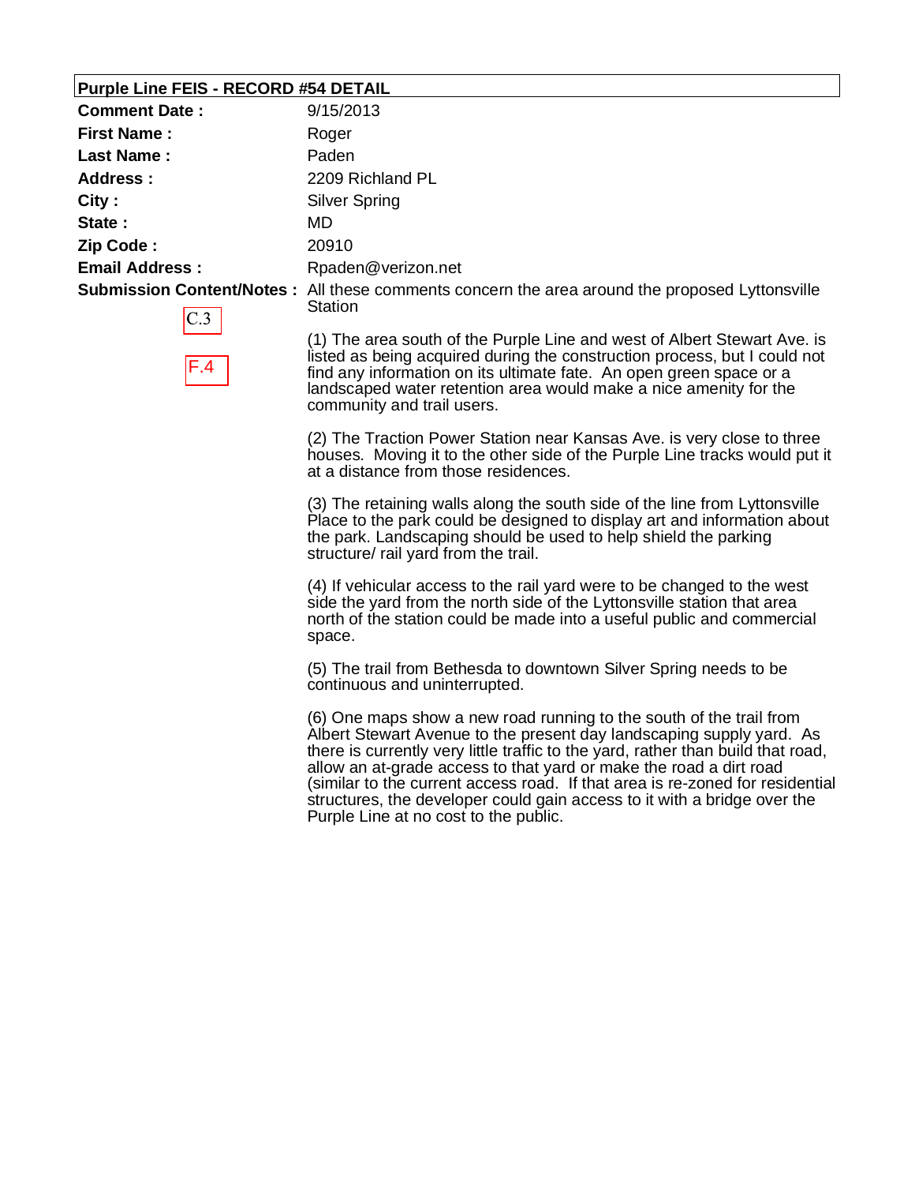**Purple Line FEIS - RECORD #54 DETAIL**

| | |
|---|---|
| **Comment Date :** | 9/15/2013 |
| **First Name :** | Roger |
| **Last Name :** | Paden |
| **Address :** | 2209 Richland PL |
| **City :** | Silver Spring |
| **State :** | MD |
| **Zip Code :** | 20910 |
| **Email Address :** | Rpaden@verizon.net |

**Submission Content/Notes :** All these comments concern the area around the proposed Lyttonsville Station

C.3

F.4

(1) The area south of the Purple Line and west of Albert Stewart Ave. is listed as being acquired during the construction process, but I could not find any information on its ultimate fate. An open green space or a landscaped water retention area would make a nice amenity for the community and trail users.

(2) The Traction Power Station near Kansas Ave. is very close to three houses. Moving it to the other side of the Purple Line tracks would put it at a distance from those residences.

(3) The retaining walls along the south side of the line from Lyttonsville Place to the park could be designed to display art and information about the park. Landscaping should be used to help shield the parking structure/ rail yard from the trail.

(4) If vehicular access to the rail yard were to be changed to the west side the yard from the north side of the Lyttonsville station that area north of the station could be made into a useful public and commercial space.

(5) The trail from Bethesda to downtown Silver Spring needs to be continuous and uninterrupted.

(6) One maps show a new road running to the south of the trail from Albert Stewart Avenue to the present day landscaping supply yard. As there is currently very little traffic to the yard, rather than build that road, allow an at-grade access to that yard or make the road a dirt road (similar to the current access road. If that area is re-zoned for residential structures, the developer could gain access to it with a bridge over the Purple Line at no cost to the public.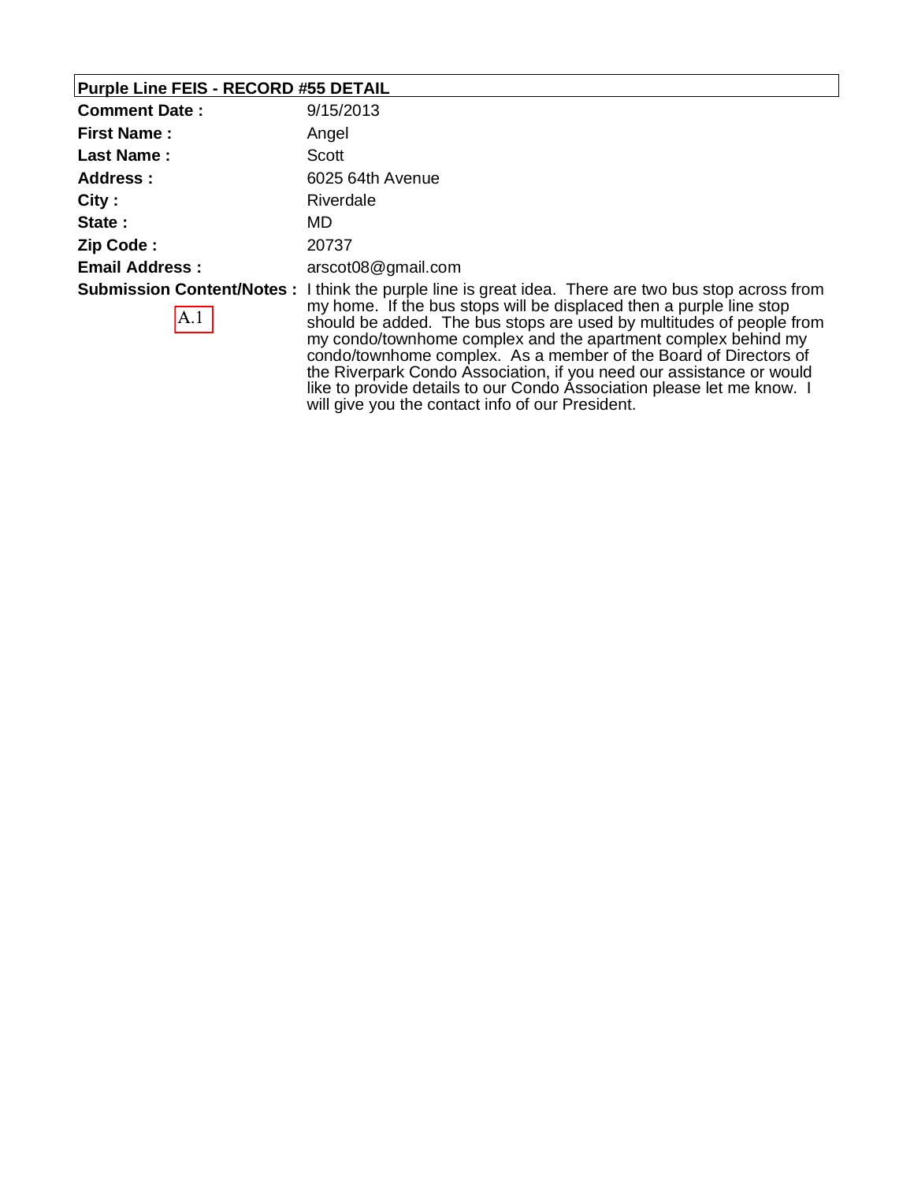**Purple Line FEIS - RECORD #55 DETAIL**

| | |
|---|---|
| **Comment Date :** | 9/15/2013 |
| **First Name :** | Angel |
| **Last Name :** | Scott |
| **Address :** | 6025 64th Avenue |
| **City :** | Riverdale |
| **State :** | MD |
| **Zip Code :** | 20737 |
| **Email Address :** | arscot08@gmail.com |
| **Submission Content/Notes :** A.1 | I think the purple line is great idea. There are two bus stop across from my home. If the bus stops will be displaced then a purple line stop should be added. The bus stops are used by multitudes of people from my condo/townhome complex and the apartment complex behind my condo/townhome complex. As a member of the Board of Directors of the Riverpark Condo Association, if you need our assistance or would like to provide details to our Condo Association please let me know. I will give you the contact info of our President. |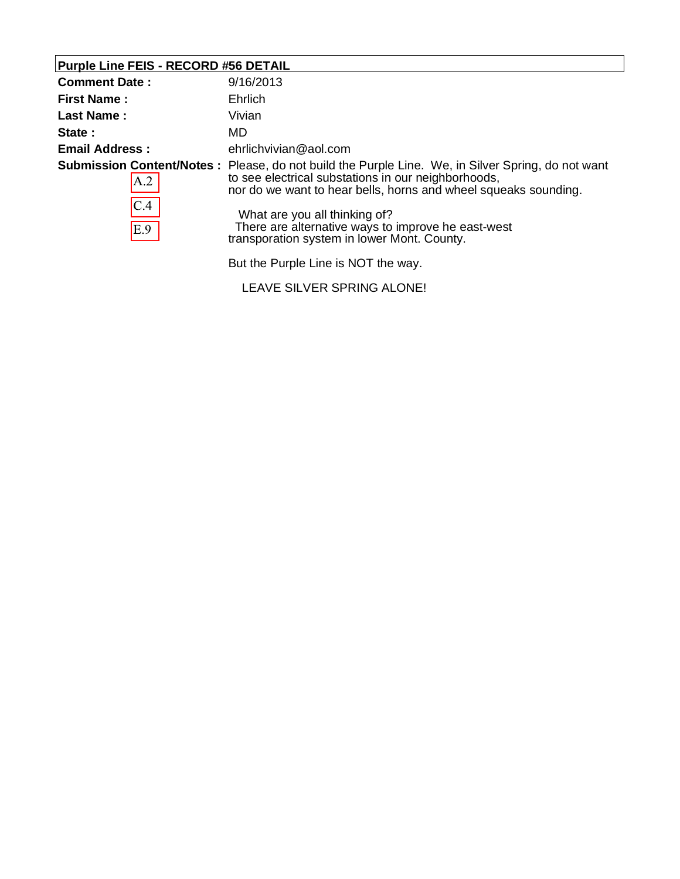## Purple Line FEIS - RECORD #56 DETAIL

| | |
|---|---|
| **Comment Date :** | 9/16/2013 |
| **First Name :** | Ehrlich |
| **Last Name :** | Vivian |
| **State :** | MD |
| **Email Address :** | ehrlichvivian@aol.com |
| **Submission Content/Notes :** | Please, do not build the Purple Line. We, in Silver Spring, do not want to see electrical substations in our neighborhoods, nor do we want to hear bells, horns and wheel squeaks sounding. |

A.2

C.4

E.9

What are you all thinking of?
There are alternative ways to improve he east-west transporation system in lower Mont. County.

But the Purple Line is NOT the way.

LEAVE SILVER SPRING ALONE!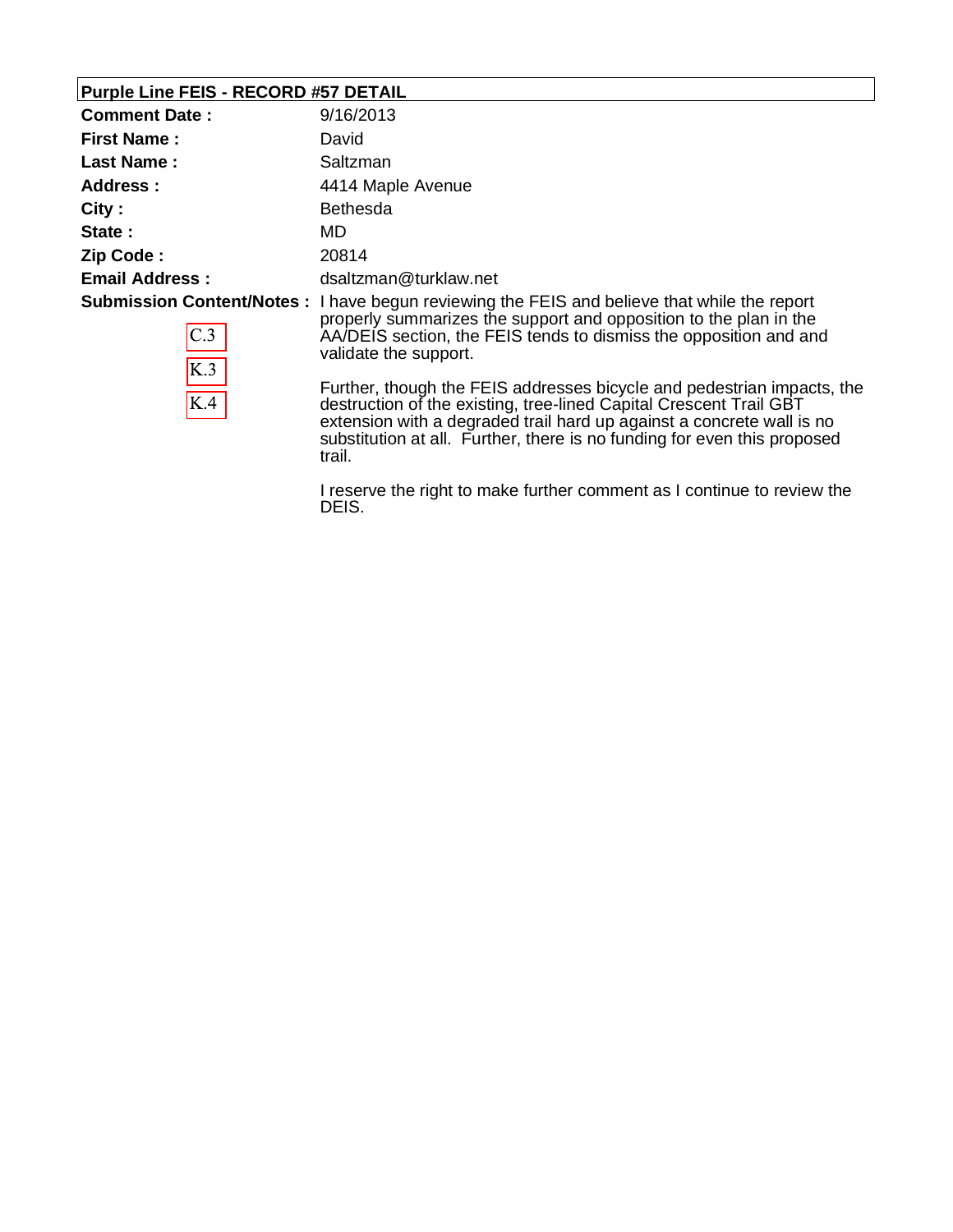## Purple Line FEIS - RECORD #57 DETAIL

| | |
|---|---|
| **Comment Date :** | 9/16/2013 |
| **First Name :** | David |
| **Last Name :** | Saltzman |
| **Address :** | 4414 Maple Avenue |
| **City :** | Bethesda |
| **State :** | MD |
| **Zip Code :** | 20814 |
| **Email Address :** | dsaltzman@turklaw.net |
| **Submission Content/Notes :** | I have begun reviewing the FEIS and believe that while the report properly summarizes the support and opposition to the plan in the AA/DEIS section, the FEIS tends to dismiss the opposition and and validate the support. |

C.3

K.3

K.4

Further, though the FEIS addresses bicycle and pedestrian impacts, the destruction of the existing, tree-lined Capital Crescent Trail GBT extension with a degraded trail hard up against a concrete wall is no substitution at all. Further, there is no funding for even this proposed trail.

I reserve the right to make further comment as I continue to review the DEIS.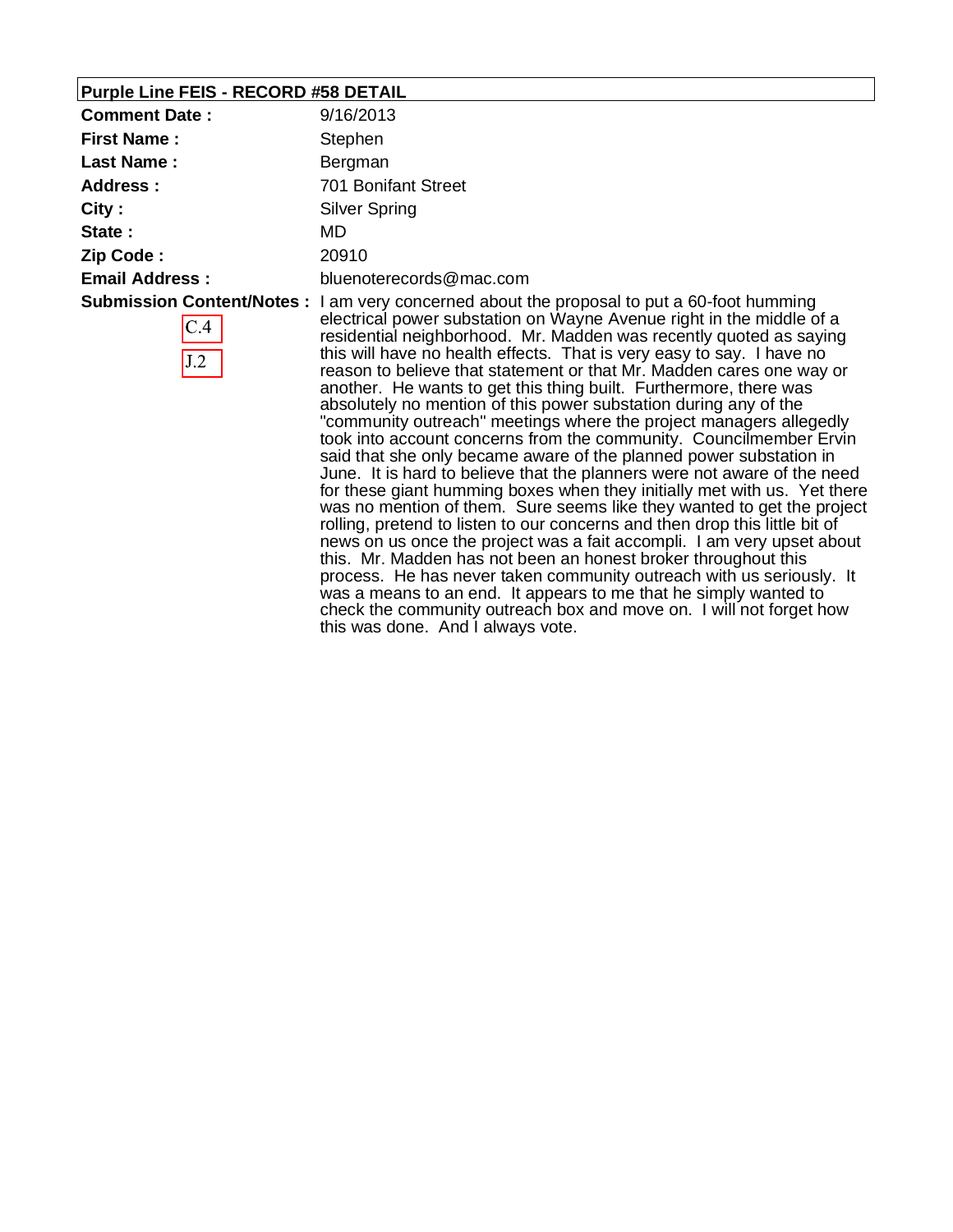**Purple Line FEIS - RECORD #58 DETAIL**

| | |
|---|---|
| **Comment Date :** | 9/16/2013 |
| **First Name :** | Stephen |
| **Last Name :** | Bergman |
| **Address :** | 701 Bonifant Street |
| **City :** | Silver Spring |
| **State :** | MD |
| **Zip Code :** | 20910 |
| **Email Address :** | bluenoterecords@mac.com |
| **Submission Content/Notes :** C.4 J.2 | I am very concerned about the proposal to put a 60-foot humming electrical power substation on Wayne Avenue right in the middle of a residential neighborhood. Mr. Madden was recently quoted as saying this will have no health effects. That is very easy to say. I have no reason to believe that statement or that Mr. Madden cares one way or another. He wants to get this thing built. Furthermore, there was absolutely no mention of this power substation during any of the "community outreach" meetings where the project managers allegedly took into account concerns from the community. Councilmember Ervin said that she only became aware of the planned power substation in June. It is hard to believe that the planners were not aware of the need for these giant humming boxes when they initially met with us. Yet there was no mention of them. Sure seems like they wanted to get the project rolling, pretend to listen to our concerns and then drop this little bit of news on us once the project was a fait accompli. I am very upset about this. Mr. Madden has not been an honest broker throughout this process. He has never taken community outreach with us seriously. It was a means to an end. It appears to me that he simply wanted to check the community outreach box and move on. I will not forget how this was done. And I always vote. |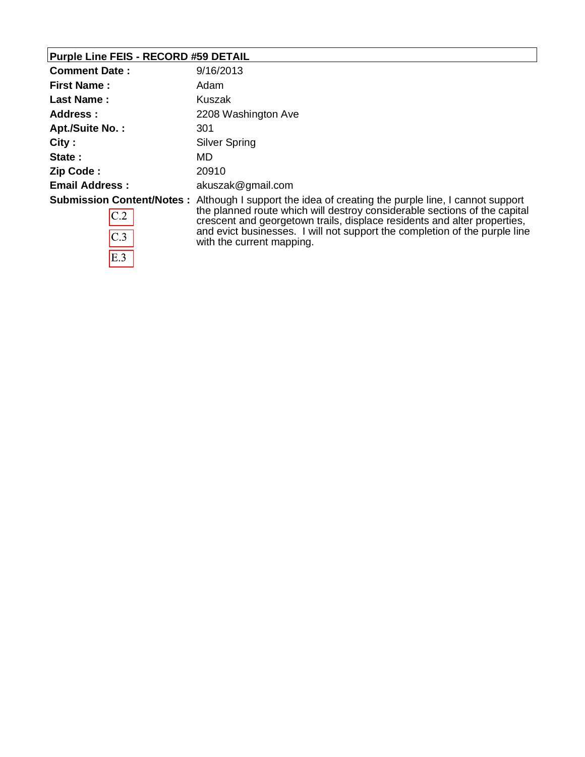## Purple Line FEIS - RECORD #59 DETAIL

| | |
|---|---|
| **Comment Date :** | 9/16/2013 |
| **First Name :** | Adam |
| **Last Name :** | Kuszak |
| **Address :** | 2208 Washington Ave |
| **Apt./Suite No. :** | 301 |
| **City :** | Silver Spring |
| **State :** | MD |
| **Zip Code :** | 20910 |
| **Email Address :** | akuszak@gmail.com |
| **Submission Content/Notes :** C.2 C.3 E.3 | Although I support the idea of creating the purple line, I cannot support the planned route which will destroy considerable sections of the capital crescent and georgetown trails, displace residents and alter properties, and evict businesses. I will not support the completion of the purple line with the current mapping. |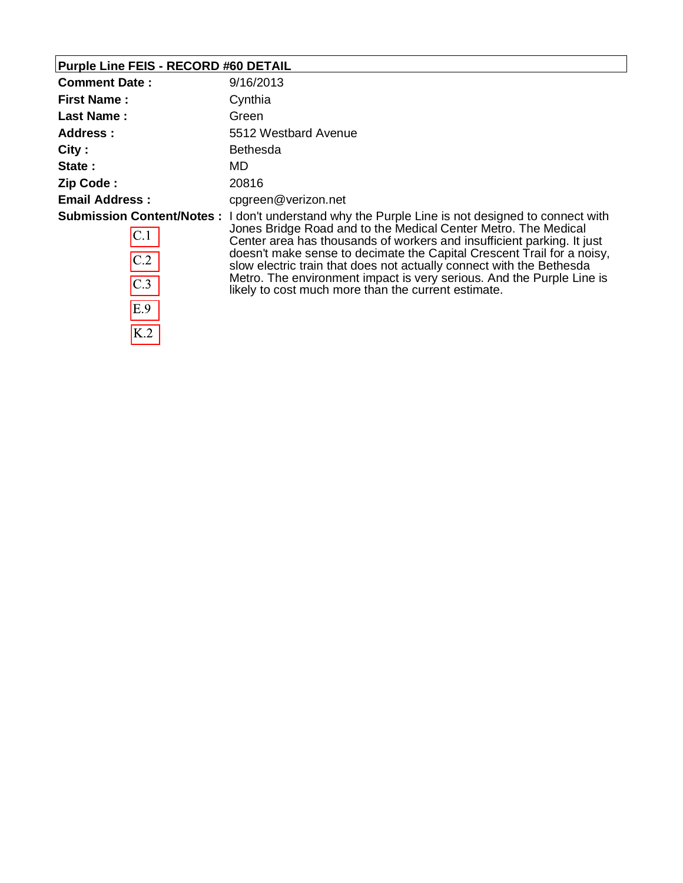**Purple Line FEIS - RECORD #60 DETAIL**

| | |
|---|---|
| **Comment Date :** | 9/16/2013 |
| **First Name :** | Cynthia |
| **Last Name :** | Green |
| **Address :** | 5512 Westbard Avenue |
| **City :** | Bethesda |
| **State :** | MD |
| **Zip Code :** | 20816 |
| **Email Address :** | cpgreen@verizon.net |
| **Submission Content/Notes :** | I don't understand why the Purple Line is not designed to connect with Jones Bridge Road and to the Medical Center Metro. The Medical Center area has thousands of workers and insufficient parking. It just doesn't make sense to decimate the Capital Crescent Trail for a noisy, slow electric train that does not actually connect with the Bethesda Metro. The environment impact is very serious. And the Purple Line is likely to cost much more than the current estimate. |

C.1

C.2

C.3

E.9

K.2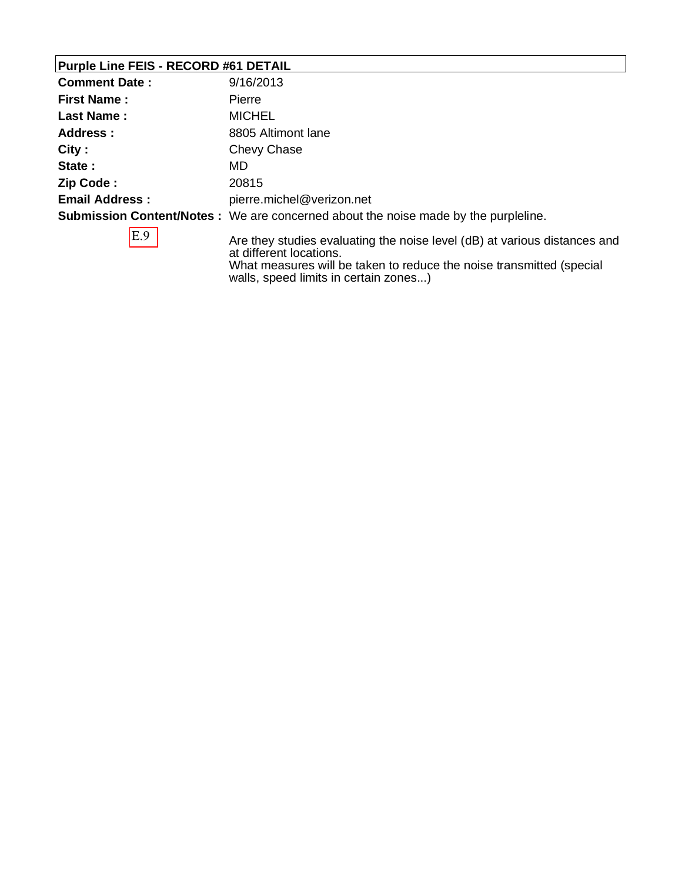**Purple Line FEIS - RECORD #61 DETAIL**

| | |
|---|---|
| **Comment Date :** | 9/16/2013 |
| **First Name :** | Pierre |
| **Last Name :** | MICHEL |
| **Address :** | 8805 Altimont lane |
| **City :** | Chevy Chase |
| **State :** | MD |
| **Zip Code :** | 20815 |
| **Email Address :** | pierre.michel@verizon.net |
| **Submission Content/Notes :** | We are concerned about the noise made by the purpleline. |

E.9

Are they studies evaluating the noise level (dB) at various distances and at different locations.
What measures will be taken to reduce the noise transmitted (special walls, speed limits in certain zones...)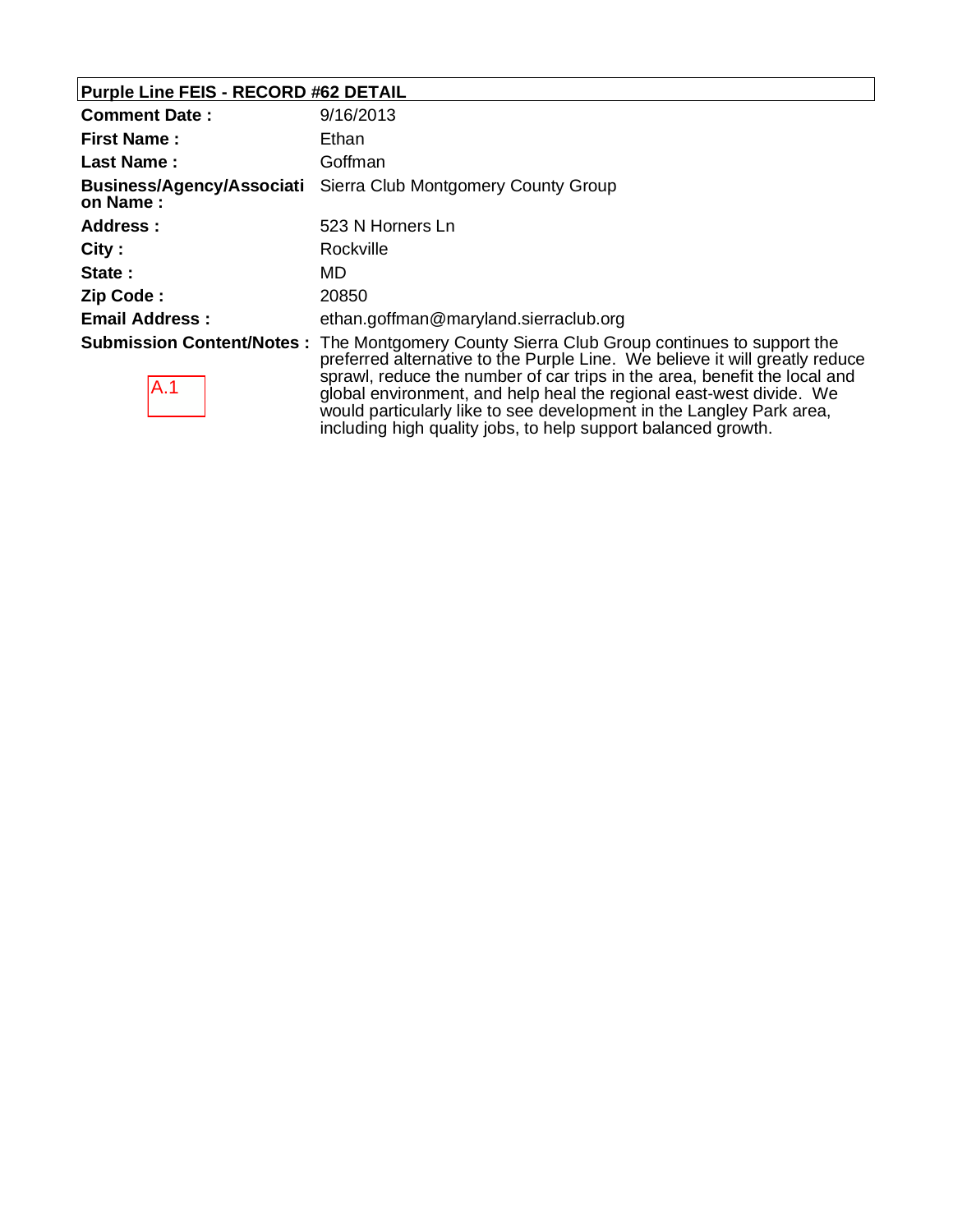## Purple Line FEIS - RECORD #62 DETAIL

| | |
|---|---|
| **Comment Date :** | 9/16/2013 |
| **First Name :** | Ethan |
| **Last Name :** | Goffman |
| **Business/Agency/Association Name :** | Sierra Club Montgomery County Group |
| **Address :** | 523 N Horners Ln |
| **City :** | Rockville |
| **State :** | MD |
| **Zip Code :** | 20850 |
| **Email Address :** | ethan.goffman@maryland.sierraclub.org |
| **Submission Content/Notes :** | The Montgomery County Sierra Club Group continues to support the preferred alternative to the Purple Line. We believe it will greatly reduce sprawl, reduce the number of car trips in the area, benefit the local and global environment, and help heal the regional east-west divide. We would particularly like to see development in the Langley Park area, including high quality jobs, to help support balanced growth. |

A.1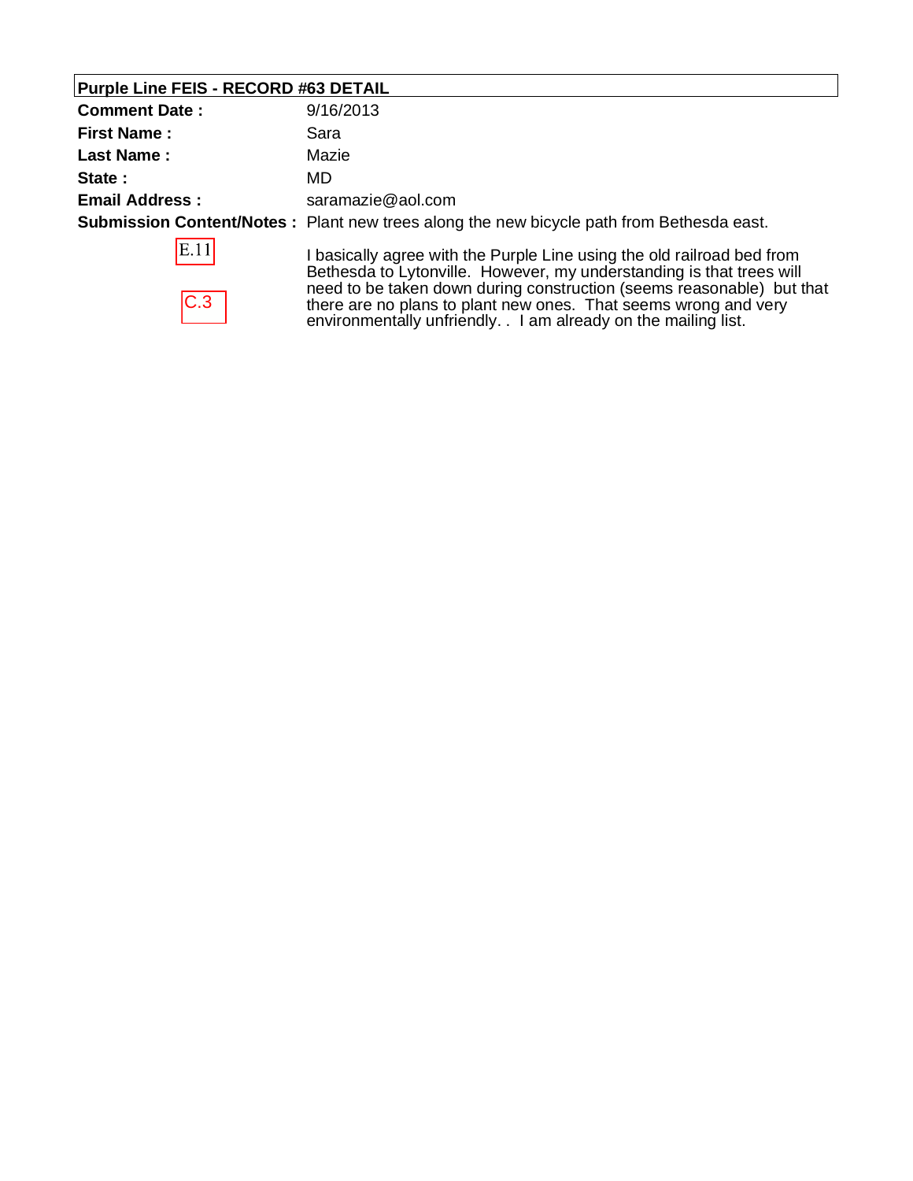## Purple Line FEIS - RECORD #63 DETAIL

| | |
|---|---|
| **Comment Date :** | 9/16/2013 |
| **First Name :** | Sara |
| **Last Name :** | Mazie |
| **State :** | MD |
| **Email Address :** | saramazie@aol.com |
| **Submission Content/Notes :** | Plant new trees along the new bicycle path from Bethesda east. |

E.11

C.3

I basically agree with the Purple Line using the old railroad bed from Bethesda to Lytonville. However, my understanding is that trees will need to be taken down during construction (seems reasonable) but that there are no plans to plant new ones. That seems wrong and very environmentally unfriendly. . I am already on the mailing list.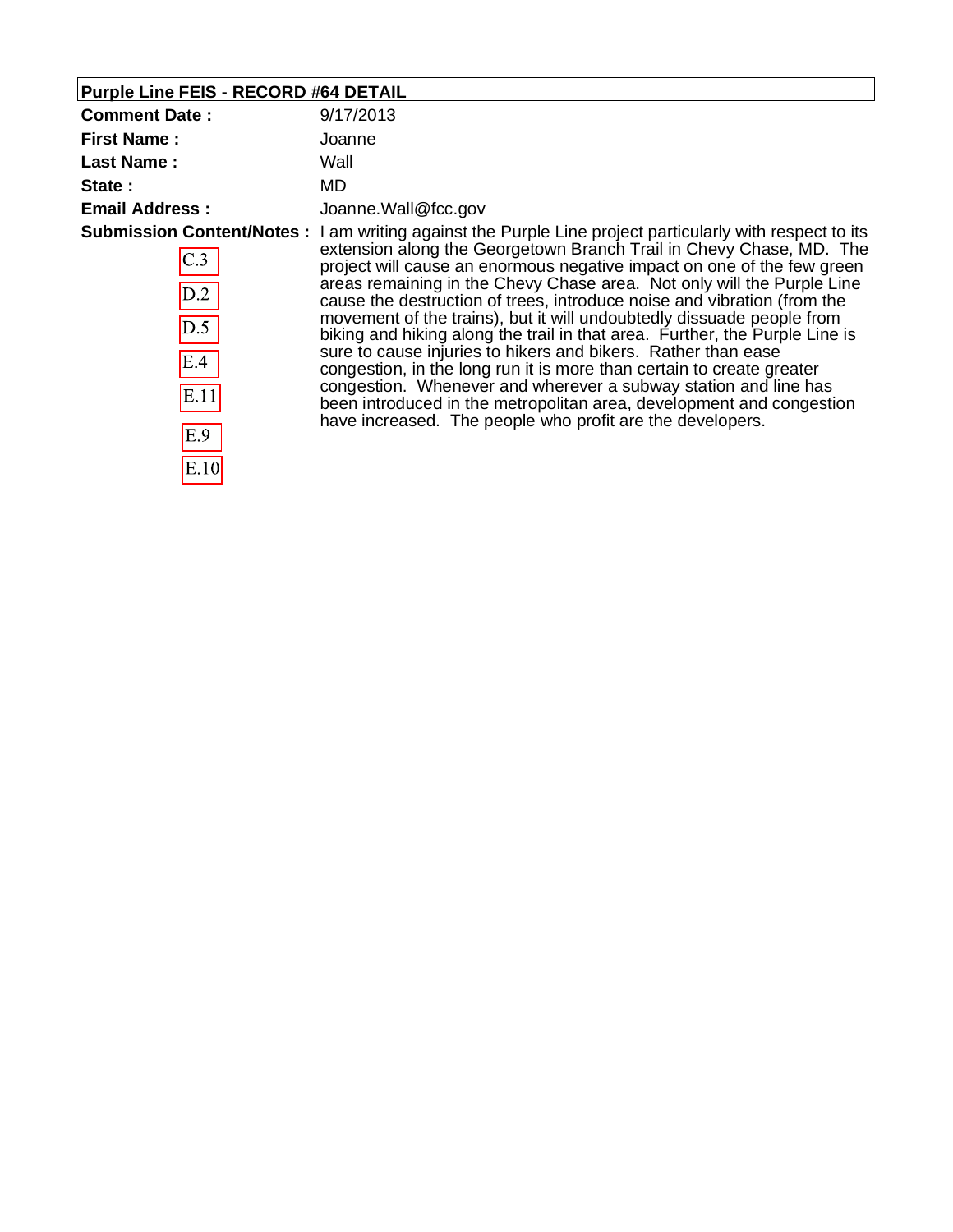## Purple Line FEIS - RECORD #64 DETAIL

**Comment Date :** 9/17/2013

**First Name :** Joanne

**Last Name :** Wall

**State :** MD

**Email Address :** Joanne.Wall@fcc.gov

**Submission Content/Notes :** I am writing against the Purple Line project particularly with respect to its extension along the Georgetown Branch Trail in Chevy Chase, MD. The project will cause an enormous negative impact on one of the few green areas remaining in the Chevy Chase area. Not only will the Purple Line cause the destruction of trees, introduce noise and vibration (from the movement of the trains), but it will undoubtedly dissuade people from biking and hiking along the trail in that area. Further, the Purple Line is sure to cause injuries to hikers and bikers. Rather than ease congestion, in the long run it is more than certain to create greater congestion. Whenever and wherever a subway station and line has been introduced in the metropolitan area, development and congestion have increased. The people who profit are the developers.

C.3

D.2

D.5

E.4

E.11

E.9

E.10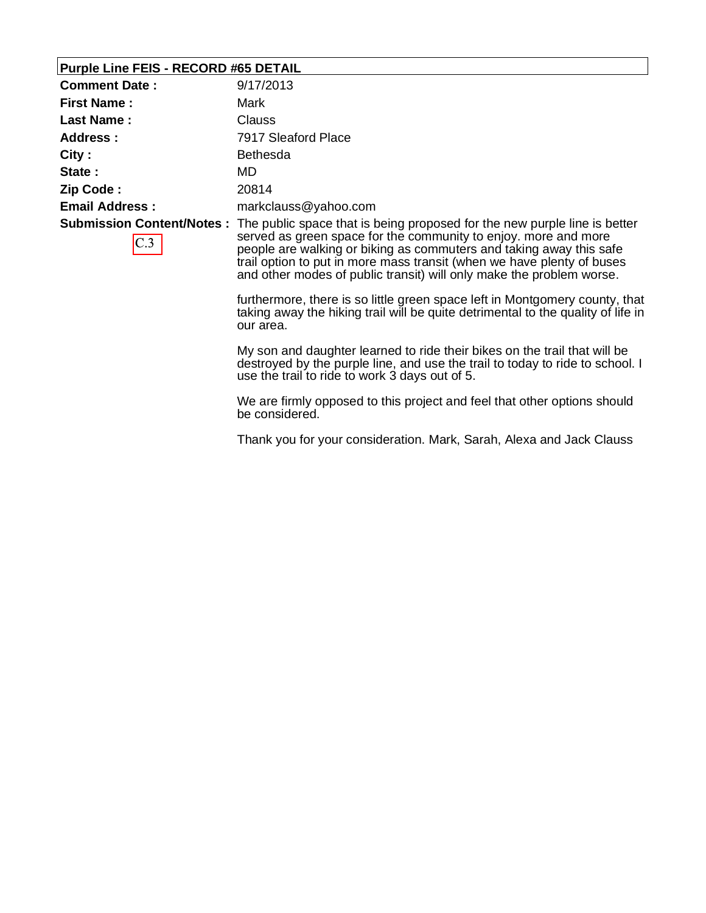**Purple Line FEIS - RECORD #65 DETAIL**

| | |
|---|---|
| **Comment Date :** | 9/17/2013 |
| **First Name :** | Mark |
| **Last Name :** | Clauss |
| **Address :** | 7917 Sleaford Place |
| **City :** | Bethesda |
| **State :** | MD |
| **Zip Code :** | 20814 |
| **Email Address :** | markclauss@yahoo.com |

**Submission Content/Notes :**

C.3

The public space that is being proposed for the new purple line is better served as green space for the community to enjoy. more and more people are walking or biking as commuters and taking away this safe trail option to put in more mass transit (when we have plenty of buses and other modes of public transit) will only make the problem worse.

furthermore, there is so little green space left in Montgomery county, that taking away the hiking trail will be quite detrimental to the quality of life in our area.

My son and daughter learned to ride their bikes on the trail that will be destroyed by the purple line, and use the trail to today to ride to school. I use the trail to ride to work 3 days out of 5.

We are firmly opposed to this project and feel that other options should be considered.

Thank you for your consideration. Mark, Sarah, Alexa and Jack Clauss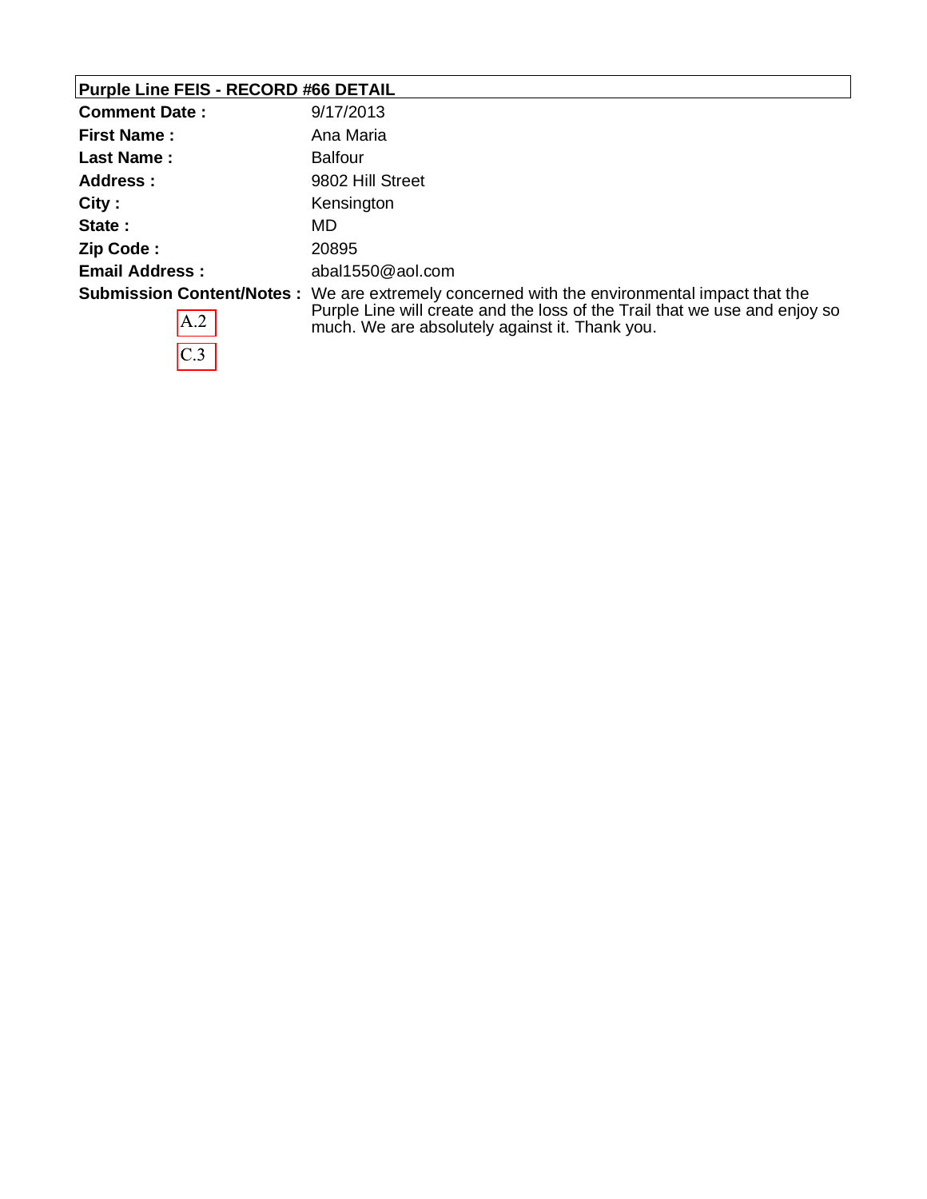## Purple Line FEIS - RECORD #66 DETAIL

| | |
|---|---|
| **Comment Date :** | 9/17/2013 |
| **First Name :** | Ana Maria |
| **Last Name :** | Balfour |
| **Address :** | 9802 Hill Street |
| **City :** | Kensington |
| **State :** | MD |
| **Zip Code :** | 20895 |
| **Email Address :** | abal1550@aol.com |
| **Submission Content/Notes :** | We are extremely concerned with the environmental impact that the Purple Line will create and the loss of the Trail that we use and enjoy so much. We are absolutely against it. Thank you. |

A.2

C.3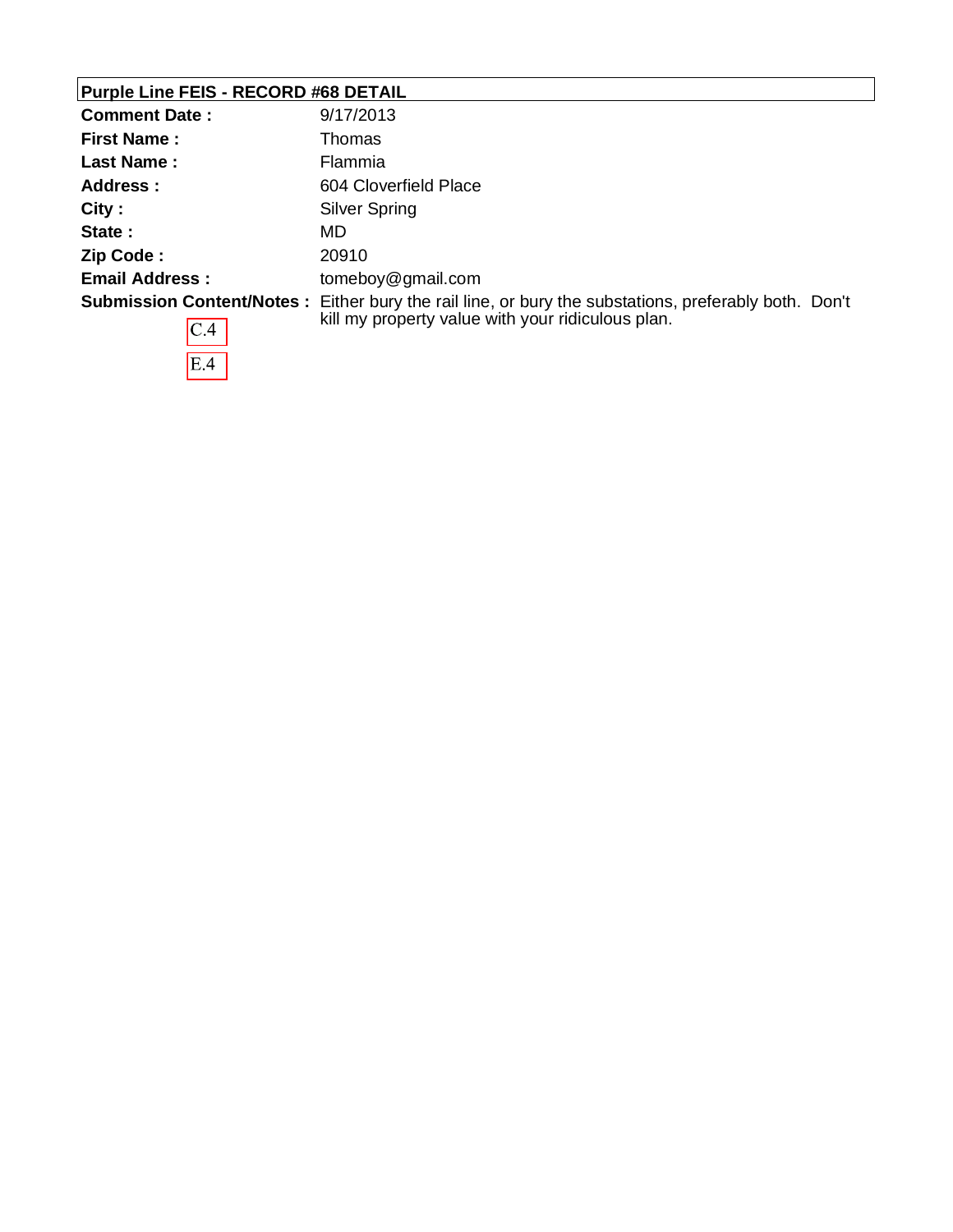**Purple Line FEIS - RECORD #68 DETAIL**

| | |
|---|---|
| **Comment Date :** | 9/17/2013 |
| **First Name :** | Thomas |
| **Last Name :** | Flammia |
| **Address :** | 604 Cloverfield Place |
| **City :** | Silver Spring |
| **State :** | MD |
| **Zip Code :** | 20910 |
| **Email Address :** | tomeboy@gmail.com |
| **Submission Content/Notes :** | Either bury the rail line, or bury the substations, preferably both. Don't kill my property value with your ridiculous plan. |

C.4

E.4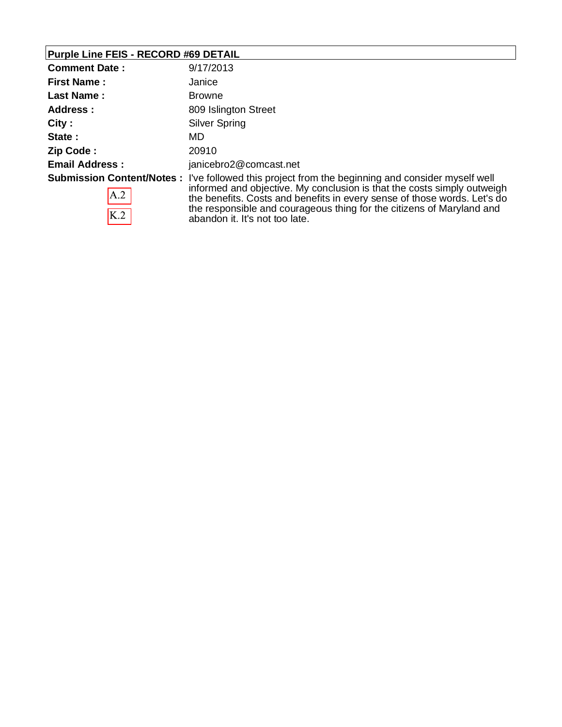**Purple Line FEIS - RECORD #69 DETAIL**

| | |
|---|---|
| **Comment Date :** | 9/17/2013 |
| **First Name :** | Janice |
| **Last Name :** | Browne |
| **Address :** | 809 Islington Street |
| **City :** | Silver Spring |
| **State :** | MD |
| **Zip Code :** | 20910 |
| **Email Address :** | janicebro2@comcast.net |
| **Submission Content/Notes :** A.2 K.2 | I've followed this project from the beginning and consider myself well informed and objective. My conclusion is that the costs simply outweigh the benefits. Costs and benefits in every sense of those words. Let's do the responsible and courageous thing for the citizens of Maryland and abandon it. It's not too late. |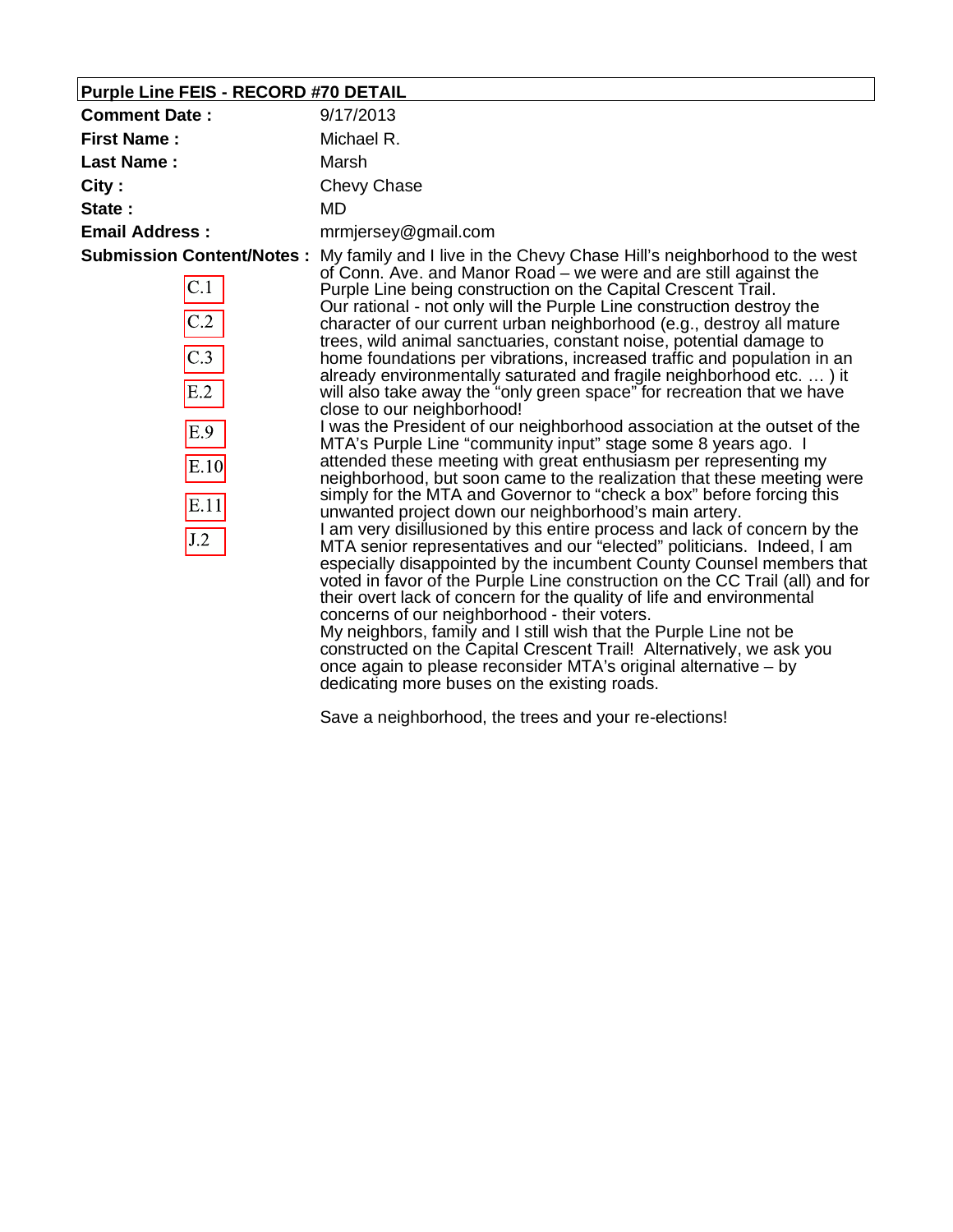**Purple Line FEIS - RECORD #70 DETAIL**

| | |
|---|---|
| **Comment Date :** | 9/17/2013 |
| **First Name :** | Michael R. |
| **Last Name :** | Marsh |
| **City :** | Chevy Chase |
| **State :** | MD |
| **Email Address :** | mrmjersey@gmail.com |

**Submission Content/Notes :**

C.1 C.2 C.3 E.2 E.9 E.10 E.11 J.2

My family and I live in the Chevy Chase Hill's neighborhood to the west of Conn. Ave. and Manor Road – we were and are still against the Purple Line being construction on the Capital Crescent Trail.

Our rational - not only will the Purple Line construction destroy the character of our current urban neighborhood (e.g., destroy all mature trees, wild animal sanctuaries, constant noise, potential damage to home foundations per vibrations, increased traffic and population in an already environmentally saturated and fragile neighborhood etc. … ) it will also take away the "only green space" for recreation that we have close to our neighborhood!

I was the President of our neighborhood association at the outset of the MTA's Purple Line "community input" stage some 8 years ago. I attended these meeting with great enthusiasm per representing my neighborhood, but soon came to the realization that these meeting were simply for the MTA and Governor to "check a box" before forcing this unwanted project down our neighborhood's main artery.

I am very disillusioned by this entire process and lack of concern by the MTA senior representatives and our "elected" politicians. Indeed, I am especially disappointed by the incumbent County Counsel members that voted in favor of the Purple Line construction on the CC Trail (all) and for their overt lack of concern for the quality of life and environmental concerns of our neighborhood - their voters.

My neighbors, family and I still wish that the Purple Line not be constructed on the Capital Crescent Trail! Alternatively, we ask you once again to please reconsider MTA's original alternative – by dedicating more buses on the existing roads.

Save a neighborhood, the trees and your re-elections!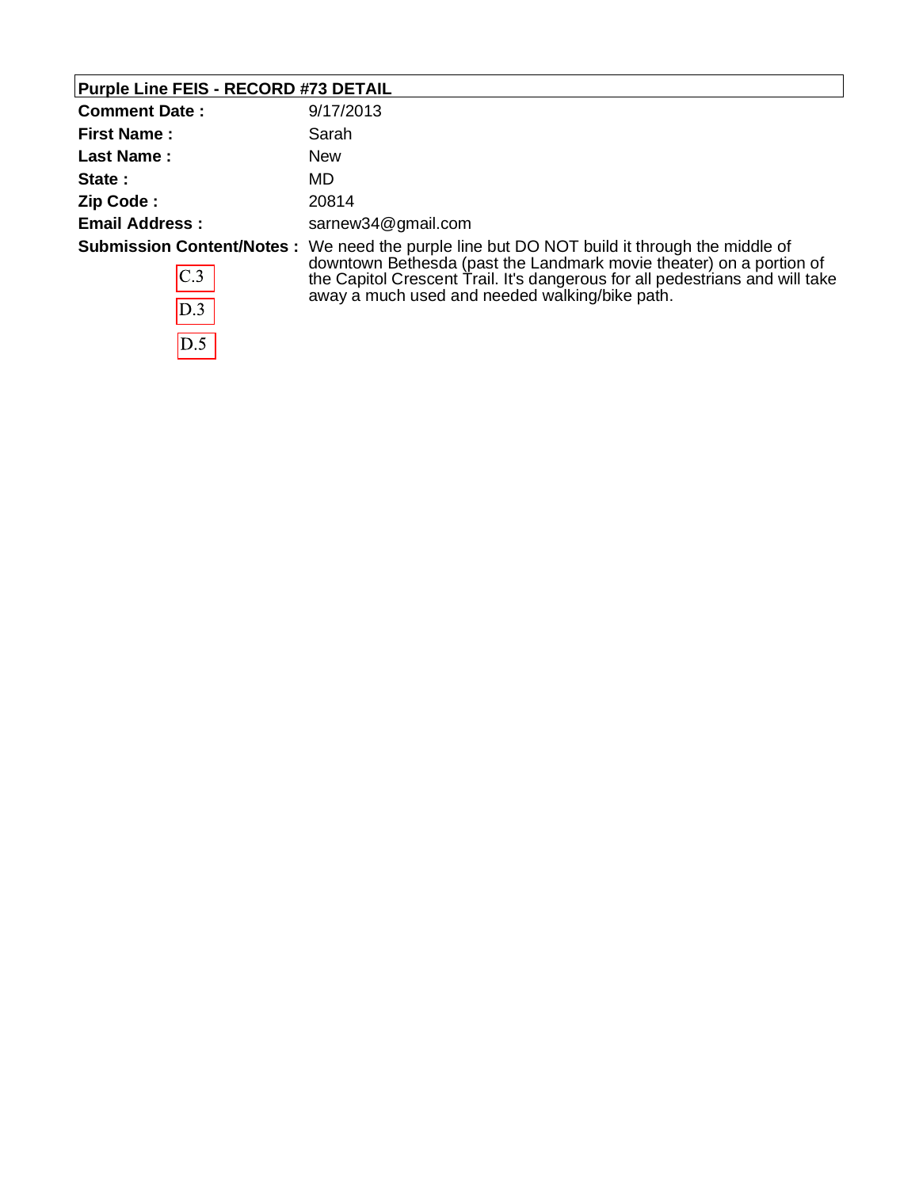## Purple Line FEIS - RECORD #73 DETAIL

| | |
|---|---|
| **Comment Date :** | 9/17/2013 |
| **First Name :** | Sarah |
| **Last Name :** | New |
| **State :** | MD |
| **Zip Code :** | 20814 |
| **Email Address :** | sarnew34@gmail.com |
| **Submission Content/Notes :** | We need the purple line but DO NOT build it through the middle of downtown Bethesda (past the Landmark movie theater) on a portion of the Capitol Crescent Trail. It's dangerous for all pedestrians and will take away a much used and needed walking/bike path. |

C.3

D.3

D.5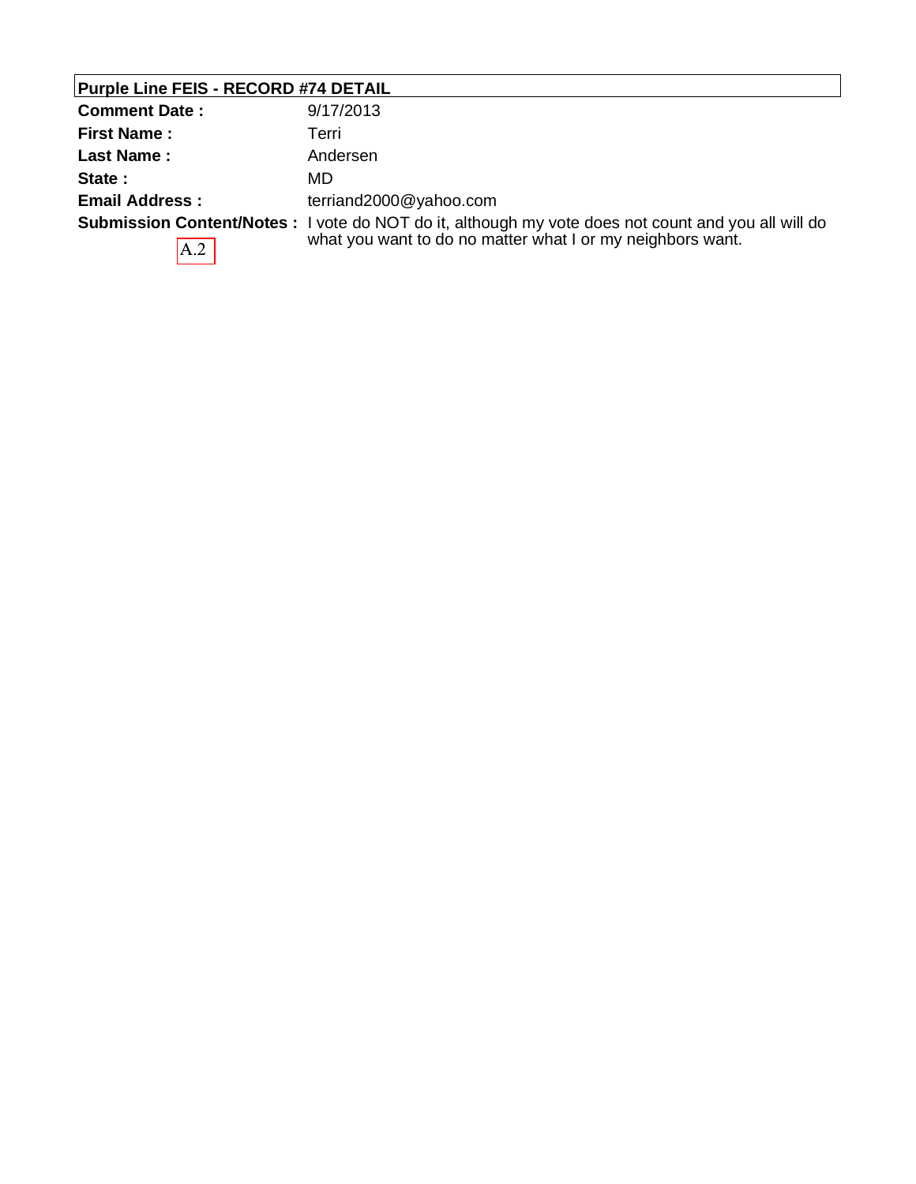**Purple Line FEIS - RECORD #74 DETAIL**

| | |
|---|---|
| **Comment Date :** | 9/17/2013 |
| **First Name :** | Terri |
| **Last Name :** | Andersen |
| **State :** | MD |
| **Email Address :** | terriand2000@yahoo.com |
| **Submission Content/Notes :** | I vote do NOT do it, although my vote does not count and you all will do what you want to do no matter what I or my neighbors want. |

A.2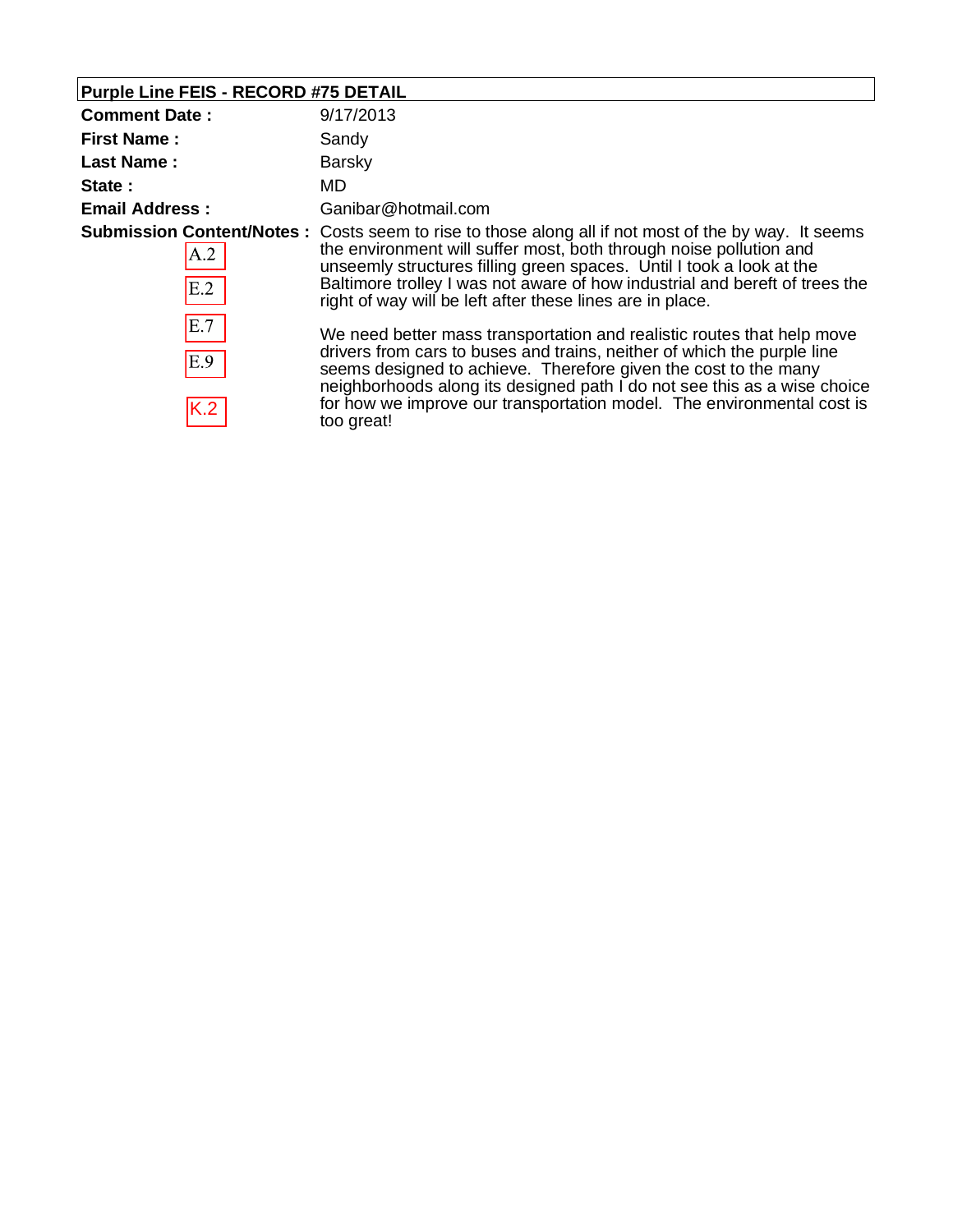## Purple Line FEIS - RECORD #75 DETAIL

**Comment Date :** 9/17/2013

**First Name :** Sandy

**Last Name :** Barsky

**State :** MD

**Email Address :** Ganibar@hotmail.com

**Submission Content/Notes :**

A.2

E.2

E.7

E.9

K.2

Costs seem to rise to those along all if not most of the by way. It seems the environment will suffer most, both through noise pollution and unseemly structures filling green spaces. Until I took a look at the Baltimore trolley I was not aware of how industrial and bereft of trees the right of way will be left after these lines are in place.

We need better mass transportation and realistic routes that help move drivers from cars to buses and trains, neither of which the purple line seems designed to achieve. Therefore given the cost to the many neighborhoods along its designed path I do not see this as a wise choice for how we improve our transportation model. The environmental cost is too great!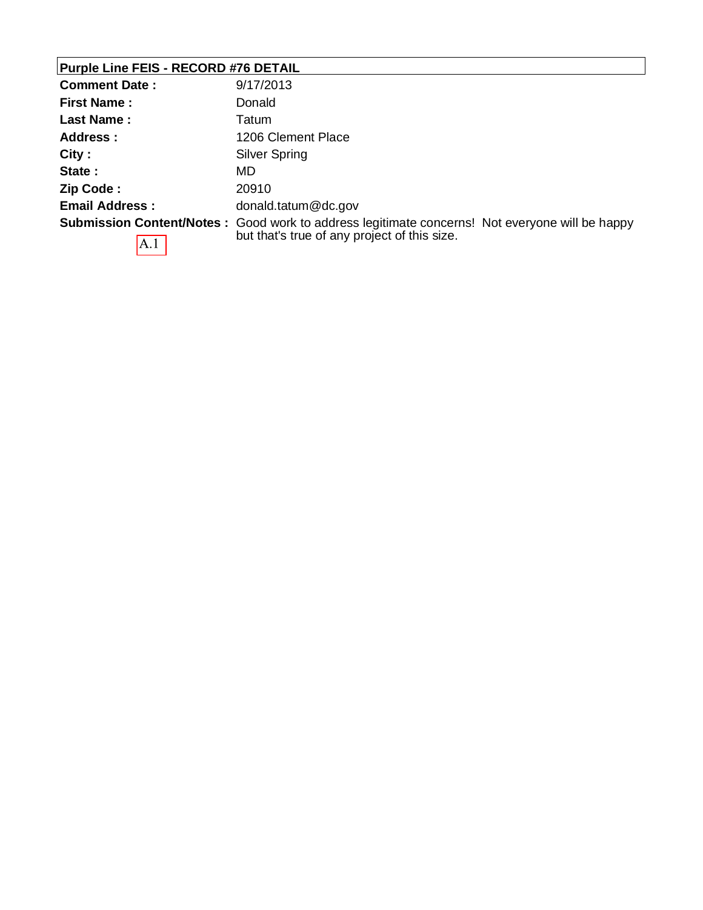## Purple Line FEIS - RECORD #76 DETAIL

| | |
|---|---|
| **Comment Date :** | 9/17/2013 |
| **First Name :** | Donald |
| **Last Name :** | Tatum |
| **Address :** | 1206 Clement Place |
| **City :** | Silver Spring |
| **State :** | MD |
| **Zip Code :** | 20910 |
| **Email Address :** | donald.tatum@dc.gov |
| **Submission Content/Notes :** | Good work to address legitimate concerns! Not everyone will be happy but that's true of any project of this size. |

A.1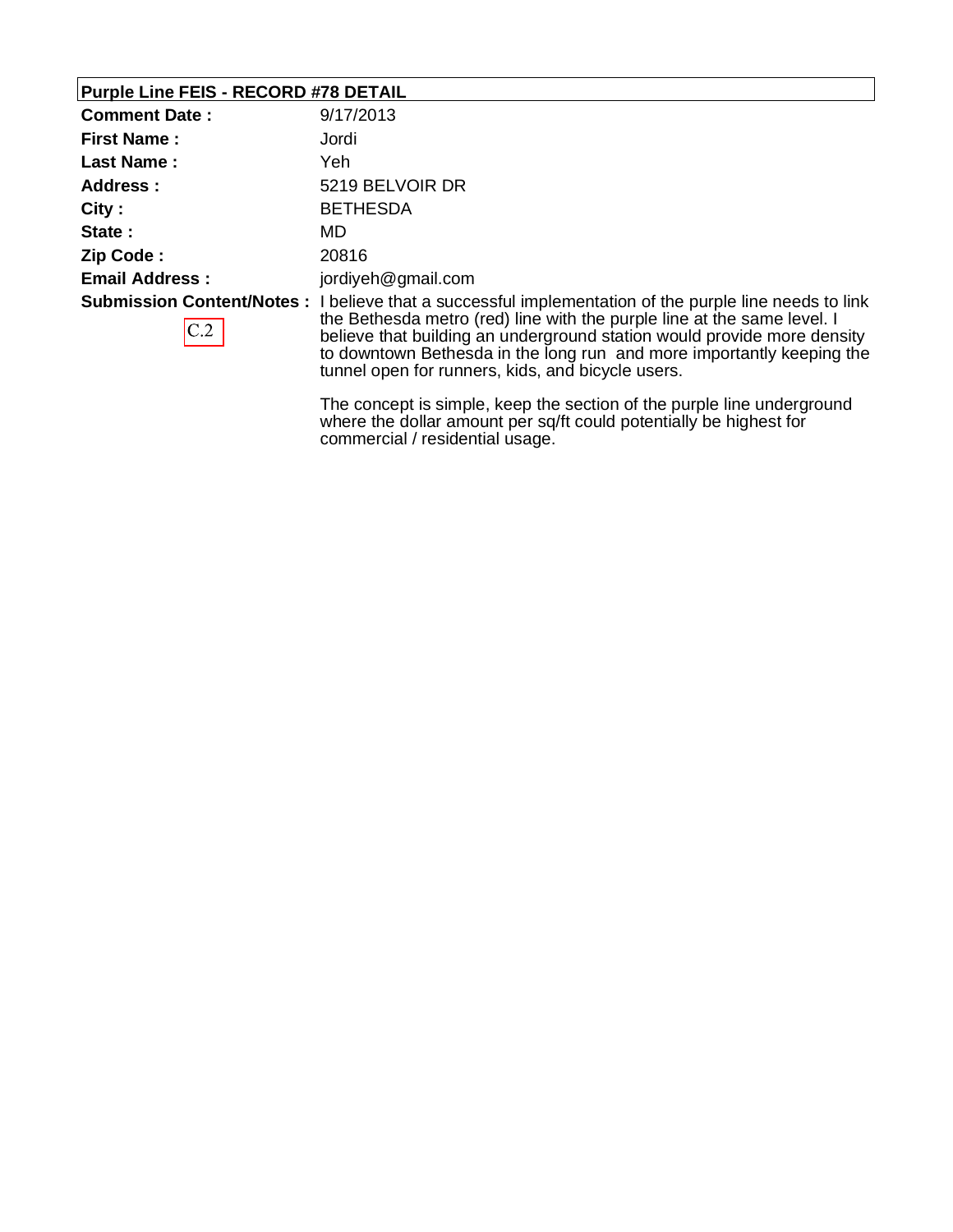## Purple Line FEIS - RECORD #78 DETAIL

| | |
|---|---|
| **Comment Date :** | 9/17/2013 |
| **First Name :** | Jordi |
| **Last Name :** | Yeh |
| **Address :** | 5219 BELVOIR DR |
| **City :** | BETHESDA |
| **State :** | MD |
| **Zip Code :** | 20816 |
| **Email Address :** | jordiyeh@gmail.com |
| **Submission Content/Notes :** C.2 | I believe that a successful implementation of the purple line needs to link the Bethesda metro (red) line with the purple line at the same level. I believe that building an underground station would provide more density to downtown Bethesda in the long run and more importantly keeping the tunnel open for runners, kids, and bicycle users.<br><br>The concept is simple, keep the section of the purple line underground where the dollar amount per sq/ft could potentially be highest for commercial / residential usage. |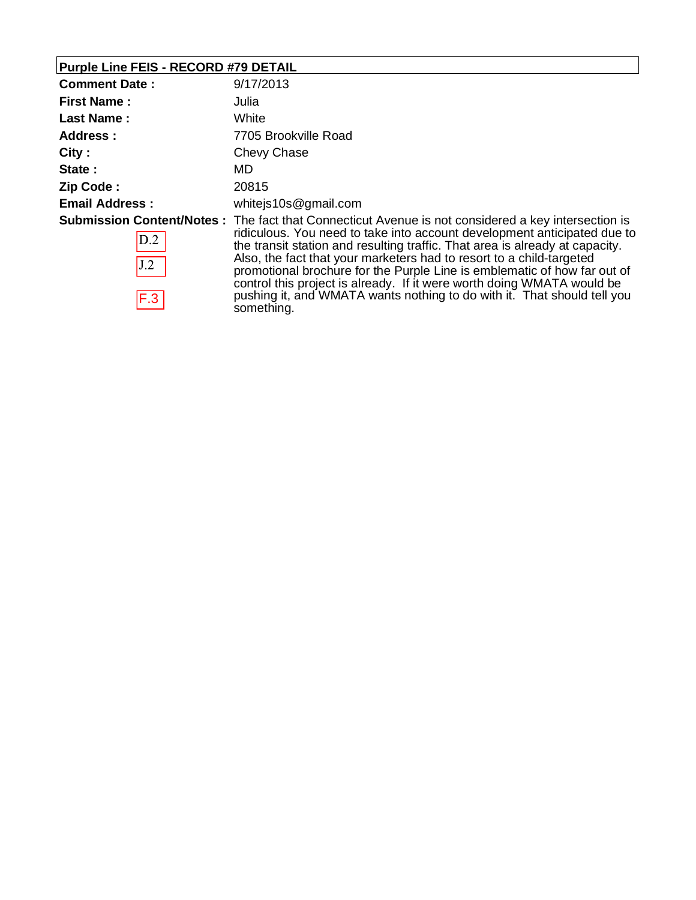## Purple Line FEIS - RECORD #79 DETAIL

| | |
|---|---|
| **Comment Date :** | 9/17/2013 |
| **First Name :** | Julia |
| **Last Name :** | White |
| **Address :** | 7705 Brookville Road |
| **City :** | Chevy Chase |
| **State :** | MD |
| **Zip Code :** | 20815 |
| **Email Address :** | whitejs10s@gmail.com |
| **Submission Content/Notes :** D.2 J.2 F.3 | The fact that Connecticut Avenue is not considered a key intersection is ridiculous. You need to take into account development anticipated due to the transit station and resulting traffic. That area is already at capacity. Also, the fact that your marketers had to resort to a child-targeted promotional brochure for the Purple Line is emblematic of how far out of control this project is already. If it were worth doing WMATA would be pushing it, and WMATA wants nothing to do with it. That should tell you something. |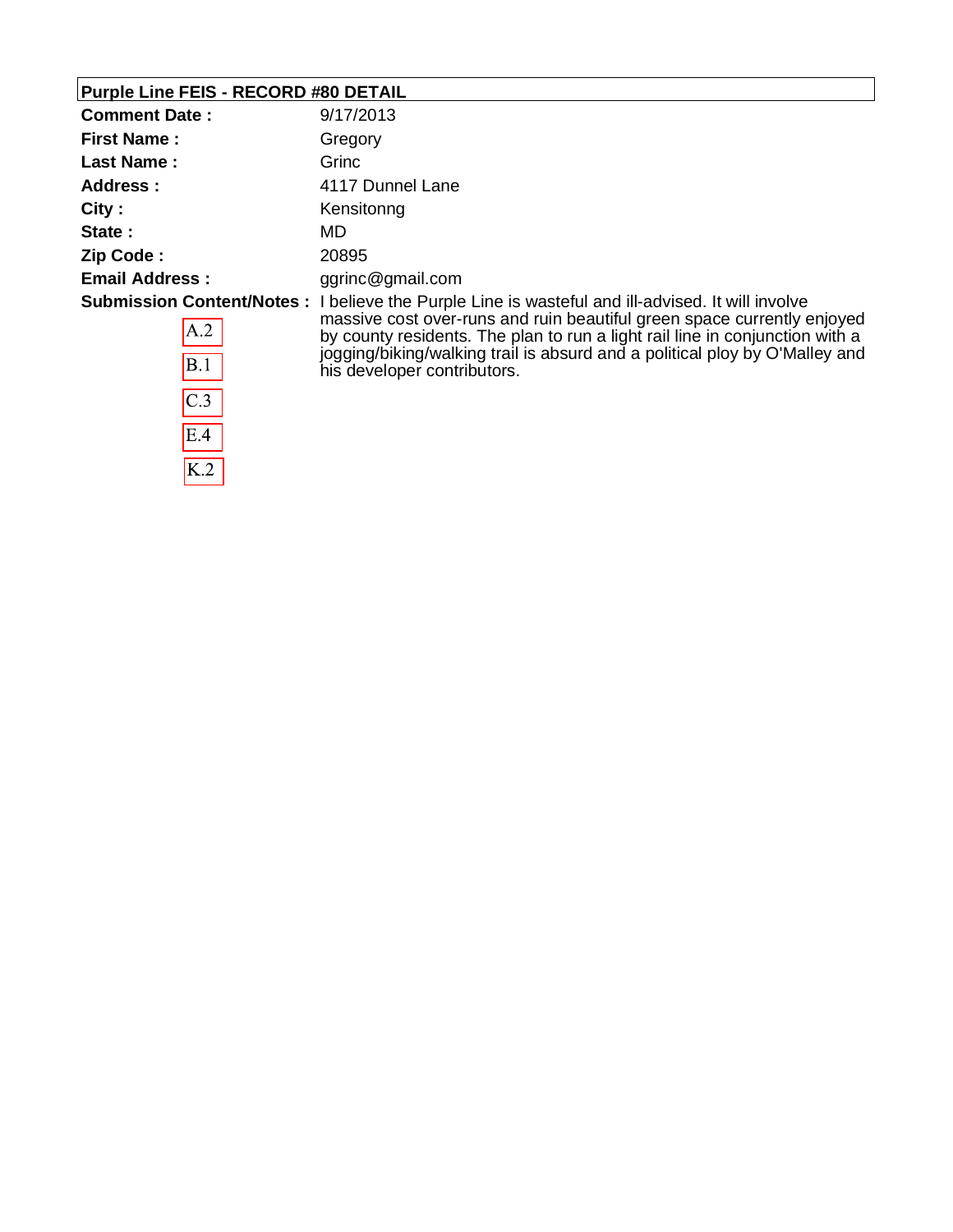**Purple Line FEIS - RECORD #80 DETAIL**

| | |
|---|---|
| **Comment Date :** | 9/17/2013 |
| **First Name :** | Gregory |
| **Last Name :** | Grinc |
| **Address :** | 4117 Dunnel Lane |
| **City :** | Kensitonng |
| **State :** | MD |
| **Zip Code :** | 20895 |
| **Email Address :** | ggrinc@gmail.com |
| **Submission Content/Notes :** | I believe the Purple Line is wasteful and ill-advised. It will involve massive cost over-runs and ruin beautiful green space currently enjoyed by county residents. The plan to run a light rail line in conjunction with a jogging/biking/walking trail is absurd and a political ploy by O'Malley and his developer contributors. |

A.2

B.1

C.3

E.4

K.2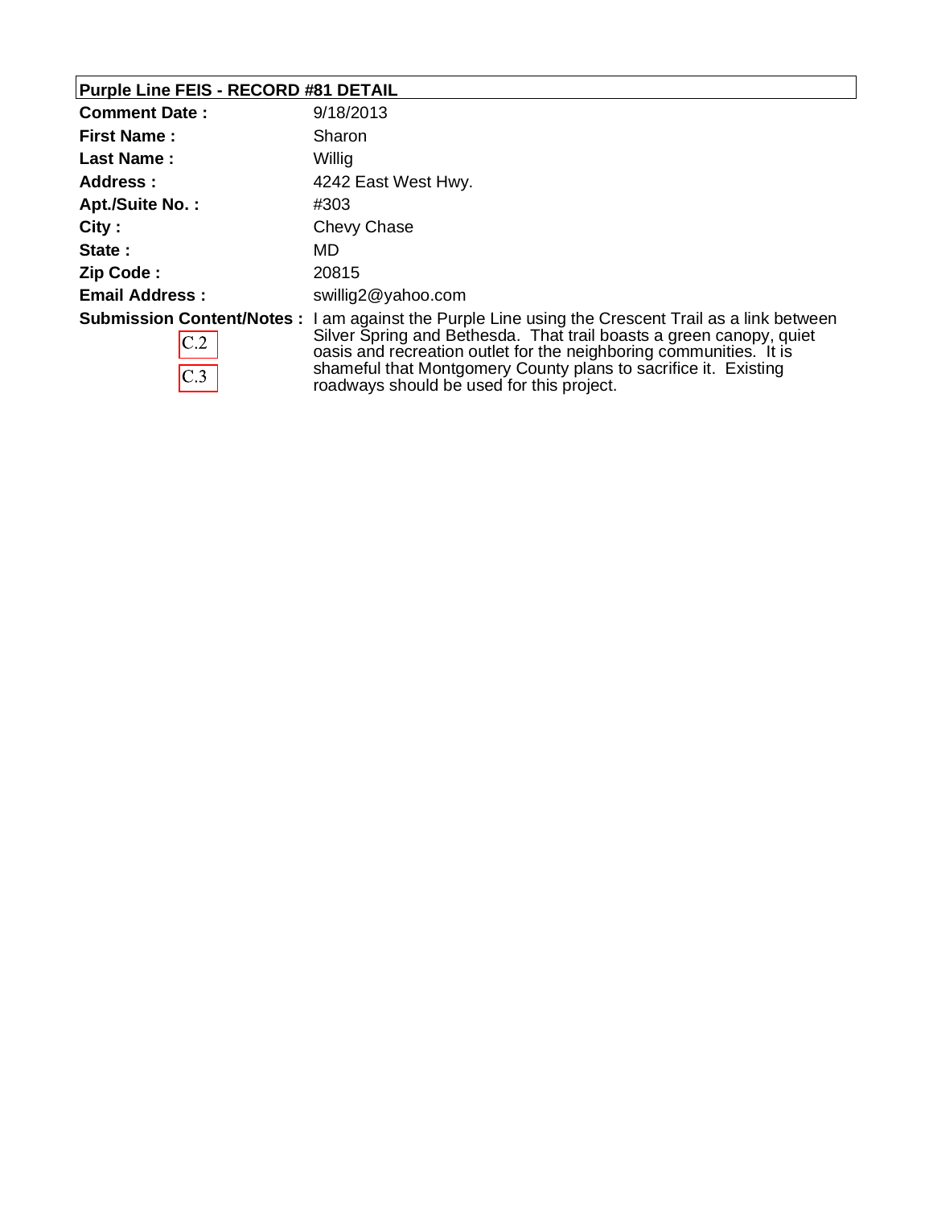## Purple Line FEIS - RECORD #81 DETAIL

| | |
|---|---|
| **Comment Date :** | 9/18/2013 |
| **First Name :** | Sharon |
| **Last Name :** | Willig |
| **Address :** | 4242 East West Hwy. |
| **Apt./Suite No. :** | #303 |
| **City :** | Chevy Chase |
| **State :** | MD |
| **Zip Code :** | 20815 |
| **Email Address :** | swillig2@yahoo.com |
| **Submission Content/Notes :** C.2 C.3 | I am against the Purple Line using the Crescent Trail as a link between Silver Spring and Bethesda. That trail boasts a green canopy, quiet oasis and recreation outlet for the neighboring communities. It is shameful that Montgomery County plans to sacrifice it. Existing roadways should be used for this project. |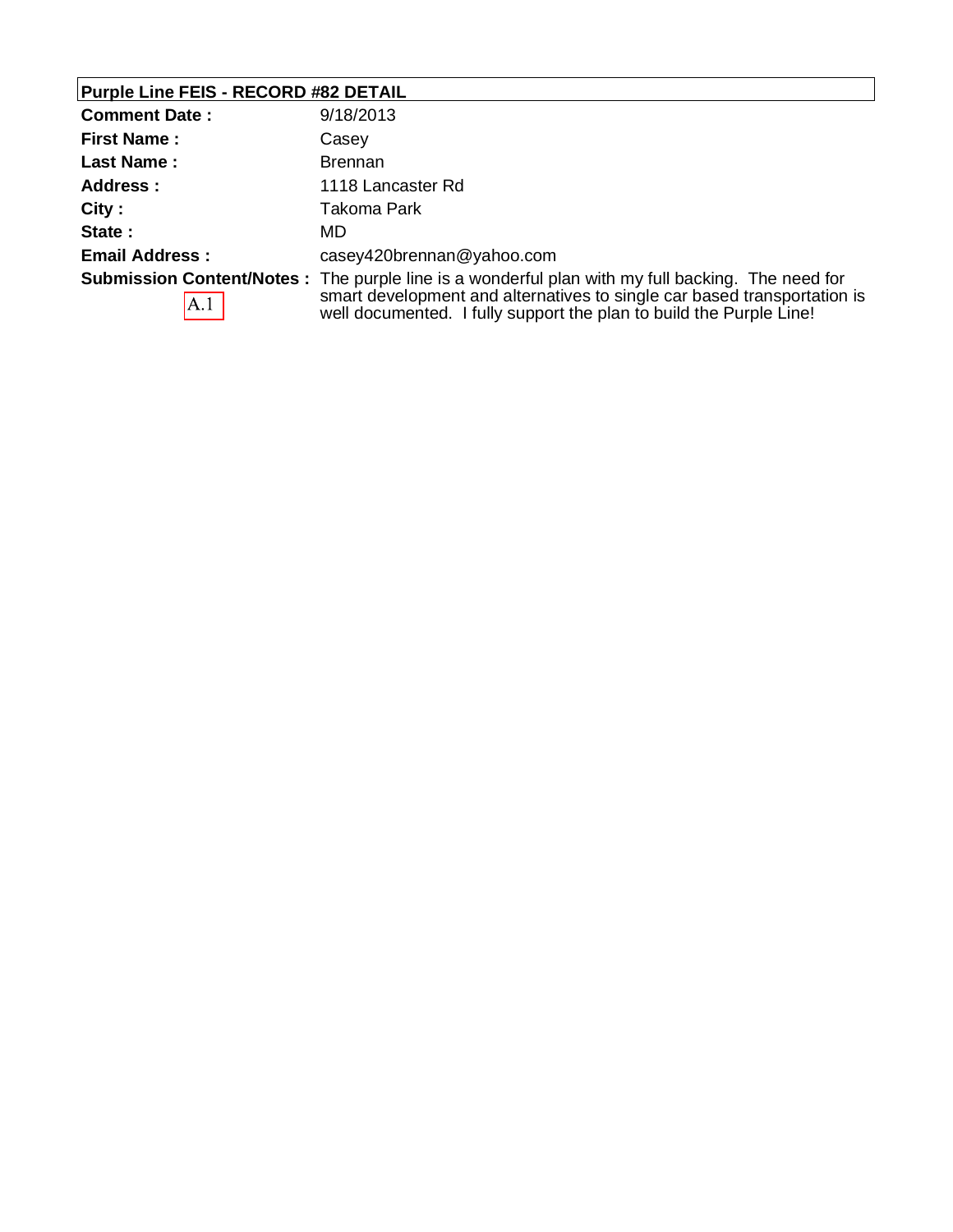**Purple Line FEIS - RECORD #82 DETAIL**

| | |
|---|---|
| **Comment Date :** | 9/18/2013 |
| **First Name :** | Casey |
| **Last Name :** | Brennan |
| **Address :** | 1118 Lancaster Rd |
| **City :** | Takoma Park |
| **State :** | MD |
| **Email Address :** | casey420brennan@yahoo.com |
| **Submission Content/Notes :** A.1 | The purple line is a wonderful plan with my full backing. The need for smart development and alternatives to single car based transportation is well documented. I fully support the plan to build the Purple Line! |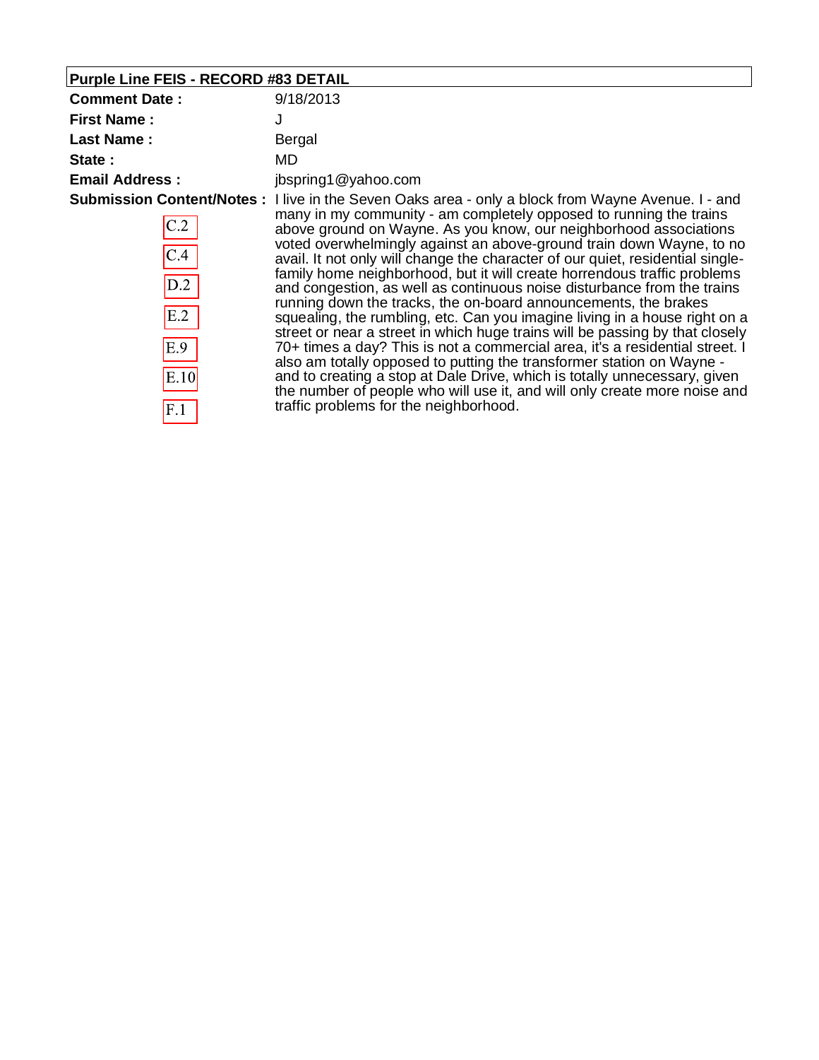**Purple Line FEIS - RECORD #83 DETAIL**

| | |
|---|---|
| **Comment Date :** | 9/18/2013 |
| **First Name :** | J |
| **Last Name :** | Bergal |
| **State :** | MD |
| **Email Address :** | jbspring1@yahoo.com |
| **Submission Content/Notes :** | I live in the Seven Oaks area - only a block from Wayne Avenue. I - and many in my community - am completely opposed to running the trains above ground on Wayne. As you know, our neighborhood associations voted overwhelmingly against an above-ground train down Wayne, to no avail. It not only will change the character of our quiet, residential single-family home neighborhood, but it will create horrendous traffic problems and congestion, as well as continuous noise disturbance from the trains running down the tracks, the on-board announcements, the brakes squealing, the rumbling, etc. Can you imagine living in a house right on a street or near a street in which huge trains will be passing by that closely 70+ times a day? This is not a commercial area, it's a residential street. I also am totally opposed to putting the transformer station on Wayne - and to creating a stop at Dale Drive, which is totally unnecessary, given the number of people who will use it, and will only create more noise and traffic problems for the neighborhood. |

C.2

C.4

D.2

E.2

E.9

E.10

F.1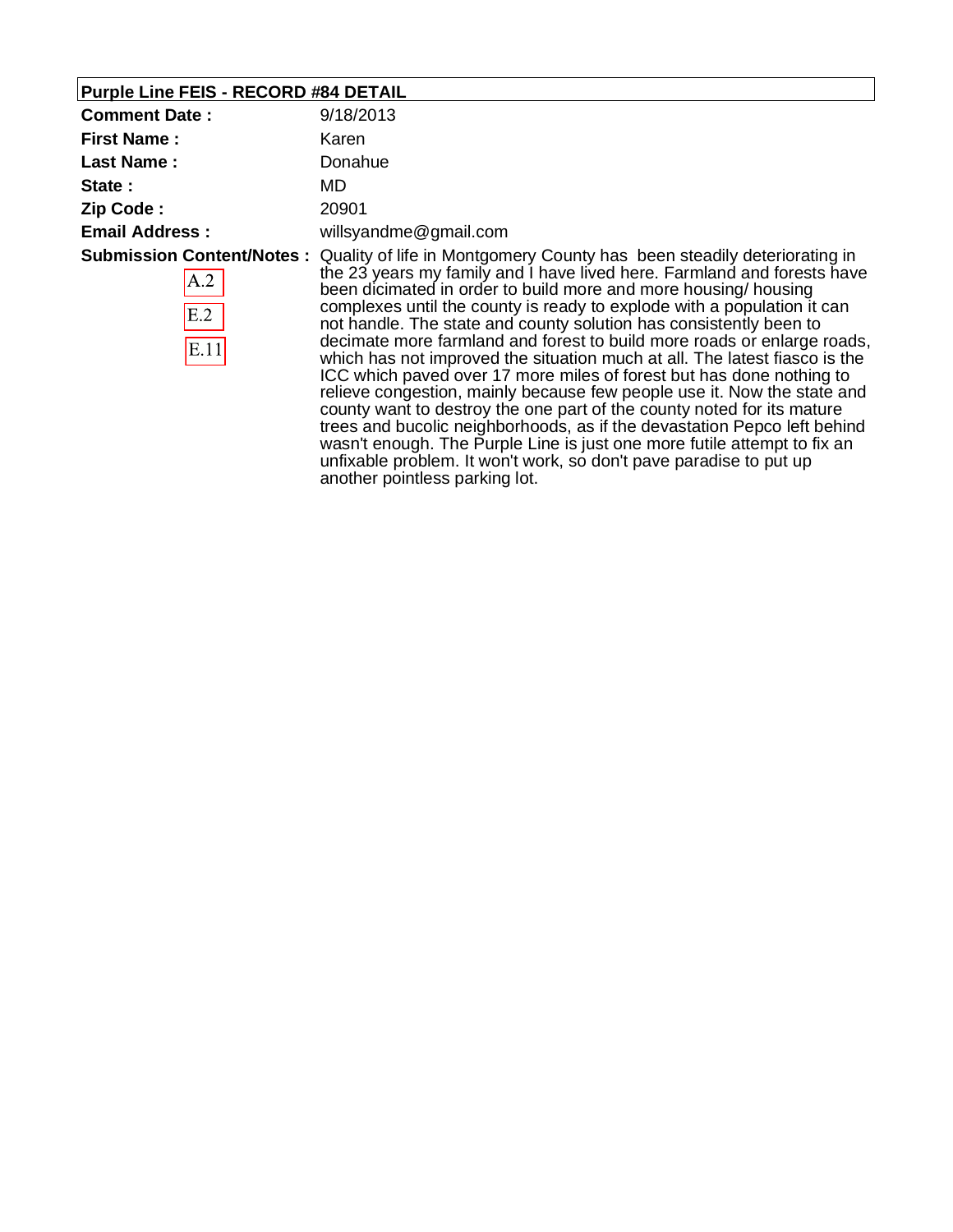## Purple Line FEIS - RECORD #84 DETAIL

| | |
|---|---|
| **Comment Date :** | 9/18/2013 |
| **First Name :** | Karen |
| **Last Name :** | Donahue |
| **State :** | MD |
| **Zip Code :** | 20901 |
| **Email Address :** | willsyandme@gmail.com |
| **Submission Content/Notes :** A.2 E.2 E.11 | Quality of life in Montgomery County has been steadily deteriorating in the 23 years my family and I have lived here. Farmland and forests have been dicimated in order to build more and more housing/ housing complexes until the county is ready to explode with a population it can not handle. The state and county solution has consistently been to decimate more farmland and forest to build more roads or enlarge roads, which has not improved the situation much at all. The latest fiasco is the ICC which paved over 17 more miles of forest but has done nothing to relieve congestion, mainly because few people use it. Now the state and county want to destroy the one part of the county noted for its mature trees and bucolic neighborhoods, as if the devastation Pepco left behind wasn't enough. The Purple Line is just one more futile attempt to fix an unfixable problem. It won't work, so don't pave paradise to put up another pointless parking lot. |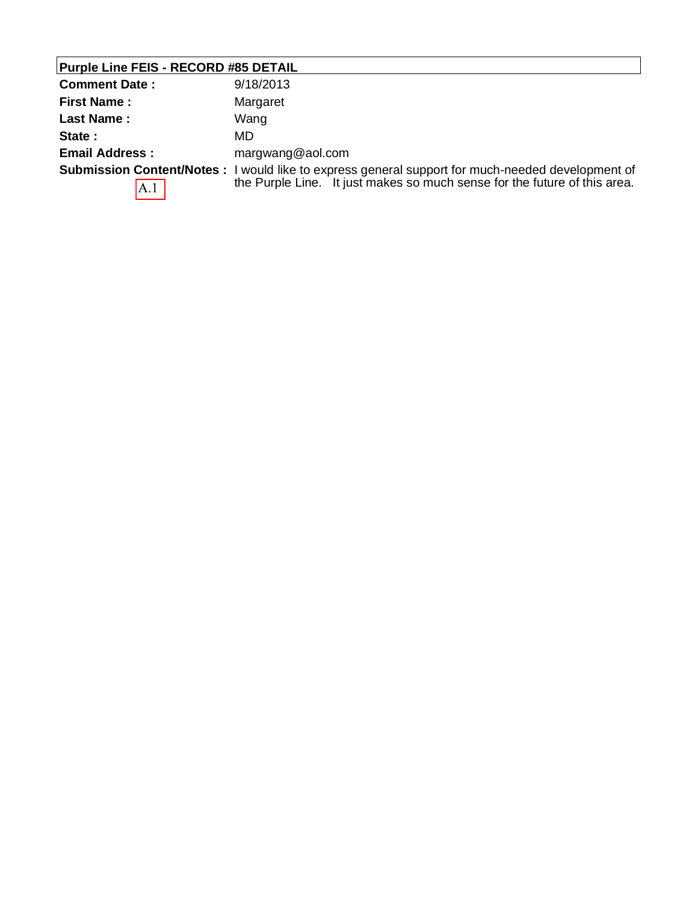**Purple Line FEIS - RECORD #85 DETAIL**

| | |
|---|---|
| **Comment Date :** | 9/18/2013 |
| **First Name :** | Margaret |
| **Last Name :** | Wang |
| **State :** | MD |
| **Email Address :** | margwang@aol.com |
| **Submission Content/Notes :** A.1 | I would like to express general support for much-needed development of the Purple Line. It just makes so much sense for the future of this area. |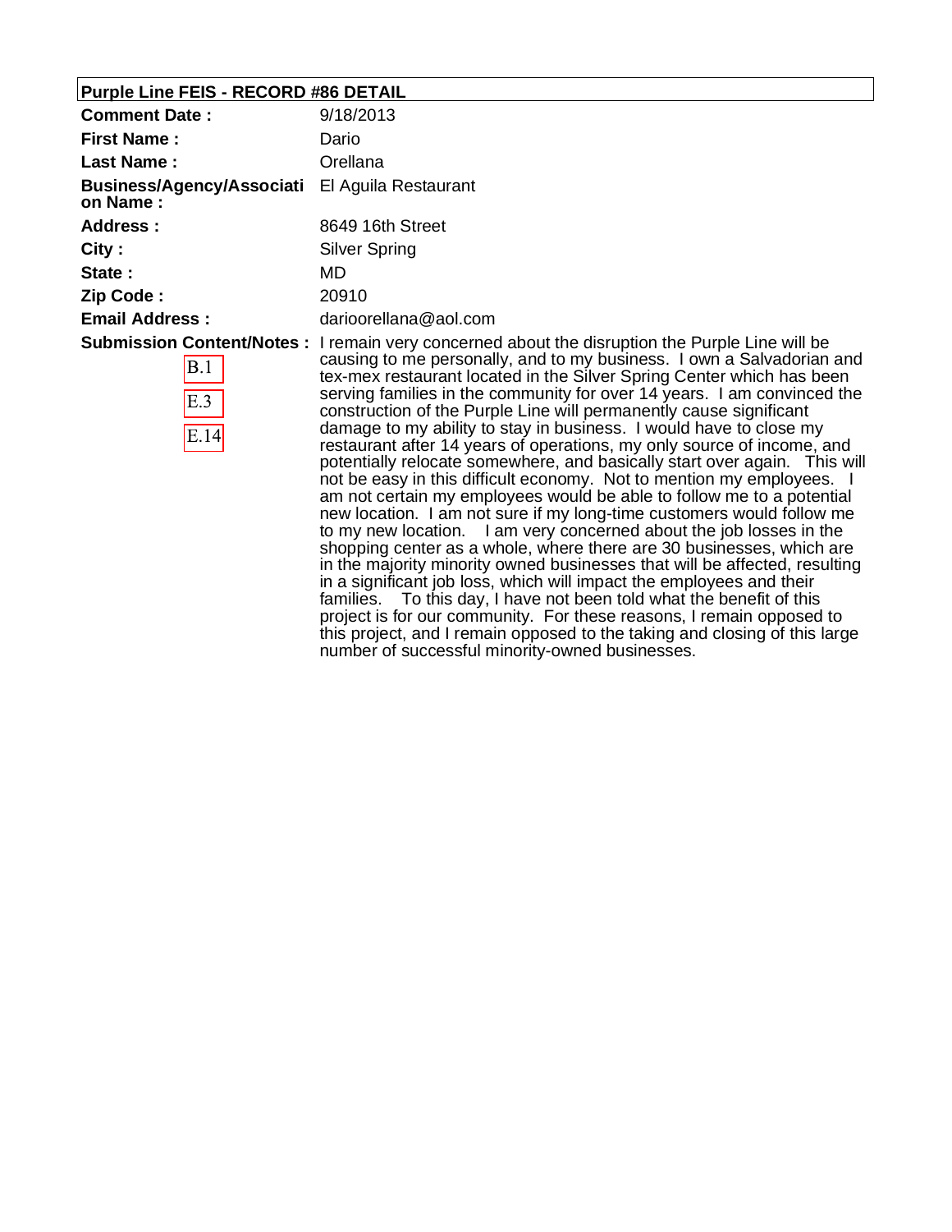**Purple Line FEIS - RECORD #86 DETAIL**

| | |
|---|---|
| **Comment Date :** | 9/18/2013 |
| **First Name :** | Dario |
| **Last Name :** | Orellana |
| **Business/Agency/Association Name :** | El Aguila Restaurant |
| **Address :** | 8649 16th Street |
| **City :** | Silver Spring |
| **State :** | MD |
| **Zip Code :** | 20910 |
| **Email Address :** | darioorellana@aol.com |
| **Submission Content/Notes :** B.1 E.3 E.14 | I remain very concerned about the disruption the Purple Line will be causing to me personally, and to my business. I own a Salvadorian and tex-mex restaurant located in the Silver Spring Center which has been serving families in the community for over 14 years. I am convinced the construction of the Purple Line will permanently cause significant damage to my ability to stay in business. I would have to close my restaurant after 14 years of operations, my only source of income, and potentially relocate somewhere, and basically start over again. This will not be easy in this difficult economy. Not to mention my employees. I am not certain my employees would be able to follow me to a potential new location. I am not sure if my long-time customers would follow me to my new location. I am very concerned about the job losses in the shopping center as a whole, where there are 30 businesses, which are in the majority minority owned businesses that will be affected, resulting in a significant job loss, which will impact the employees and their families. To this day, I have not been told what the benefit of this project is for our community. For these reasons, I remain opposed to this project, and I remain opposed to the taking and closing of this large number of successful minority-owned businesses. |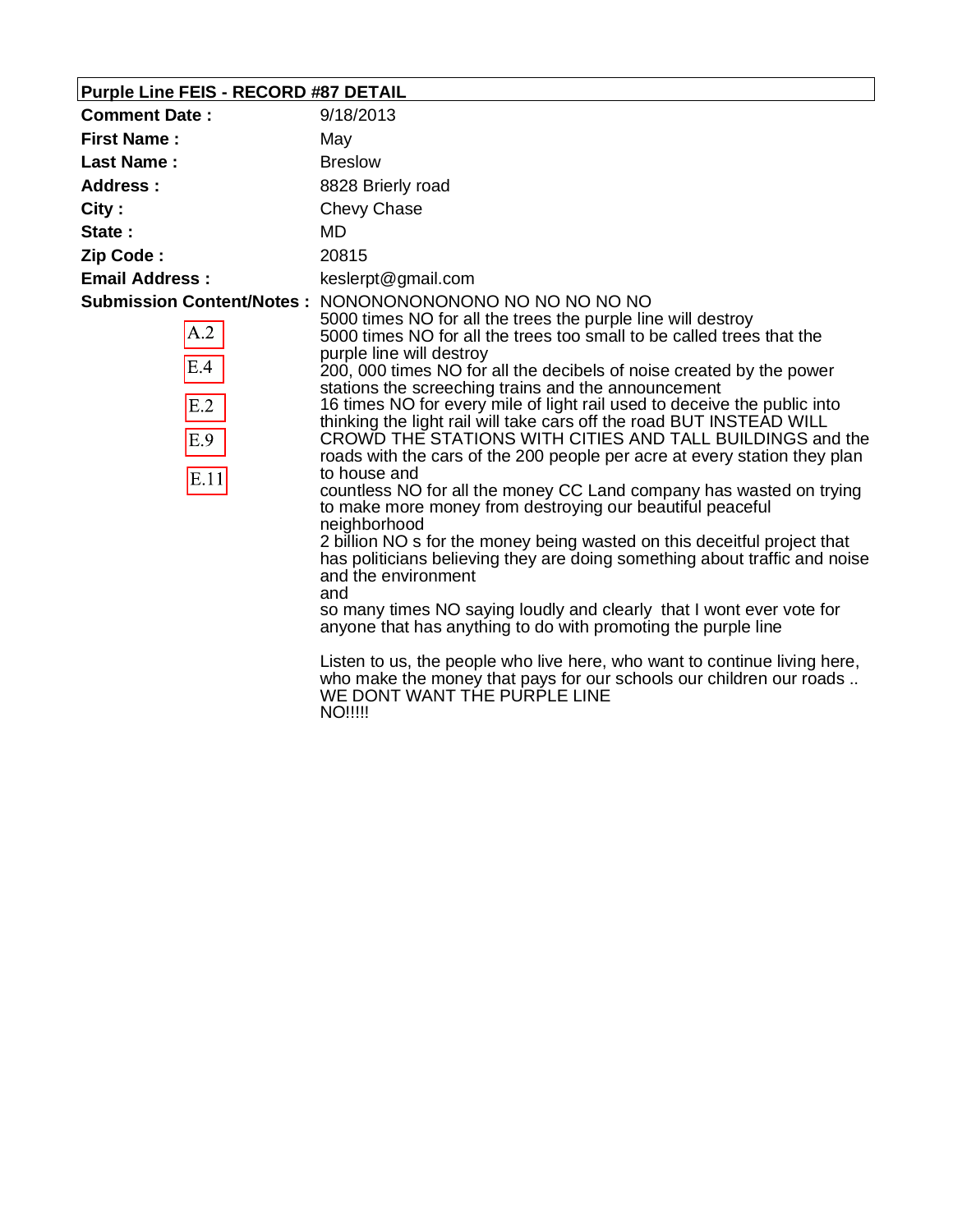## Purple Line FEIS - RECORD #87 DETAIL

| | |
|---|---|
| **Comment Date :** | 9/18/2013 |
| **First Name :** | May |
| **Last Name :** | Breslow |
| **Address :** | 8828 Brierly road |
| **City :** | Chevy Chase |
| **State :** | MD |
| **Zip Code :** | 20815 |
| **Email Address :** | keslerpt@gmail.com |

**Submission Content/Notes :**

A.2
E.4
E.2
E.9
E.11

NONONONONONONO NO NO NO NO NO
5000 times NO for all the trees the purple line will destroy
5000 times NO for all the trees too small to be called trees that the purple line will destroy
200, 000 times NO for all the decibels of noise created by the power stations the screeching trains and the announcement
16 times NO for every mile of light rail used to deceive the public into thinking the light rail will take cars off the road BUT INSTEAD WILL CROWD THE STATIONS WITH CITIES AND TALL BUILDINGS and the roads with the cars of the 200 people per acre at every station they plan to house and
countless NO for all the money CC Land company has wasted on trying to make more money from destroying our beautiful peaceful neighborhood
2 billion NO s for the money being wasted on this deceitful project that has politicians believing they are doing something about traffic and noise and the environment
and
so many times NO saying loudly and clearly that I wont ever vote for anyone that has anything to do with promoting the purple line

Listen to us, the people who live here, who want to continue living here, who make the money that pays for our schools our children our roads ..
WE DONT WANT THE PURPLE LINE
NO!!!!!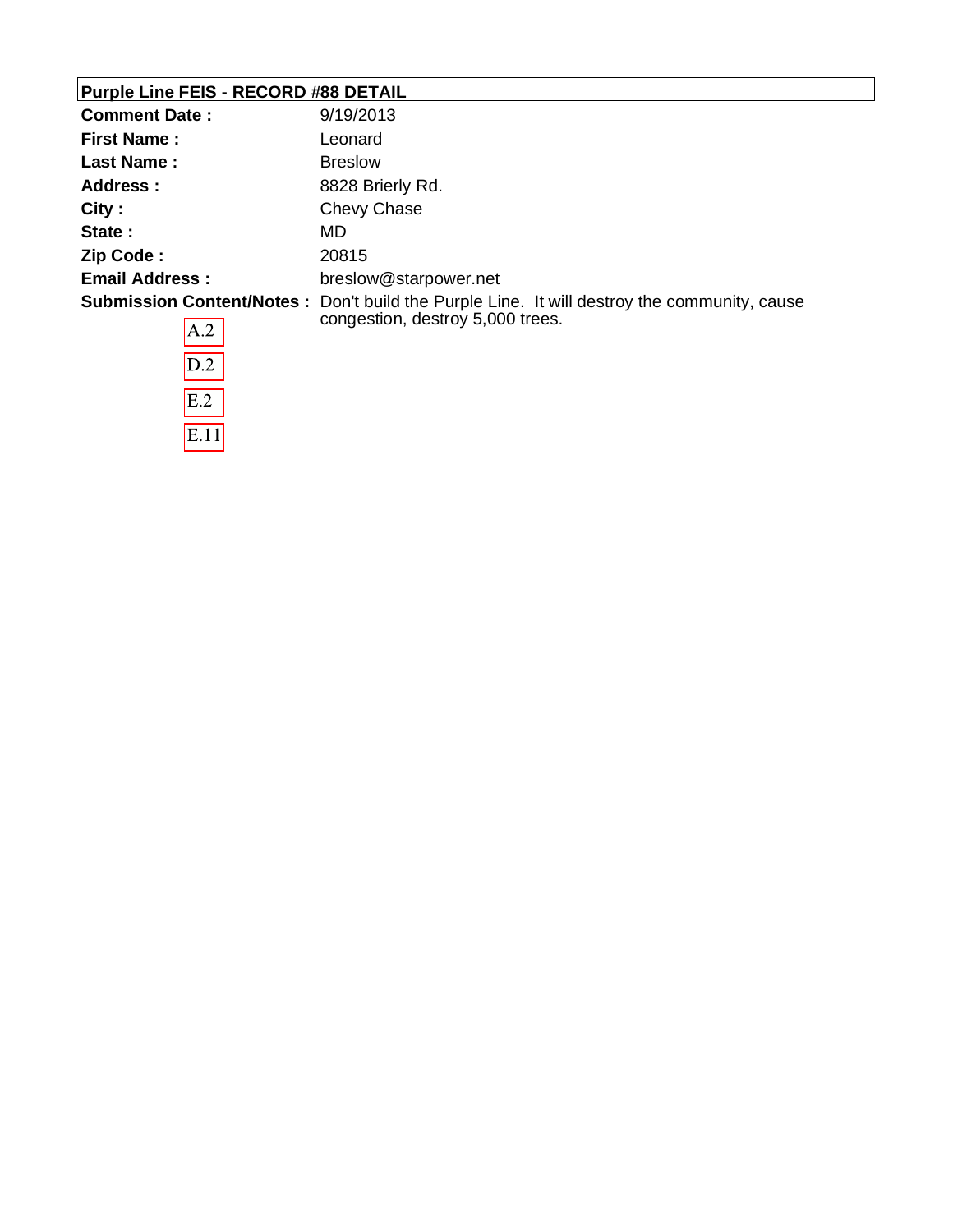## Purple Line FEIS - RECORD #88 DETAIL

| | |
|---|---|
| **Comment Date :** | 9/19/2013 |
| **First Name :** | Leonard |
| **Last Name :** | Breslow |
| **Address :** | 8828 Brierly Rd. |
| **City :** | Chevy Chase |
| **State :** | MD |
| **Zip Code :** | 20815 |
| **Email Address :** | breslow@starpower.net |
| **Submission Content/Notes :** | Don't build the Purple Line. It will destroy the community, cause congestion, destroy 5,000 trees. |

A.2

D.2

E.2

E.11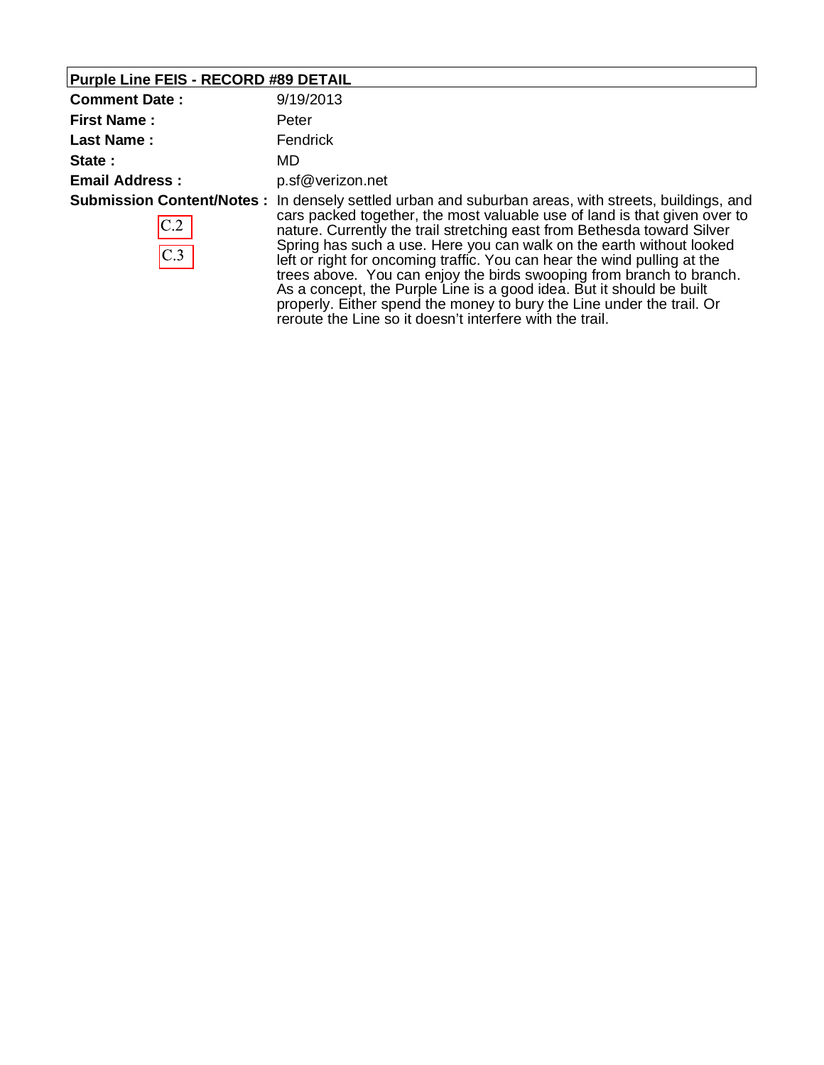**Purple Line FEIS - RECORD #89 DETAIL**

| | |
|---|---|
| **Comment Date :** | 9/19/2013 |
| **First Name :** | Peter |
| **Last Name :** | Fendrick |
| **State :** | MD |
| **Email Address :** | p.sf@verizon.net |
| **Submission Content/Notes :** C.2 C.3 | In densely settled urban and suburban areas, with streets, buildings, and cars packed together, the most valuable use of land is that given over to nature. Currently the trail stretching east from Bethesda toward Silver Spring has such a use. Here you can walk on the earth without looked left or right for oncoming traffic. You can hear the wind pulling at the trees above. You can enjoy the birds swooping from branch to branch. As a concept, the Purple Line is a good idea. But it should be built properly. Either spend the money to bury the Line under the trail. Or reroute the Line so it doesn't interfere with the trail. |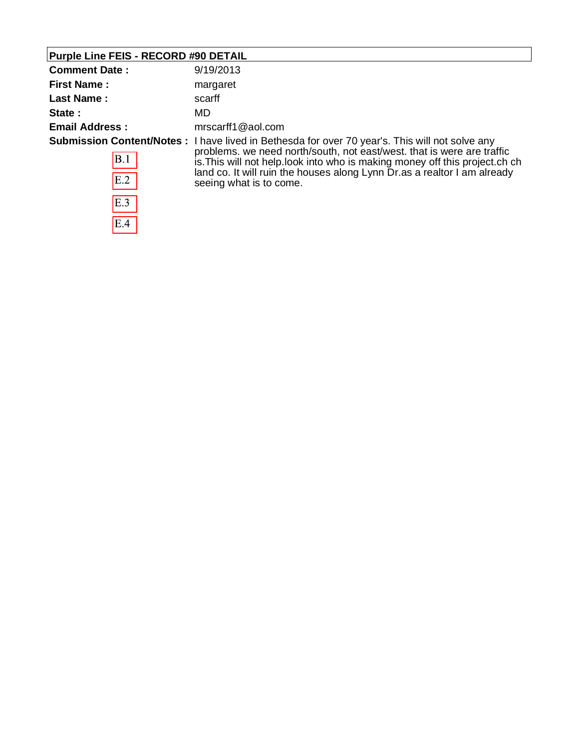## Purple Line FEIS - RECORD #90 DETAIL

| | |
|---|---|
| **Comment Date :** | 9/19/2013 |
| **First Name :** | margaret |
| **Last Name :** | scarff |
| **State :** | MD |
| **Email Address :** | mrscarff1@aol.com |
| **Submission Content/Notes :** | I have lived in Bethesda for over 70 year's. This will not solve any problems. we need north/south, not east/west. that is were are traffic is.This will not help.look into who is making money off this project.ch ch land co. It will ruin the houses along Lynn Dr.as a realtor I am already seeing what is to come. |

B.1

E.2

E.3

E.4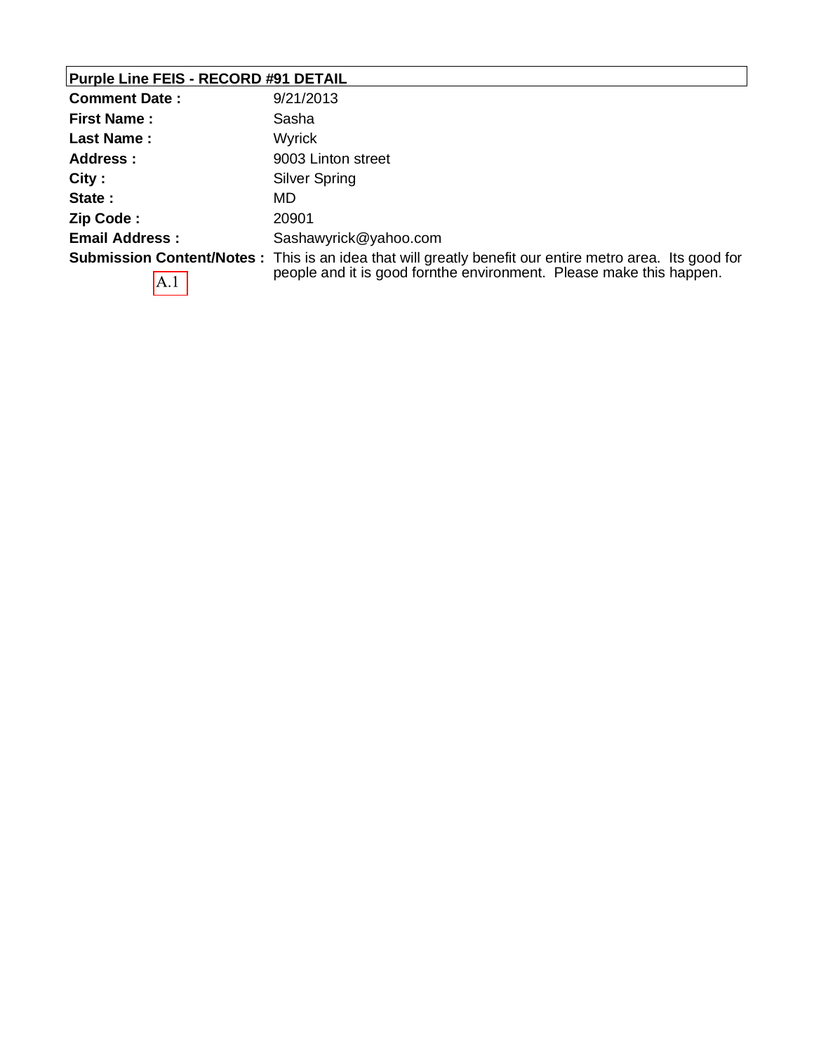**Purple Line FEIS - RECORD #91 DETAIL**

| | |
|---|---|
| **Comment Date :** | 9/21/2013 |
| **First Name :** | Sasha |
| **Last Name :** | Wyrick |
| **Address :** | 9003 Linton street |
| **City :** | Silver Spring |
| **State :** | MD |
| **Zip Code :** | 20901 |
| **Email Address :** | Sashawyrick@yahoo.com |
| **Submission Content/Notes :** | This is an idea that will greatly benefit our entire metro area. Its good for people and it is good fornthe environment. Please make this happen. |

A.1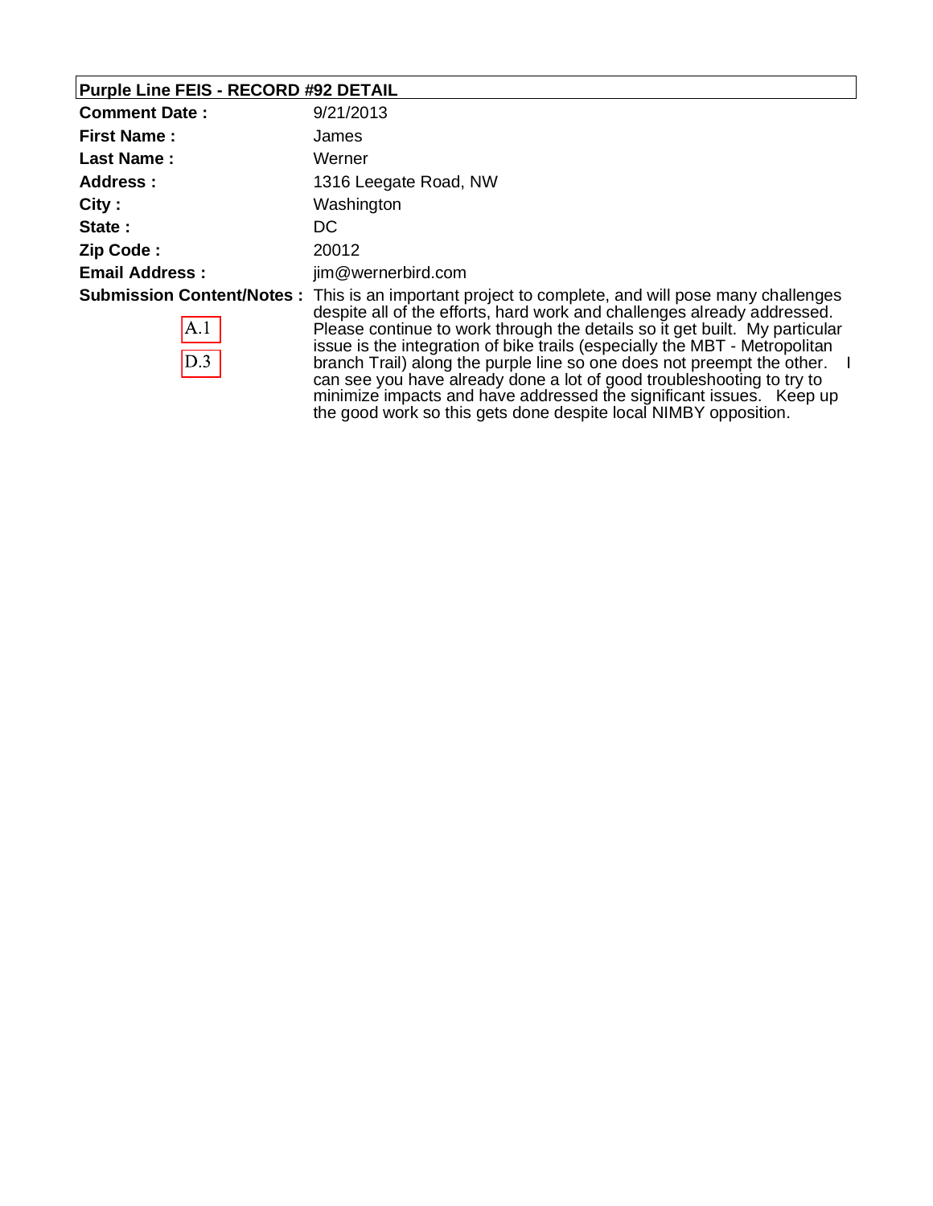## Purple Line FEIS - RECORD #92 DETAIL

| | |
|---|---|
| **Comment Date :** | 9/21/2013 |
| **First Name :** | James |
| **Last Name :** | Werner |
| **Address :** | 1316 Leegate Road, NW |
| **City :** | Washington |
| **State :** | DC |
| **Zip Code :** | 20012 |
| **Email Address :** | jim@wernerbird.com |
| **Submission Content/Notes :** | This is an important project to complete, and will pose many challenges despite all of the efforts, hard work and challenges already addressed. Please continue to work through the details so it get built. My particular issue is the integration of bike trails (especially the MBT - Metropolitan branch Trail) along the purple line so one does not preempt the other. I can see you have already done a lot of good troubleshooting to try to minimize impacts and have addressed the significant issues. Keep up the good work so this gets done despite local NIMBY opposition. |

A.1

D.3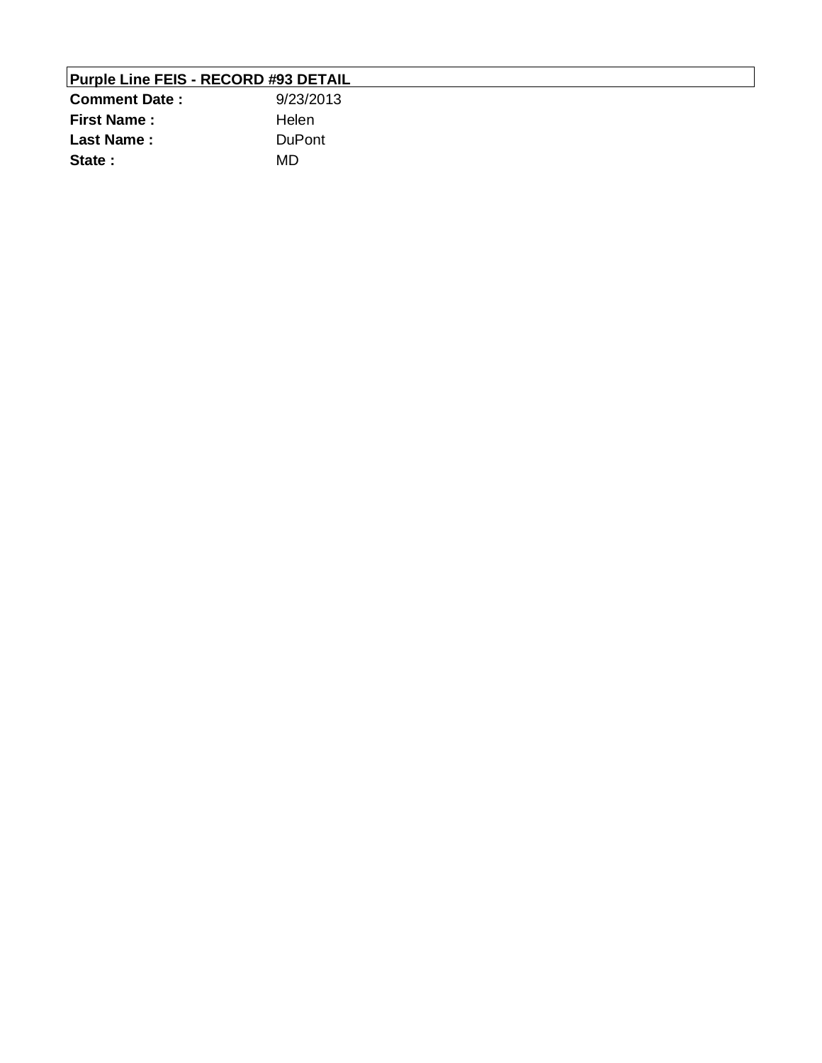**Purple Line FEIS - RECORD #93 DETAIL**

| | |
|---|---|
| **Comment Date :** | 9/23/2013 |
| **First Name :** | Helen |
| **Last Name :** | DuPont |
| **State :** | MD |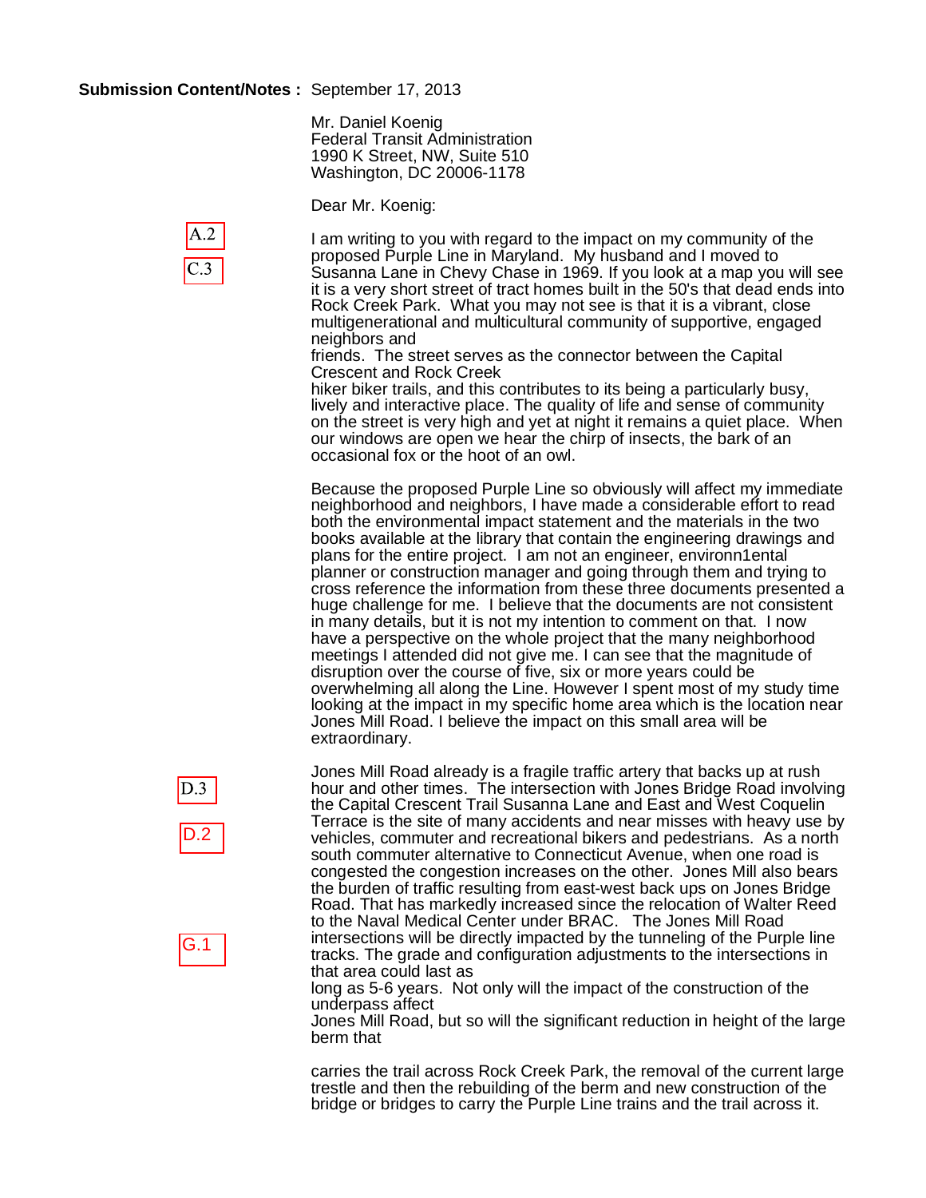**Submission Content/Notes :** September 17, 2013

Mr. Daniel Koenig
Federal Transit Administration
1990 K Street, NW, Suite 510
Washington, DC 20006-1178

Dear Mr. Koenig:

A.2

C.3

I am writing to you with regard to the impact on my community of the proposed Purple Line in Maryland. My husband and I moved to Susanna Lane in Chevy Chase in 1969. If you look at a map you will see it is a very short street of tract homes built in the 50's that dead ends into Rock Creek Park. What you may not see is that it is a vibrant, close multigenerational and multicultural community of supportive, engaged neighbors and friends. The street serves as the connector between the Capital Crescent and Rock Creek hiker biker trails, and this contributes to its being a particularly busy, lively and interactive place. The quality of life and sense of community on the street is very high and yet at night it remains a quiet place. When our windows are open we hear the chirp of insects, the bark of an occasional fox or the hoot of an owl.

Because the proposed Purple Line so obviously will affect my immediate neighborhood and neighbors, I have made a considerable effort to read both the environmental impact statement and the materials in the two books available at the library that contain the engineering drawings and plans for the entire project. I am not an engineer, environn1ental planner or construction manager and going through them and trying to cross reference the information from these three documents presented a huge challenge for me. I believe that the documents are not consistent in many details, but it is not my intention to comment on that. I now have a perspective on the whole project that the many neighborhood meetings I attended did not give me. I can see that the magnitude of disruption over the course of five, six or more years could be overwhelming all along the Line. However I spent most of my study time looking at the impact in my specific home area which is the location near Jones Mill Road. I believe the impact on this small area will be extraordinary.

D.3

D.2

G.1

Jones Mill Road already is a fragile traffic artery that backs up at rush hour and other times. The intersection with Jones Bridge Road involving the Capital Crescent Trail Susanna Lane and East and West Coquelin Terrace is the site of many accidents and near misses with heavy use by vehicles, commuter and recreational bikers and pedestrians. As a north south commuter alternative to Connecticut Avenue, when one road is congested the congestion increases on the other. Jones Mill also bears the burden of traffic resulting from east-west back ups on Jones Bridge Road. That has markedly increased since the relocation of Walter Reed to the Naval Medical Center under BRAC. The Jones Mill Road intersections will be directly impacted by the tunneling of the Purple line tracks. The grade and configuration adjustments to the intersections in that area could last as long as 5-6 years. Not only will the impact of the construction of the underpass affect Jones Mill Road, but so will the significant reduction in height of the large berm that carries the trail across Rock Creek Park, the removal of the current large trestle and then the rebuilding of the berm and new construction of the bridge or bridges to carry the Purple Line trains and the trail across it.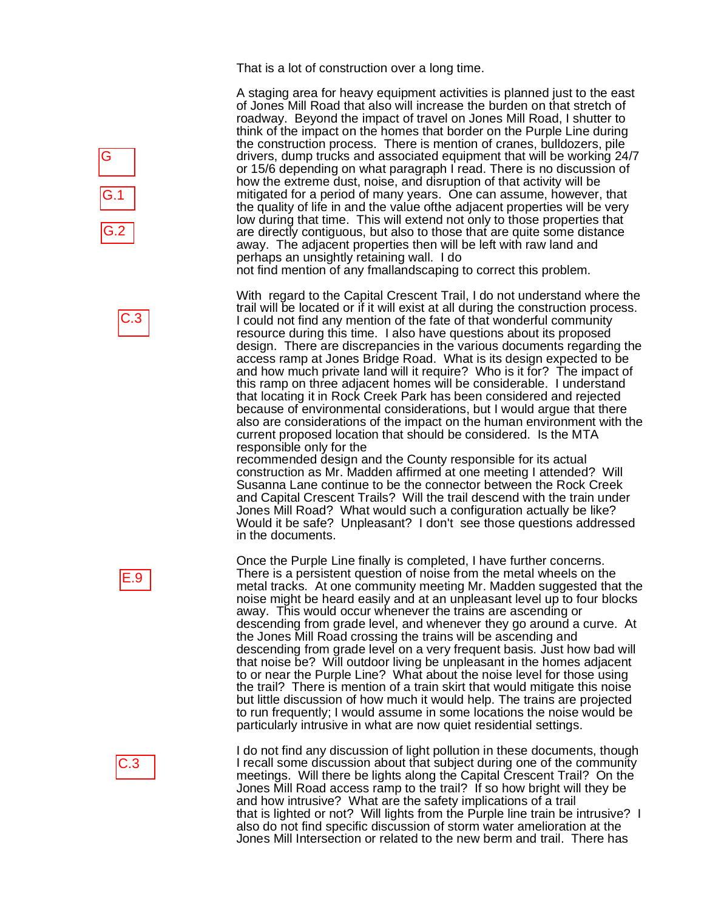That is a lot of construction over a long time.

G

G.1

G.2

A staging area for heavy equipment activities is planned just to the east of Jones Mill Road that also will increase the burden on that stretch of roadway. Beyond the impact of travel on Jones Mill Road, I shutter to think of the impact on the homes that border on the Purple Line during the construction process. There is mention of cranes, bulldozers, pile drivers, dump trucks and associated equipment that will be working 24/7 or 15/6 depending on what paragraph I read. There is no discussion of how the extreme dust, noise, and disruption of that activity will be mitigated for a period of many years. One can assume, however, that the quality of life in and the value ofthe adjacent properties will be very low during that time. This will extend not only to those properties that are directly contiguous, but also to those that are quite some distance away. The adjacent properties then will be left with raw land and perhaps an unsightly retaining wall. I do not find mention of any fmallandscaping to correct this problem.

C.3

With regard to the Capital Crescent Trail, I do not understand where the trail will be located or if it will exist at all during the construction process. I could not find any mention of the fate of that wonderful community resource during this time. I also have questions about its proposed design. There are discrepancies in the various documents regarding the access ramp at Jones Bridge Road. What is its design expected to be and how much private land will it require? Who is it for? The impact of this ramp on three adjacent homes will be considerable. I understand that locating it in Rock Creek Park has been considered and rejected because of environmental considerations, but I would argue that there also are considerations of the impact on the human environment with the current proposed location that should be considered. Is the MTA responsible only for the recommended design and the County responsible for its actual construction as Mr. Madden affirmed at one meeting I attended? Will Susanna Lane continue to be the connector between the Rock Creek and Capital Crescent Trails? Will the trail descend with the train under Jones Mill Road? What would such a configuration actually be like? Would it be safe? Unpleasant? I don't see those questions addressed in the documents.

E.9

Once the Purple Line finally is completed, I have further concerns. There is a persistent question of noise from the metal wheels on the metal tracks. At one community meeting Mr. Madden suggested that the noise might be heard easily and at an unpleasant level up to four blocks away. This would occur whenever the trains are ascending or descending from grade level, and whenever they go around a curve. At the Jones Mill Road crossing the trains will be ascending and descending from grade level on a very frequent basis. Just how bad will that noise be? Will outdoor living be unpleasant in the homes adjacent to or near the Purple Line? What about the noise level for those using the trail? There is mention of a train skirt that would mitigate this noise but little discussion of how much it would help. The trains are projected to run frequently; I would assume in some locations the noise would be particularly intrusive in what are now quiet residential settings.

C.3

I do not find any discussion of light pollution in these documents, though I recall some discussion about that subject during one of the community meetings. Will there be lights along the Capital Crescent Trail? On the Jones Mill Road access ramp to the trail? If so how bright will they be and how intrusive? What are the safety implications of a trail that is lighted or not? Will lights from the Purple line train be intrusive? I also do not find specific discussion of storm water amelioration at the Jones Mill Intersection or related to the new berm and trail. There has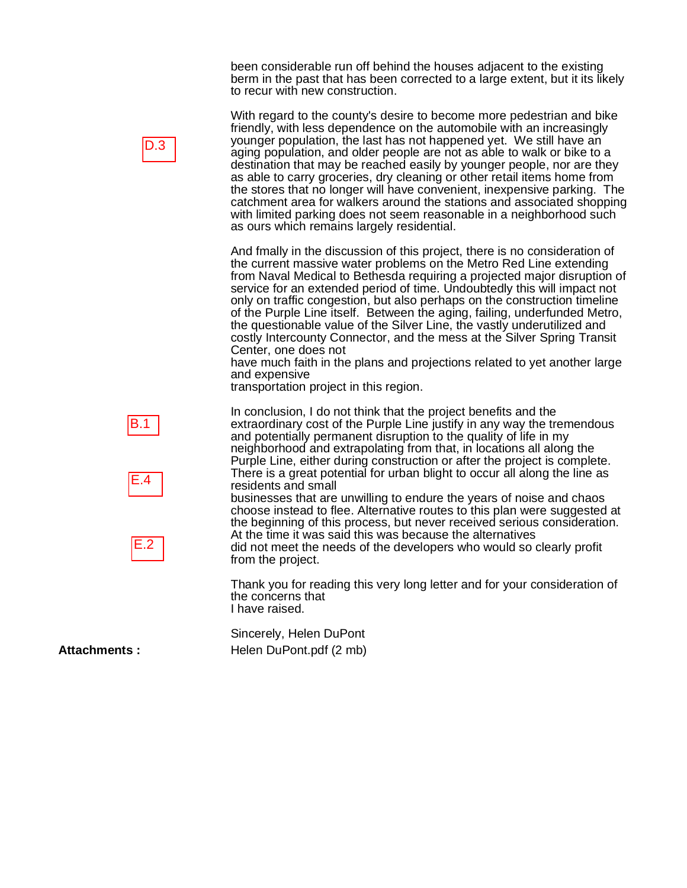been considerable run off behind the houses adjacent to the existing berm in the past that has been corrected to a large extent, but it its likely to recur with new construction.

D.3

With regard to the county's desire to become more pedestrian and bike friendly, with less dependence on the automobile with an increasingly younger population, the last has not happened yet. We still have an aging population, and older people are not as able to walk or bike to a destination that may be reached easily by younger people, nor are they as able to carry groceries, dry cleaning or other retail items home from the stores that no longer will have convenient, inexpensive parking. The catchment area for walkers around the stations and associated shopping with limited parking does not seem reasonable in a neighborhood such as ours which remains largely residential.

And fmally in the discussion of this project, there is no consideration of the current massive water problems on the Metro Red Line extending from Naval Medical to Bethesda requiring a projected major disruption of service for an extended period of time. Undoubtedly this will impact not only on traffic congestion, but also perhaps on the construction timeline of the Purple Line itself. Between the aging, failing, underfunded Metro, the questionable value of the Silver Line, the vastly underutilized and costly Intercounty Connector, and the mess at the Silver Spring Transit Center, one does not
have much faith in the plans and projections related to yet another large and expensive
transportation project in this region.

B.1

In conclusion, I do not think that the project benefits and the extraordinary cost of the Purple Line justify in any way the tremendous and potentially permanent disruption to the quality of life in my neighborhood and extrapolating from that, in locations all along the Purple Line, either during construction or after the project is complete.

E.4

There is a great potential for urban blight to occur all along the line as residents and small
businesses that are unwilling to endure the years of noise and chaos choose instead to flee.

E.2

Alternative routes to this plan were suggested at the beginning of this process, but never received serious consideration. At the time it was said this was because the alternatives
did not meet the needs of the developers who would so clearly profit from the project.

Thank you for reading this very long letter and for your consideration of the concerns that
I have raised.

Sincerely, Helen DuPont

**Attachments :** Helen DuPont.pdf (2 mb)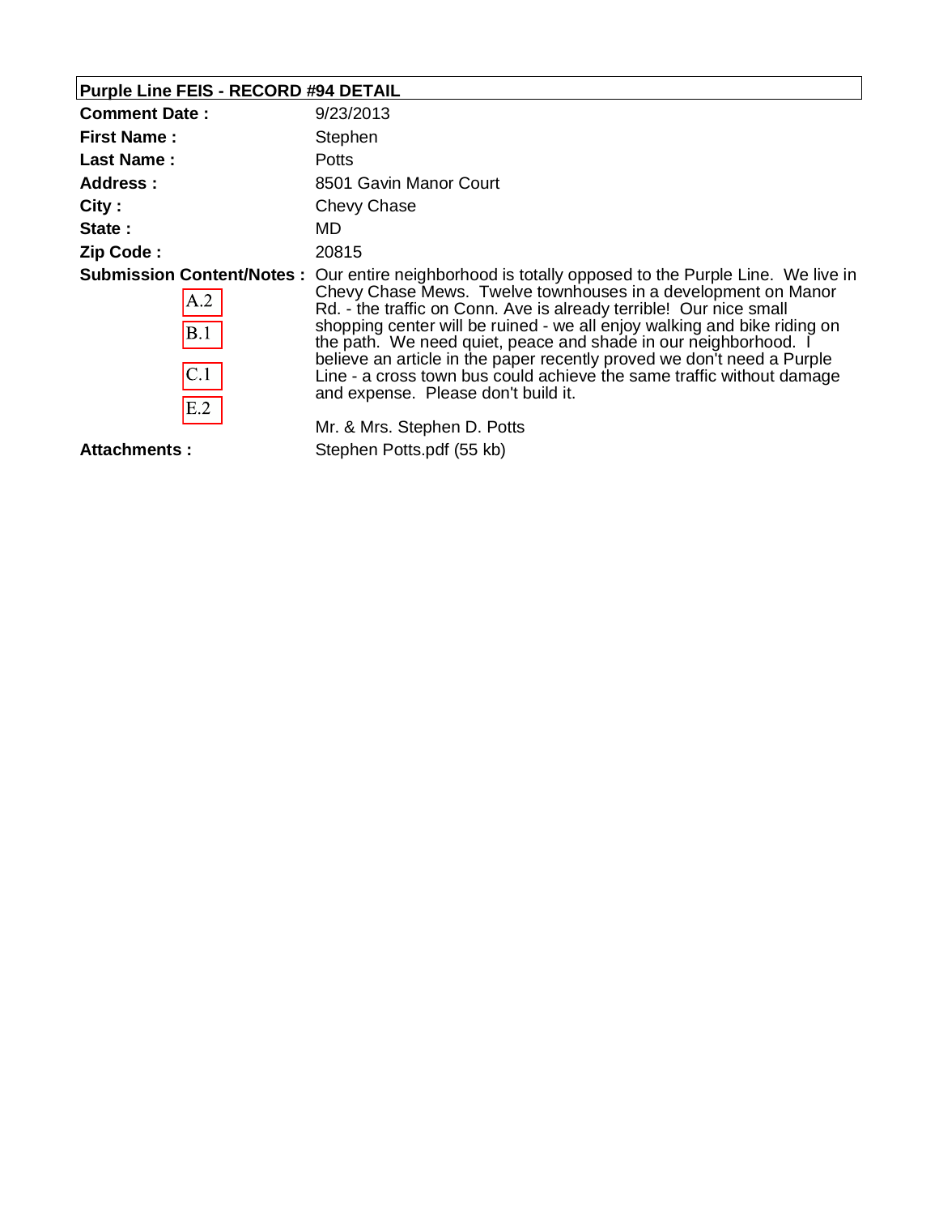## Purple Line FEIS - RECORD #94 DETAIL

| | |
|---|---|
| **Comment Date :** | 9/23/2013 |
| **First Name :** | Stephen |
| **Last Name :** | Potts |
| **Address :** | 8501 Gavin Manor Court |
| **City :** | Chevy Chase |
| **State :** | MD |
| **Zip Code :** | 20815 |
| **Submission Content/Notes :** A.2 B.1 C.1 E.2 | Our entire neighborhood is totally opposed to the Purple Line. We live in Chevy Chase Mews. Twelve townhouses in a development on Manor Rd. - the traffic on Conn. Ave is already terrible! Our nice small shopping center will be ruined - we all enjoy walking and bike riding on the path. We need quiet, peace and shade in our neighborhood. I believe an article in the paper recently proved we don't need a Purple Line - a cross town bus could achieve the same traffic without damage and expense. Please don't build it.<br><br>Mr. & Mrs. Stephen D. Potts |
| **Attachments :** | Stephen Potts.pdf (55 kb) |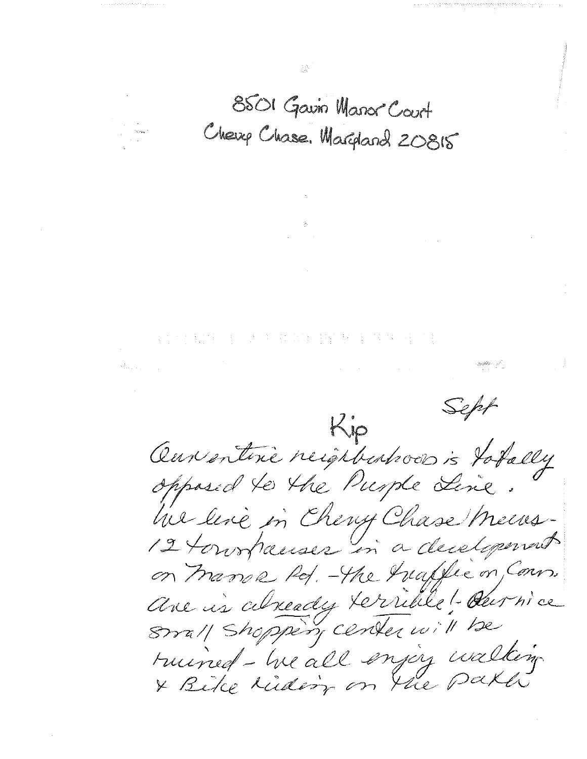8501 Gavin Manor Court
Chevy Chase, Maryland 20815

Sept

Kip

Our entire neighborhood is totally opposed to the Purple Line. We live in Chevy Chase Mews - 12 townhouses in a development on Manor Rd. - the traffic on Conn. Ave is already terrible! - Our nice small shopping center will be ruined - We all enjoy walking & Bike riding on the path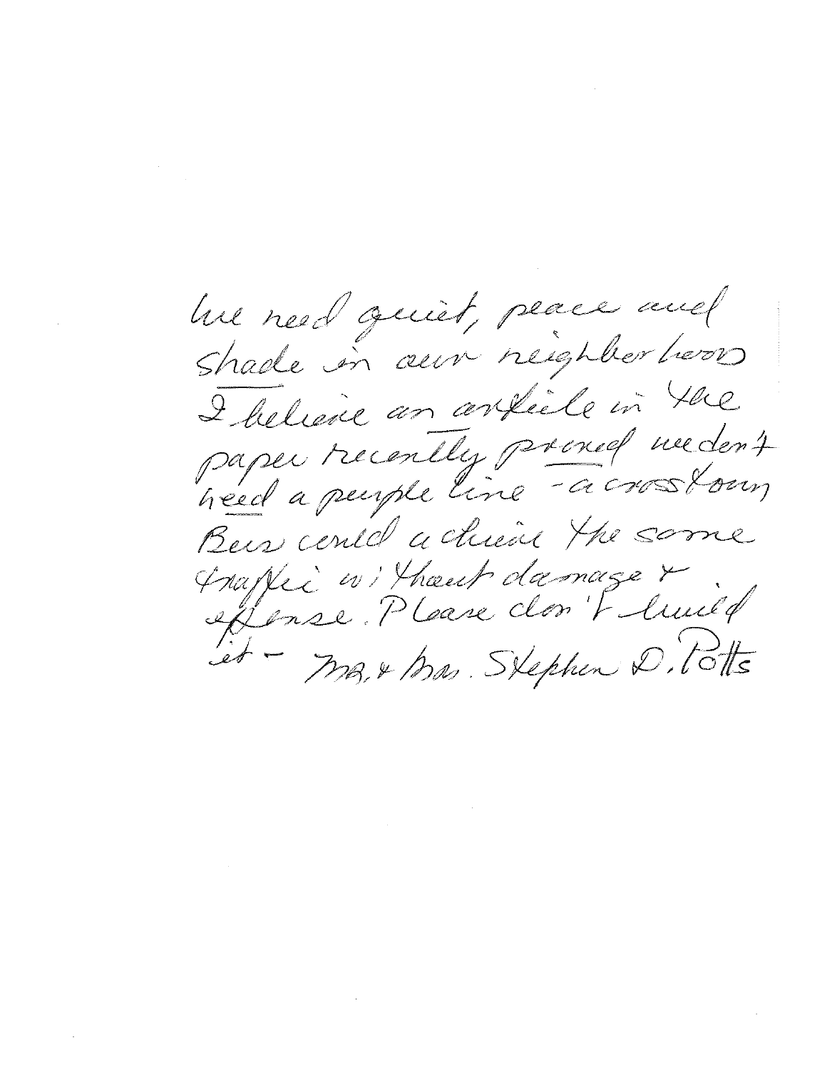We need quiet, peace and shade in our neighborhood. I believe an article in the paper recently proved we don't need a purple line - a crosstown Bus could achieve the same traffic without damage & expense. Please don't build it - Mr. & Mrs. Stephen D. Potts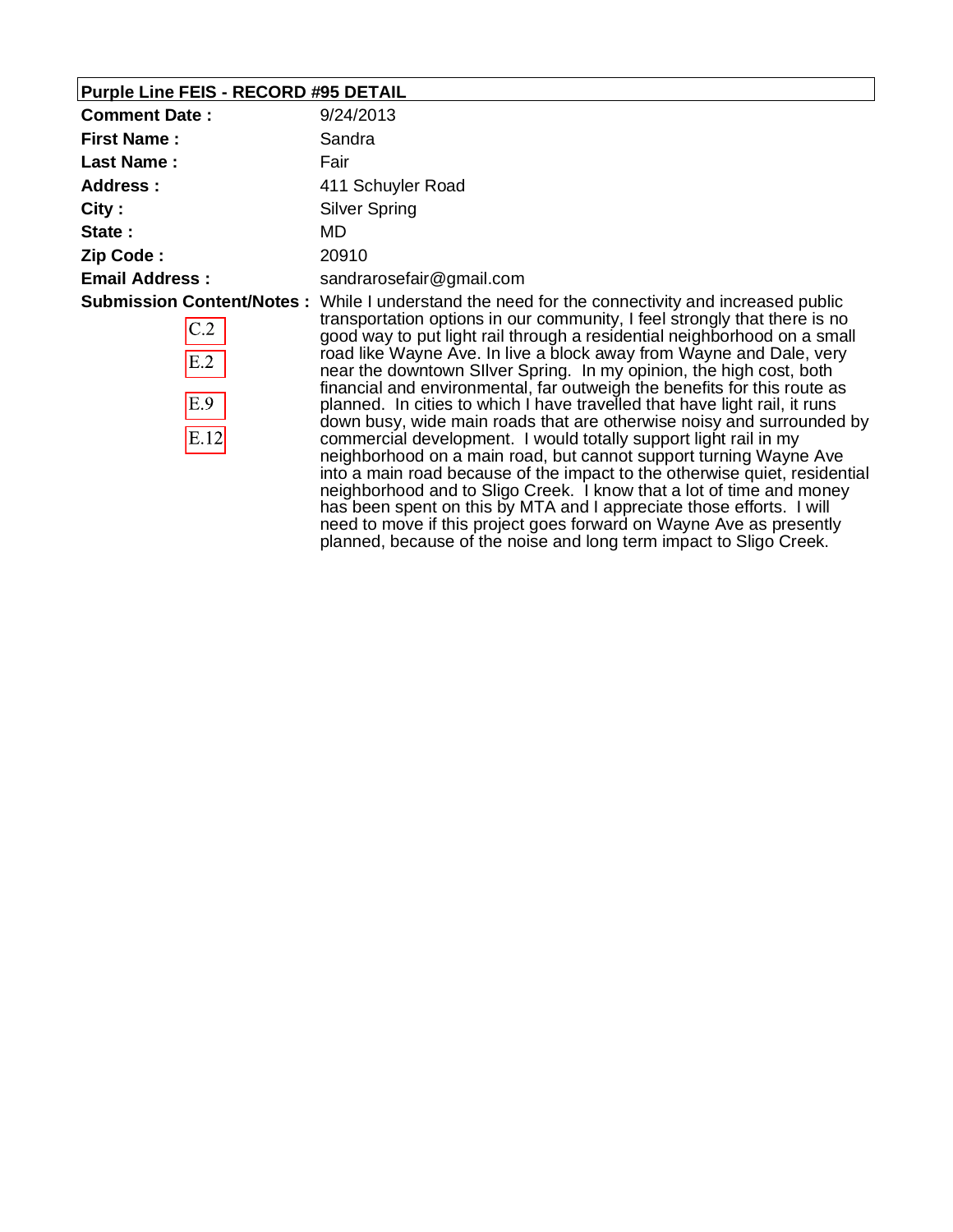**Purple Line FEIS - RECORD #95 DETAIL**

| | |
|---|---|
| **Comment Date :** | 9/24/2013 |
| **First Name :** | Sandra |
| **Last Name :** | Fair |
| **Address :** | 411 Schuyler Road |
| **City :** | Silver Spring |
| **State :** | MD |
| **Zip Code :** | 20910 |
| **Email Address :** | sandrarosefair@gmail.com |
| **Submission Content/Notes :** C.2 E.2 E.9 E.12 | While I understand the need for the connectivity and increased public transportation options in our community, I feel strongly that there is no good way to put light rail through a residential neighborhood on a small road like Wayne Ave. In live a block away from Wayne and Dale, very near the downtown SIlver Spring. In my opinion, the high cost, both financial and environmental, far outweigh the benefits for this route as planned. In cities to which I have travelled that have light rail, it runs down busy, wide main roads that are otherwise noisy and surrounded by commercial development. I would totally support light rail in my neighborhood on a main road, but cannot support turning Wayne Ave into a main road because of the impact to the otherwise quiet, residential neighborhood and to Sligo Creek. I know that a lot of time and money has been spent on this by MTA and I appreciate those efforts. I will need to move if this project goes forward on Wayne Ave as presently planned, because of the noise and long term impact to Sligo Creek. |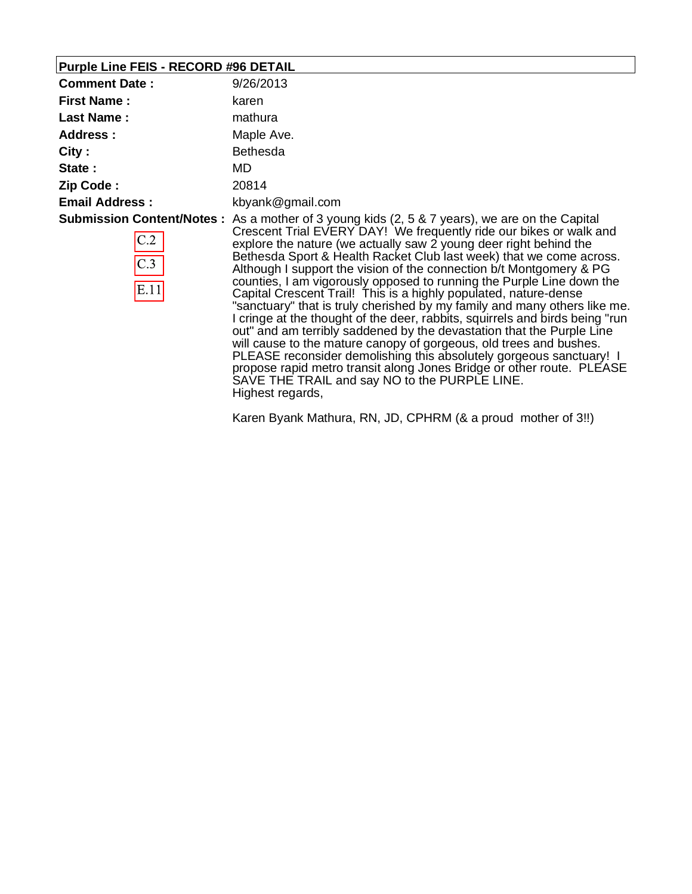## Purple Line FEIS - RECORD #96 DETAIL

**Comment Date :** 9/26/2013

**First Name :** karen

**Last Name :** mathura

**Address :** Maple Ave.

**City :** Bethesda

**State :** MD

**Zip Code :** 20814

**Email Address :** kbyank@gmail.com

**Submission Content/Notes :**

C.2

C.3

E.11

As a mother of 3 young kids (2, 5 & 7 years), we are on the Capital Crescent Trial EVERY DAY! We frequently ride our bikes or walk and explore the nature (we actually saw 2 young deer right behind the Bethesda Sport & Health Racket Club last week) that we come across. Although I support the vision of the connection b/t Montgomery & PG counties, I am vigorously opposed to running the Purple Line down the Capital Crescent Trail! This is a highly populated, nature-dense "sanctuary" that is truly cherished by my family and many others like me. I cringe at the thought of the deer, rabbits, squirrels and birds being "run out" and am terribly saddened by the devastation that the Purple Line will cause to the mature canopy of gorgeous, old trees and bushes. PLEASE reconsider demolishing this absolutely gorgeous sanctuary! I propose rapid metro transit along Jones Bridge or other route. PLEASE SAVE THE TRAIL and say NO to the PURPLE LINE.
Highest regards,

Karen Byank Mathura, RN, JD, CPHRM (& a proud mother of 3!!)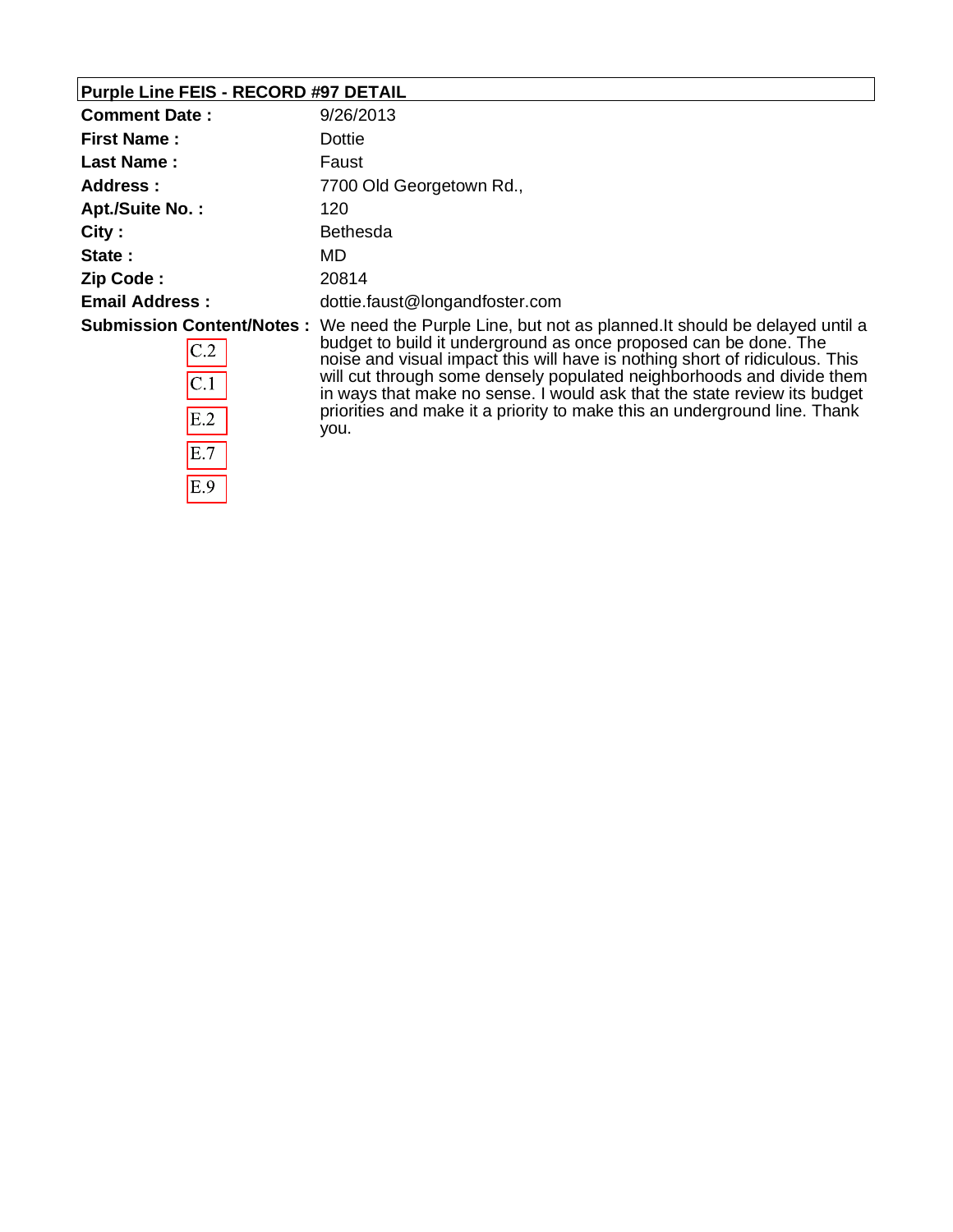**Purple Line FEIS - RECORD #97 DETAIL**

| | |
|---|---|
| **Comment Date :** | 9/26/2013 |
| **First Name :** | Dottie |
| **Last Name :** | Faust |
| **Address :** | 7700 Old Georgetown Rd., |
| **Apt./Suite No. :** | 120 |
| **City :** | Bethesda |
| **State :** | MD |
| **Zip Code :** | 20814 |
| **Email Address :** | dottie.faust@longandfoster.com |
| **Submission Content/Notes :** | We need the Purple Line, but not as planned.It should be delayed until a budget to build it underground as once proposed can be done. The noise and visual impact this will have is nothing short of ridiculous. This will cut through some densely populated neighborhoods and divide them in ways that make no sense. I would ask that the state review its budget priorities and make it a priority to make this an underground line. Thank you. |

C.2

C.1

E.2

E.7

E.9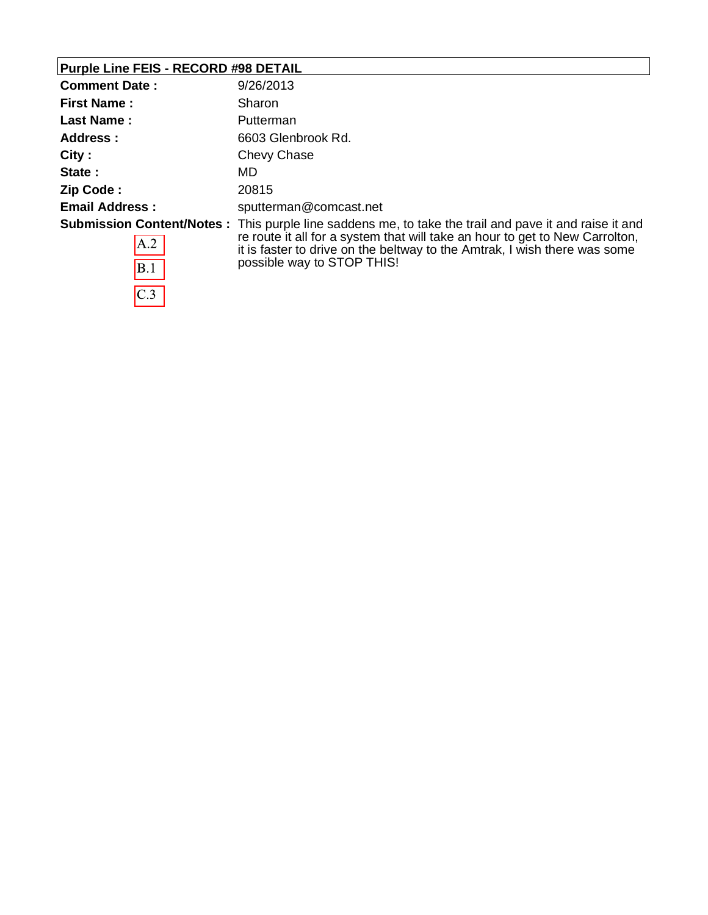## Purple Line FEIS - RECORD #98 DETAIL

| | |
|---|---|
| **Comment Date :** | 9/26/2013 |
| **First Name :** | Sharon |
| **Last Name :** | Putterman |
| **Address :** | 6603 Glenbrook Rd. |
| **City :** | Chevy Chase |
| **State :** | MD |
| **Zip Code :** | 20815 |
| **Email Address :** | sputterman@comcast.net |
| **Submission Content/Notes :** | This purple line saddens me, to take the trail and pave it and raise it and re route it all for a system that will take an hour to get to New Carrolton, it is faster to drive on the beltway to the Amtrak, I wish there was some possible way to STOP THIS! |

A.2

B.1

C.3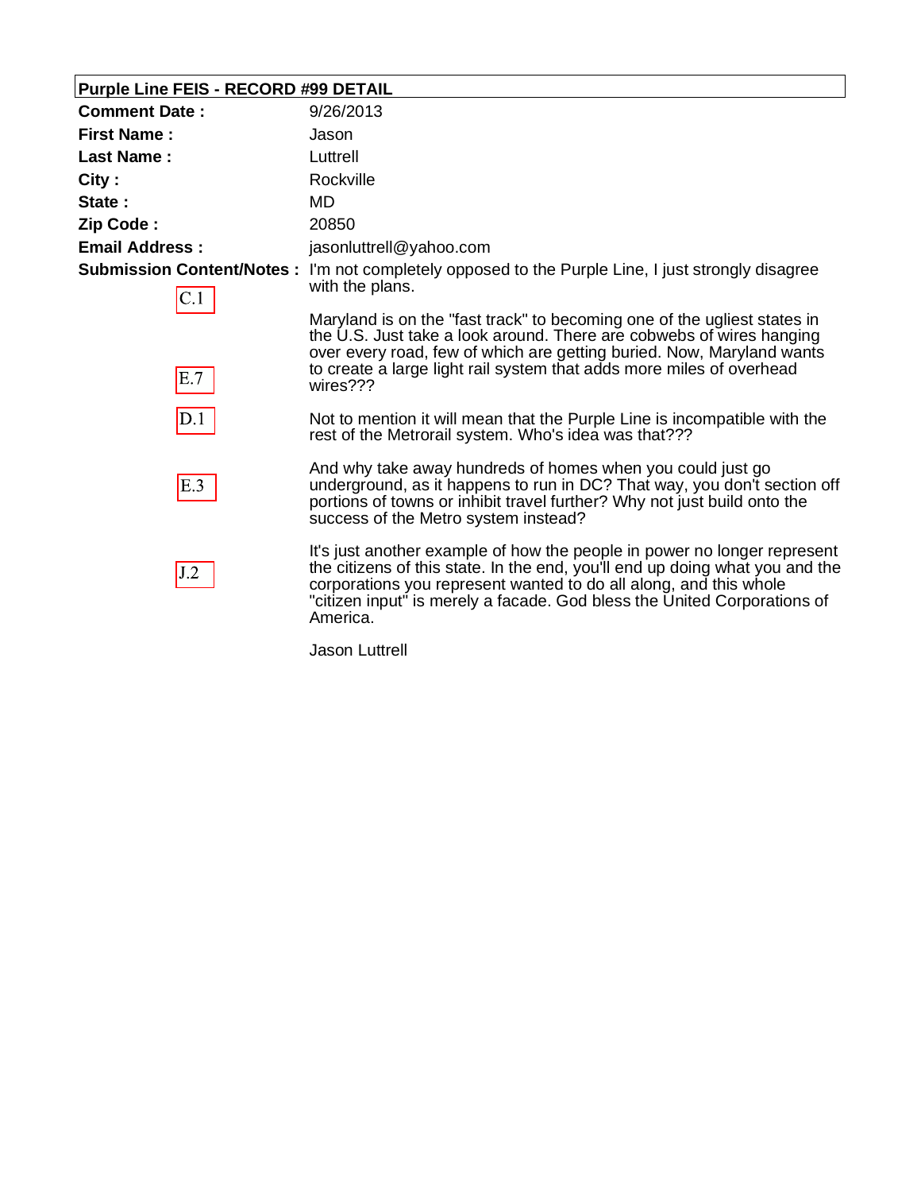**Purple Line FEIS - RECORD #99 DETAIL**

| | |
|---|---|
| **Comment Date :** | 9/26/2013 |
| **First Name :** | Jason |
| **Last Name :** | Luttrell |
| **City :** | Rockville |
| **State :** | MD |
| **Zip Code :** | 20850 |
| **Email Address :** | jasonluttrell@yahoo.com |

**Submission Content/Notes :**

C.1

I'm not completely opposed to the Purple Line, I just strongly disagree with the plans.

E.7

Maryland is on the "fast track" to becoming one of the ugliest states in the U.S. Just take a look around. There are cobwebs of wires hanging over every road, few of which are getting buried. Now, Maryland wants to create a large light rail system that adds more miles of overhead wires???

D.1

Not to mention it will mean that the Purple Line is incompatible with the rest of the Metrorail system. Who's idea was that???

E.3

And why take away hundreds of homes when you could just go underground, as it happens to run in DC? That way, you don't section off portions of towns or inhibit travel further? Why not just build onto the success of the Metro system instead?

J.2

It's just another example of how the people in power no longer represent the citizens of this state. In the end, you'll end up doing what you and the corporations you represent wanted to do all along, and this whole "citizen input" is merely a facade. God bless the United Corporations of America.

Jason Luttrell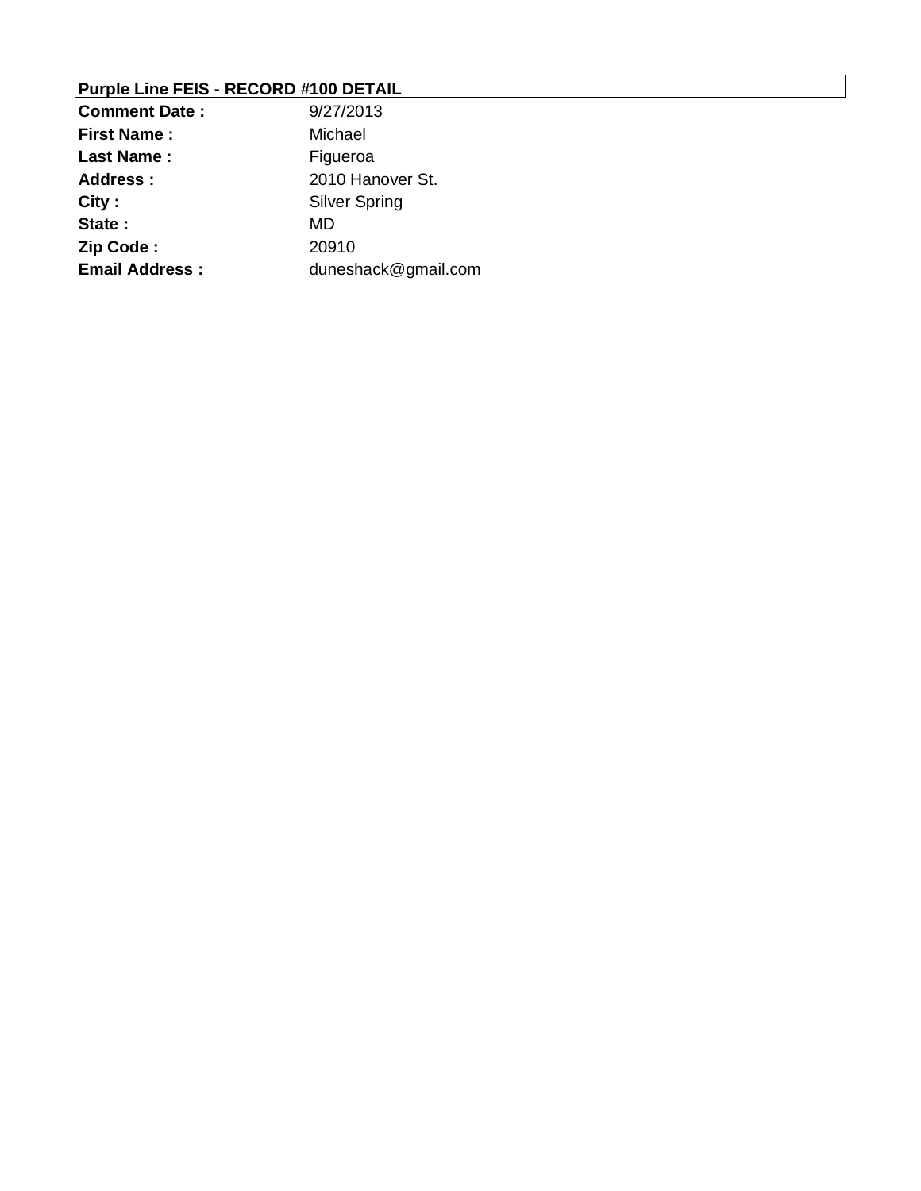## Purple Line FEIS - RECORD #100 DETAIL

| | |
|---|---|
| **Comment Date :** | 9/27/2013 |
| **First Name :** | Michael |
| **Last Name :** | Figueroa |
| **Address :** | 2010 Hanover St. |
| **City :** | Silver Spring |
| **State :** | MD |
| **Zip Code :** | 20910 |
| **Email Address :** | duneshack@gmail.com |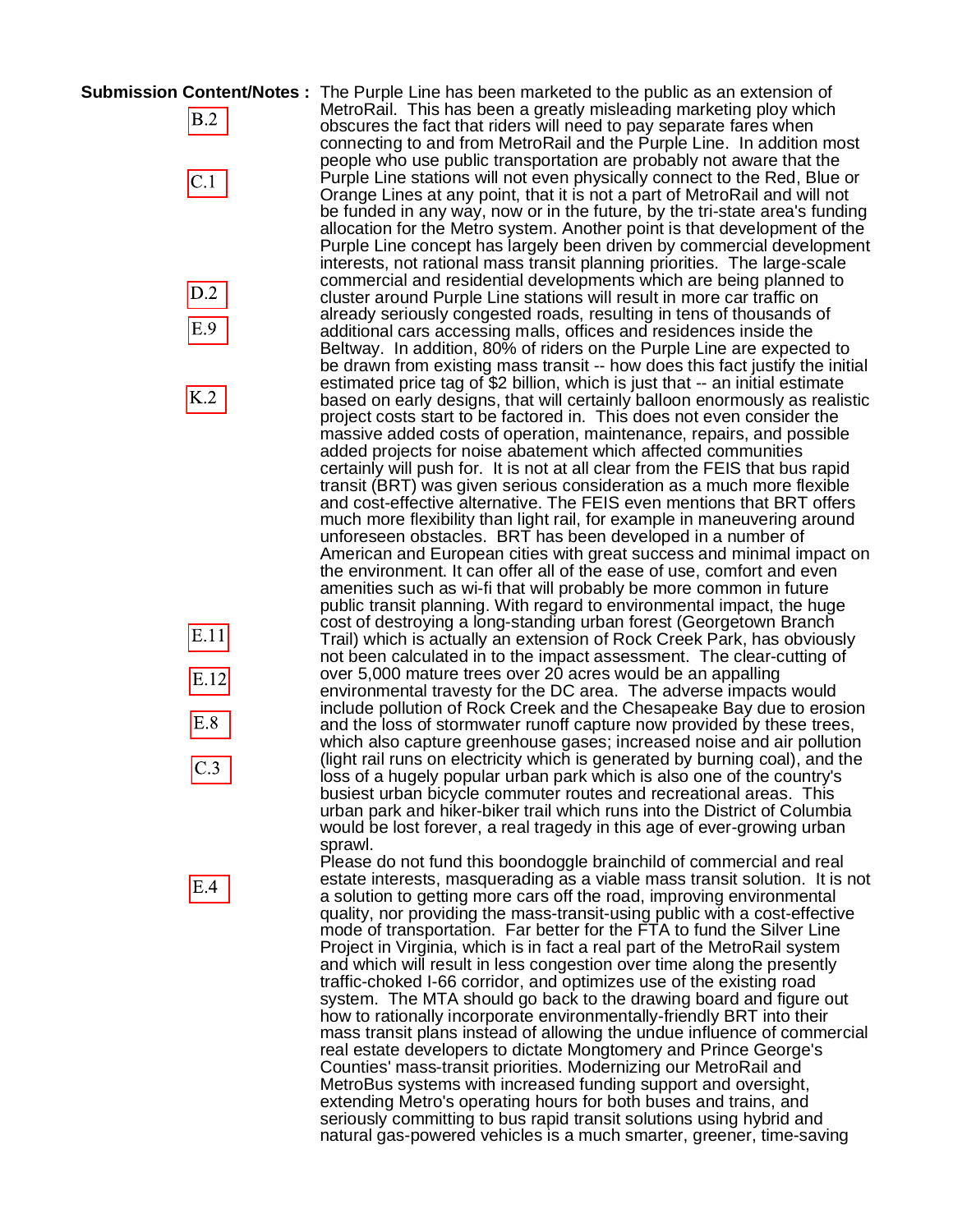**Submission Content/Notes :**

B.2

C.1

D.2

E.9

K.2

E.11

E.12

E.8

C.3

E.4

The Purple Line has been marketed to the public as an extension of MetroRail. This has been a greatly misleading marketing ploy which obscures the fact that riders will need to pay separate fares when connecting to and from MetroRail and the Purple Line. In addition most people who use public transportation are probably not aware that the Purple Line stations will not even physically connect to the Red, Blue or Orange Lines at any point, that it is not a part of MetroRail and will not be funded in any way, now or in the future, by the tri-state area's funding allocation for the Metro system. Another point is that development of the Purple Line concept has largely been driven by commercial development interests, not rational mass transit planning priorities. The large-scale commercial and residential developments which are being planned to cluster around Purple Line stations will result in more car traffic on already seriously congested roads, resulting in tens of thousands of additional cars accessing malls, offices and residences inside the Beltway. In addition, 80% of riders on the Purple Line are expected to be drawn from existing mass transit -- how does this fact justify the initial estimated price tag of $2 billion, which is just that -- an initial estimate based on early designs, that will certainly balloon enormously as realistic project costs start to be factored in. This does not even consider the massive added costs of operation, maintenance, repairs, and possible added projects for noise abatement which affected communities certainly will push for. It is not at all clear from the FEIS that bus rapid transit (BRT) was given serious consideration as a much more flexible and cost-effective alternative. The FEIS even mentions that BRT offers much more flexibility than light rail, for example in maneuvering around unforeseen obstacles. BRT has been developed in a number of American and European cities with great success and minimal impact on the environment. It can offer all of the ease of use, comfort and even amenities such as wi-fi that will probably be more common in future public transit planning. With regard to environmental impact, the huge cost of destroying a long-standing urban forest (Georgetown Branch Trail) which is actually an extension of Rock Creek Park, has obviously not been calculated in to the impact assessment. The clear-cutting of over 5,000 mature trees over 20 acres would be an appalling environmental travesty for the DC area. The adverse impacts would include pollution of Rock Creek and the Chesapeake Bay due to erosion and the loss of stormwater runoff capture now provided by these trees, which also capture greenhouse gases; increased noise and air pollution (light rail runs on electricity which is generated by burning coal), and the loss of a hugely popular urban park which is also one of the country's busiest urban bicycle commuter routes and recreational areas. This urban park and hiker-biker trail which runs into the District of Columbia would be lost forever, a real tragedy in this age of ever-growing urban sprawl.

Please do not fund this boondoggle brainchild of commercial and real estate interests, masquerading as a viable mass transit solution. It is not a solution to getting more cars off the road, improving environmental quality, nor providing the mass-transit-using public with a cost-effective mode of transportation. Far better for the FTA to fund the Silver Line Project in Virginia, which is in fact a real part of the MetroRail system and which will result in less congestion over time along the presently traffic-choked I-66 corridor, and optimizes use of the existing road system. The MTA should go back to the drawing board and figure out how to rationally incorporate environmentally-friendly BRT into their mass transit plans instead of allowing the undue influence of commercial real estate developers to dictate Mongtomery and Prince George's Counties' mass-transit priorities. Modernizing our MetroRail and MetroBus systems with increased funding support and oversight, extending Metro's operating hours for both buses and trains, and seriously committing to bus rapid transit solutions using hybrid and natural gas-powered vehicles is a much smarter, greener, time-saving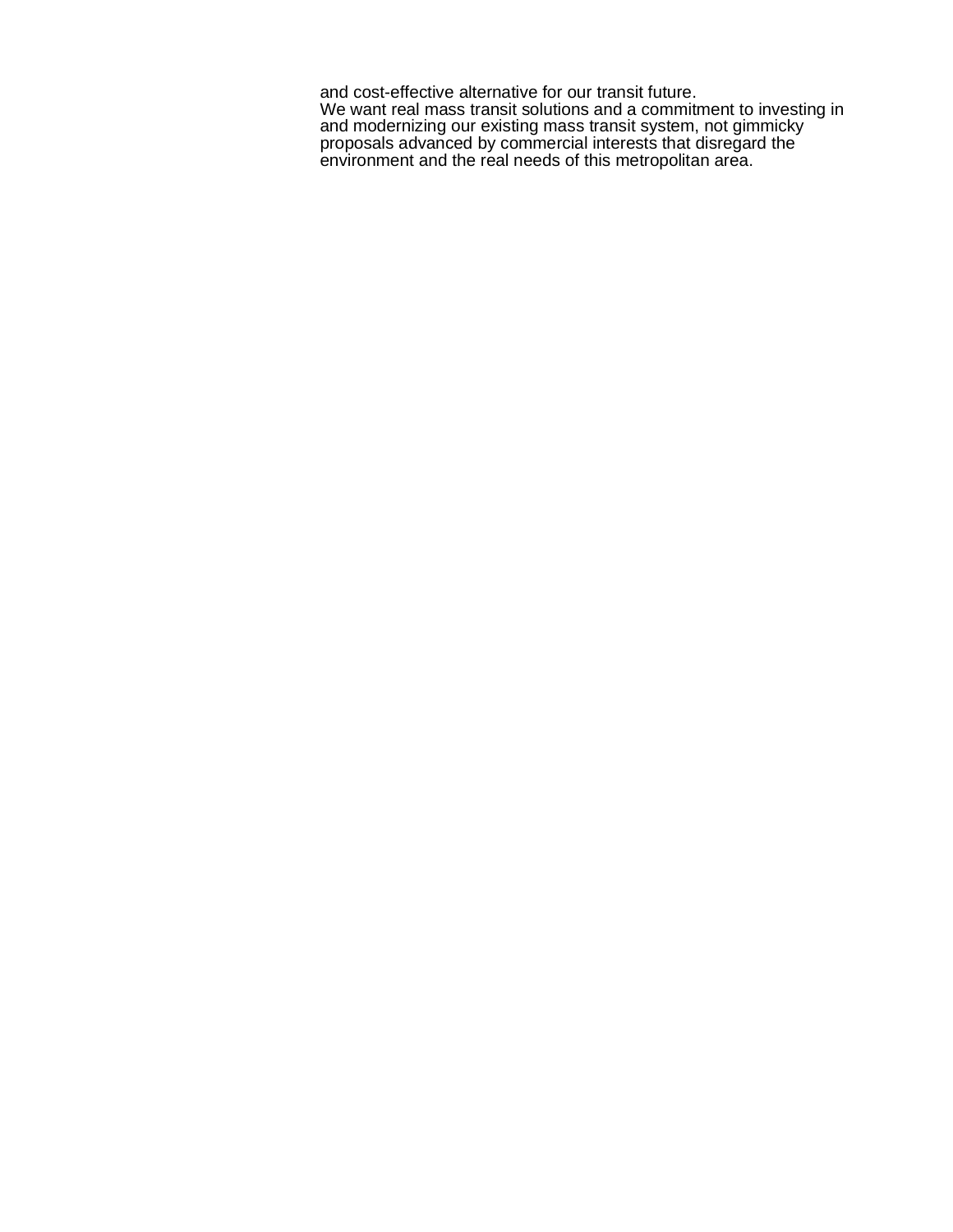and cost-effective alternative for our transit future.

We want real mass transit solutions and a commitment to investing in and modernizing our existing mass transit system, not gimmicky proposals advanced by commercial interests that disregard the environment and the real needs of this metropolitan area.